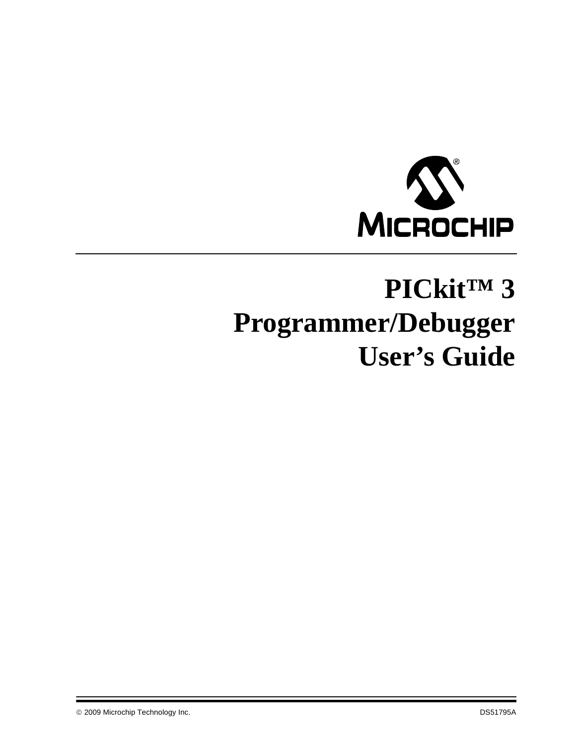# PICkit™ 3 Programmer/Debugger User's Guide

© 2009 Microchip Technology Inc. DS51795A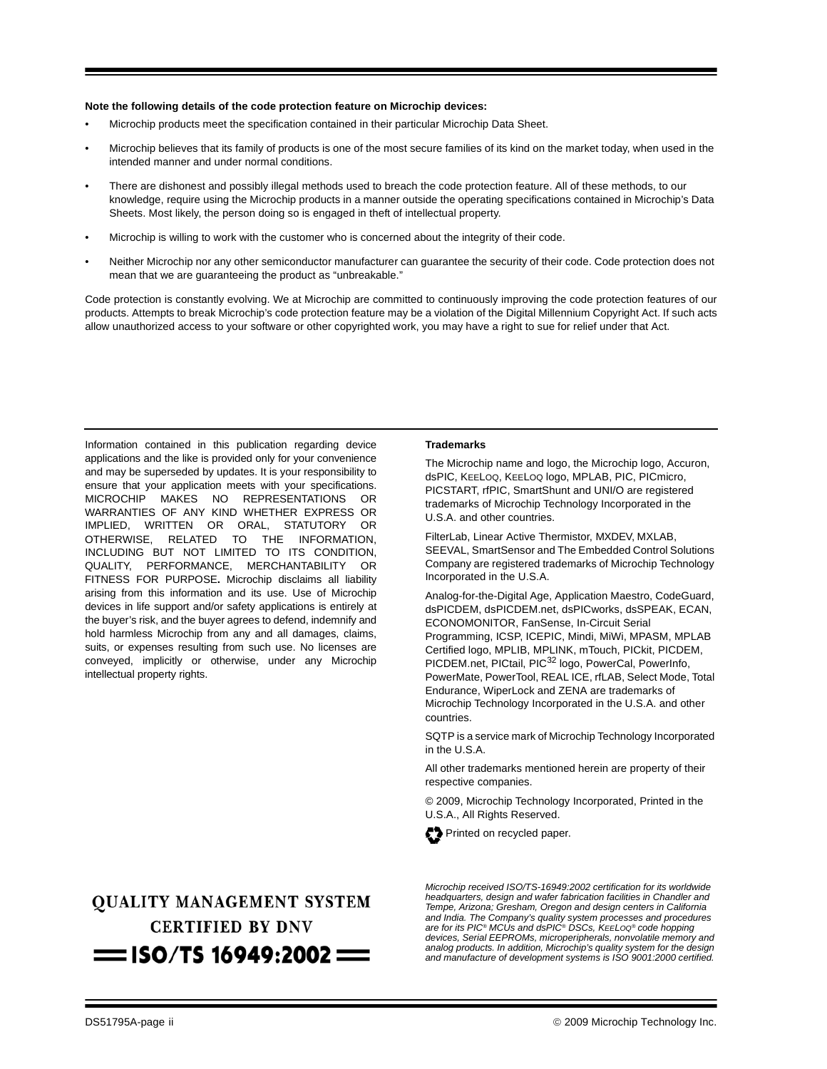**Note the following details of the code protection feature on Microchip devices:**

- Microchip products meet the specification contained in their particular Microchip Data Sheet.
- Microchip believes that its family of products is one of the most secure families of its kind on the market today, when used in the intended manner and under normal conditions.
- There are dishonest and possibly illegal methods used to breach the code protection feature. All of these methods, to our knowledge, require using the Microchip products in a manner outside the operating specifications contained in Microchip's Data Sheets. Most likely, the person doing so is engaged in theft of intellectual property.
- Microchip is willing to work with the customer who is concerned about the integrity of their code.
- Neither Microchip nor any other semiconductor manufacturer can guarantee the security of their code. Code protection does not mean that we are guaranteeing the product as "unbreakable."

Code protection is constantly evolving. We at Microchip are committed to continuously improving the code protection features of our products. Attempts to break Microchip's code protection feature may be a violation of the Digital Millennium Copyright Act. If such acts allow unauthorized access to your software or other copyrighted work, you may have a right to sue for relief under that Act.

Information contained in this publication regarding device applications and the like is provided only for your convenience and may be superseded by updates. It is your responsibility to ensure that your application meets with your specifications. MICROCHIP MAKES NO REPRESENTATIONS OR WARRANTIES OF ANY KIND WHETHER EXPRESS OR IMPLIED, WRITTEN OR ORAL, STATUTORY OR OTHERWISE, RELATED TO THE INFORMATION, INCLUDING BUT NOT LIMITED TO ITS CONDITION, QUALITY, PERFORMANCE, MERCHANTABILITY OR FITNESS FOR PURPOSE**.** Microchip disclaims all liability arising from this information and its use. Use of Microchip devices in life support and/or safety applications is entirely at the buyer's risk, and the buyer agrees to defend, indemnify and hold harmless Microchip from any and all damages, claims, suits, or expenses resulting from such use. No licenses are conveyed, implicitly or otherwise, under any Microchip intellectual property rights.

**Trademarks**

The Microchip name and logo, the Microchip logo, Accuron, dsPIC, KEELOQ, KEELOQ logo, MPLAB, PIC, PICmicro, PICSTART, rfPIC, SmartShunt and UNI/O are registered trademarks of Microchip Technology Incorporated in the U.S.A. and other countries.

FilterLab, Linear Active Thermistor, MXDEV, MXLAB, SEEVAL, SmartSensor and The Embedded Control Solutions Company are registered trademarks of Microchip Technology Incorporated in the U.S.A.

Analog-for-the-Digital Age, Application Maestro, CodeGuard, dsPICDEM, dsPICDEM.net, dsPICworks, dsSPEAK, ECAN, ECONOMONITOR, FanSense, In-Circuit Serial Programming, ICSP, ICEPIC, Mindi, MiWi, MPASM, MPLAB Certified logo, MPLIB, MPLINK, mTouch, PICkit, PICDEM, PICDEM.net, PICtail, PIC$^{32}$ logo, PowerCal, PowerInfo, PowerMate, PowerTool, REAL ICE, rfLAB, Select Mode, Total Endurance, WiperLock and ZENA are trademarks of Microchip Technology Incorporated in the U.S.A. and other countries.

SQTP is a service mark of Microchip Technology Incorporated in the U.S.A.

All other trademarks mentioned herein are property of their respective companies.

© 2009, Microchip Technology Incorporated, Printed in the U.S.A., All Rights Reserved.

Printed on recycled paper.

QUALITY MANAGEMENT SYSTEM
CERTIFIED BY DNV
ISO/TS 16949:2002

*Microchip received ISO/TS-16949:2002 certification for its worldwide headquarters, design and wafer fabrication facilities in Chandler and Tempe, Arizona; Gresham, Oregon and design centers in California and India. The Company's quality system processes and procedures are for its PIC® MCUs and dsPIC® DSCs, KEELOQ® code hopping devices, Serial EEPROMs, microperipherals, nonvolatile memory and analog products. In addition, Microchip's quality system for the design and manufacture of development systems is ISO 9001:2000 certified.*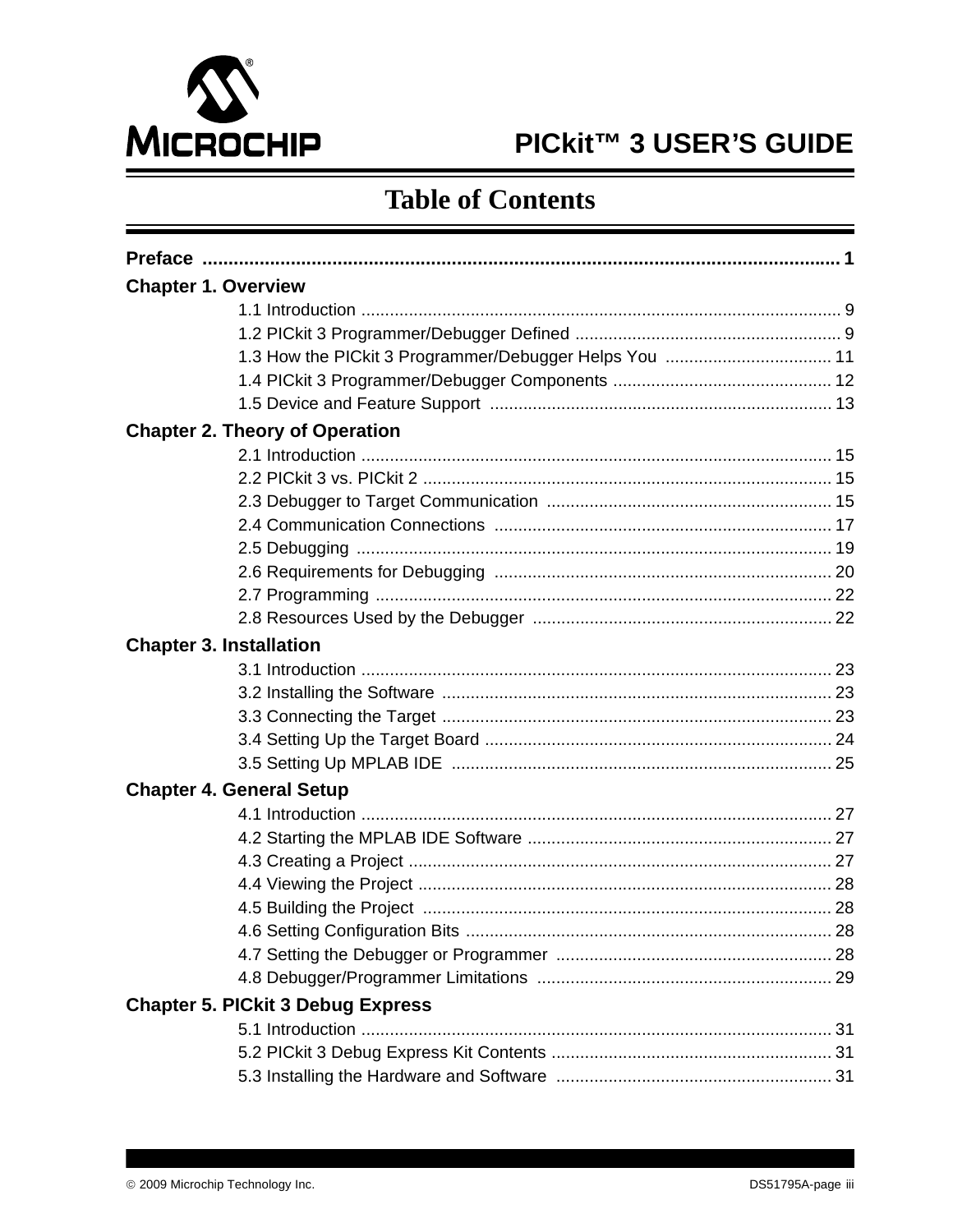# Table of Contents

**Preface** ........................................................................................................................... 1

**Chapter 1. Overview**

- 1.1 Introduction ................................................................................................... 9
- 1.2 PICkit 3 Programmer/Debugger Defined ....................................................... 9
- 1.3 How the PICkit 3 Programmer/Debugger Helps You ................................... 11
- 1.4 PICkit 3 Programmer/Debugger Components ............................................. 12
- 1.5 Device and Feature Support ....................................................................... 13

**Chapter 2. Theory of Operation**

- 2.1 Introduction ................................................................................................. 15
- 2.2 PICkit 3 vs. PICkit 2 ..................................................................................... 15
- 2.3 Debugger to Target Communication ............................................................ 15
- 2.4 Communication Connections ...................................................................... 17
- 2.5 Debugging .................................................................................................. 19
- 2.6 Requirements for Debugging ...................................................................... 20
- 2.7 Programming ............................................................................................... 22
- 2.8 Resources Used by the Debugger .............................................................. 22

**Chapter 3. Installation**

- 3.1 Introduction ................................................................................................. 23
- 3.2 Installing the Software ................................................................................. 23
- 3.3 Connecting the Target ................................................................................. 23
- 3.4 Setting Up the Target Board ........................................................................ 24
- 3.5 Setting Up MPLAB IDE ............................................................................... 25

**Chapter 4. General Setup**

- 4.1 Introduction ................................................................................................. 27
- 4.2 Starting the MPLAB IDE Software ............................................................... 27
- 4.3 Creating a Project ........................................................................................ 27
- 4.4 Viewing the Project ...................................................................................... 28
- 4.5 Building the Project ..................................................................................... 28
- 4.6 Setting Configuration Bits ............................................................................ 28
- 4.7 Setting the Debugger or Programmer .......................................................... 28
- 4.8 Debugger/Programmer Limitations ............................................................. 29

**Chapter 5. PICkit 3 Debug Express**

- 5.1 Introduction ................................................................................................. 31
- 5.2 PICkit 3 Debug Express Kit Contents .......................................................... 31
- 5.3 Installing the Hardware and Software ......................................................... 31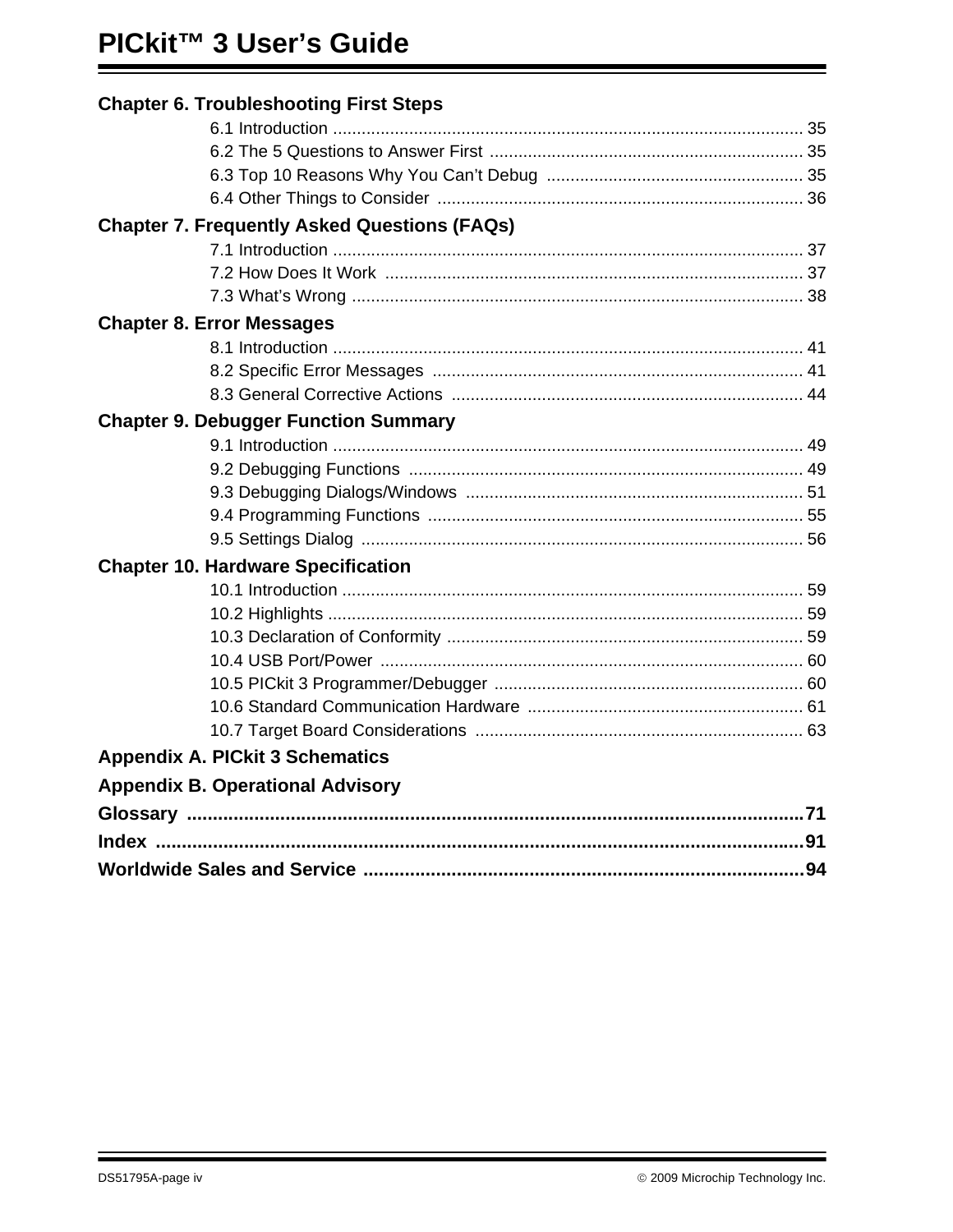**Chapter 6. Troubleshooting First Steps**

6.1 Introduction .................................................................................................. 35
6.2 The 5 Questions to Answer First ................................................................. 35
6.3 Top 10 Reasons Why You Can't Debug ...................................................... 35
6.4 Other Things to Consider ............................................................................ 36

**Chapter 7. Frequently Asked Questions (FAQs)**

7.1 Introduction .................................................................................................. 37
7.2 How Does It Work ....................................................................................... 37
7.3 What's Wrong .............................................................................................. 38

**Chapter 8. Error Messages**

8.1 Introduction .................................................................................................. 41
8.2 Specific Error Messages ............................................................................. 41
8.3 General Corrective Actions ......................................................................... 44

**Chapter 9. Debugger Function Summary**

9.1 Introduction .................................................................................................. 49
9.2 Debugging Functions .................................................................................. 49
9.3 Debugging Dialogs/Windows ...................................................................... 51
9.4 Programming Functions .............................................................................. 55
9.5 Settings Dialog ............................................................................................ 56

**Chapter 10. Hardware Specification**

10.1 Introduction ................................................................................................ 59
10.2 Highlights ................................................................................................... 59
10.3 Declaration of Conformity .......................................................................... 59
10.4 USB Port/Power ........................................................................................ 60
10.5 PICkit 3 Programmer/Debugger ................................................................ 60
10.6 Standard Communication Hardware ......................................................... 61
10.7 Target Board Considerations .................................................................... 63

**Appendix A. PICkit 3 Schematics**

**Appendix B. Operational Advisory**

**Glossary** .......................................................................................................................71

**Index** ............................................................................................................................91

**Worldwide Sales and Service** .....................................................................................94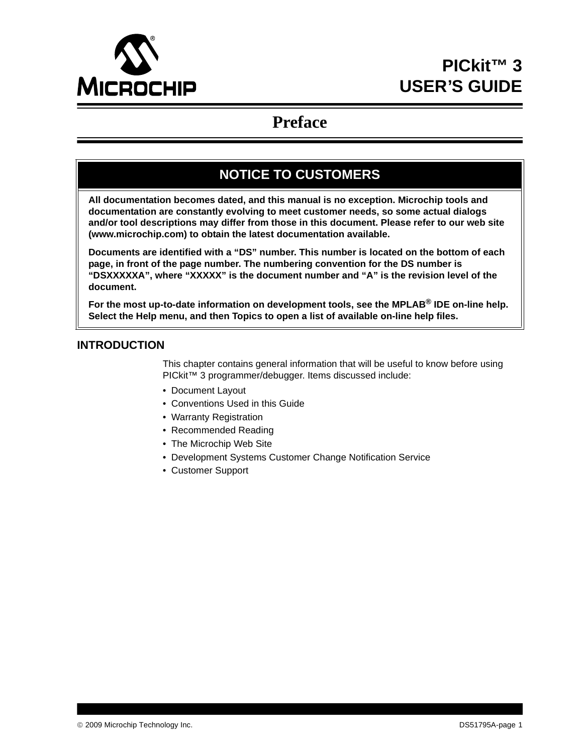# PICkit™ 3 USER'S GUIDE

# Preface

## NOTICE TO CUSTOMERS

**All documentation becomes dated, and this manual is no exception. Microchip tools and documentation are constantly evolving to meet customer needs, so some actual dialogs and/or tool descriptions may differ from those in this document. Please refer to our web site (www.microchip.com) to obtain the latest documentation available.**

**Documents are identified with a "DS" number. This number is located on the bottom of each page, in front of the page number. The numbering convention for the DS number is "DSXXXXXA", where "XXXXX" is the document number and "A" is the revision level of the document.**

**For the most up-to-date information on development tools, see the MPLAB® IDE on-line help. Select the Help menu, and then Topics to open a list of available on-line help files.**

## INTRODUCTION

This chapter contains general information that will be useful to know before using PICkit™ 3 programmer/debugger. Items discussed include:

- Document Layout
- Conventions Used in this Guide
- Warranty Registration
- Recommended Reading
- The Microchip Web Site
- Development Systems Customer Change Notification Service
- Customer Support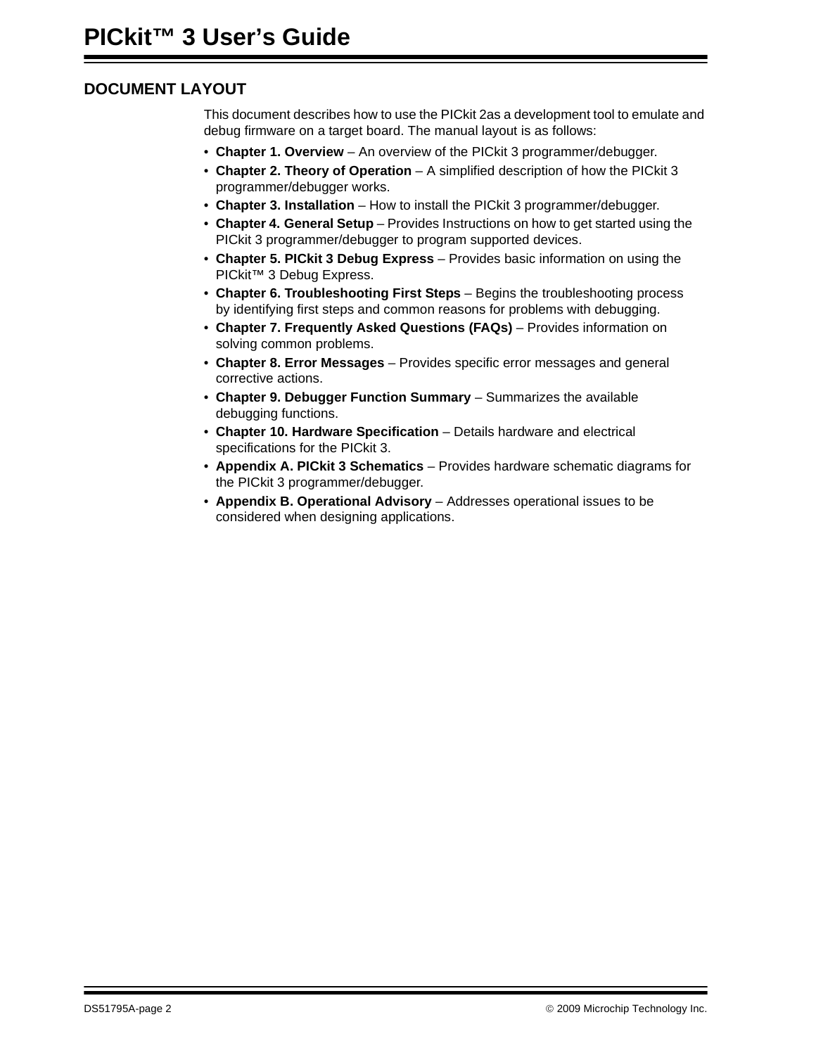## DOCUMENT LAYOUT

This document describes how to use the PICkit 2as a development tool to emulate and debug firmware on a target board. The manual layout is as follows:

- **Chapter 1. Overview** – An overview of the PICkit 3 programmer/debugger.
- **Chapter 2. Theory of Operation** – A simplified description of how the PICkit 3 programmer/debugger works.
- **Chapter 3. Installation** – How to install the PICkit 3 programmer/debugger.
- **Chapter 4. General Setup** – Provides Instructions on how to get started using the PICkit 3 programmer/debugger to program supported devices.
- **Chapter 5. PICkit 3 Debug Express** – Provides basic information on using the PICkit™ 3 Debug Express.
- **Chapter 6. Troubleshooting First Steps** – Begins the troubleshooting process by identifying first steps and common reasons for problems with debugging.
- **Chapter 7. Frequently Asked Questions (FAQs)** – Provides information on solving common problems.
- **Chapter 8. Error Messages** – Provides specific error messages and general corrective actions.
- **Chapter 9. Debugger Function Summary** – Summarizes the available debugging functions.
- **Chapter 10. Hardware Specification** – Details hardware and electrical specifications for the PICkit 3.
- **Appendix A. PICkit 3 Schematics** – Provides hardware schematic diagrams for the PICkit 3 programmer/debugger.
- **Appendix B. Operational Advisory** – Addresses operational issues to be considered when designing applications.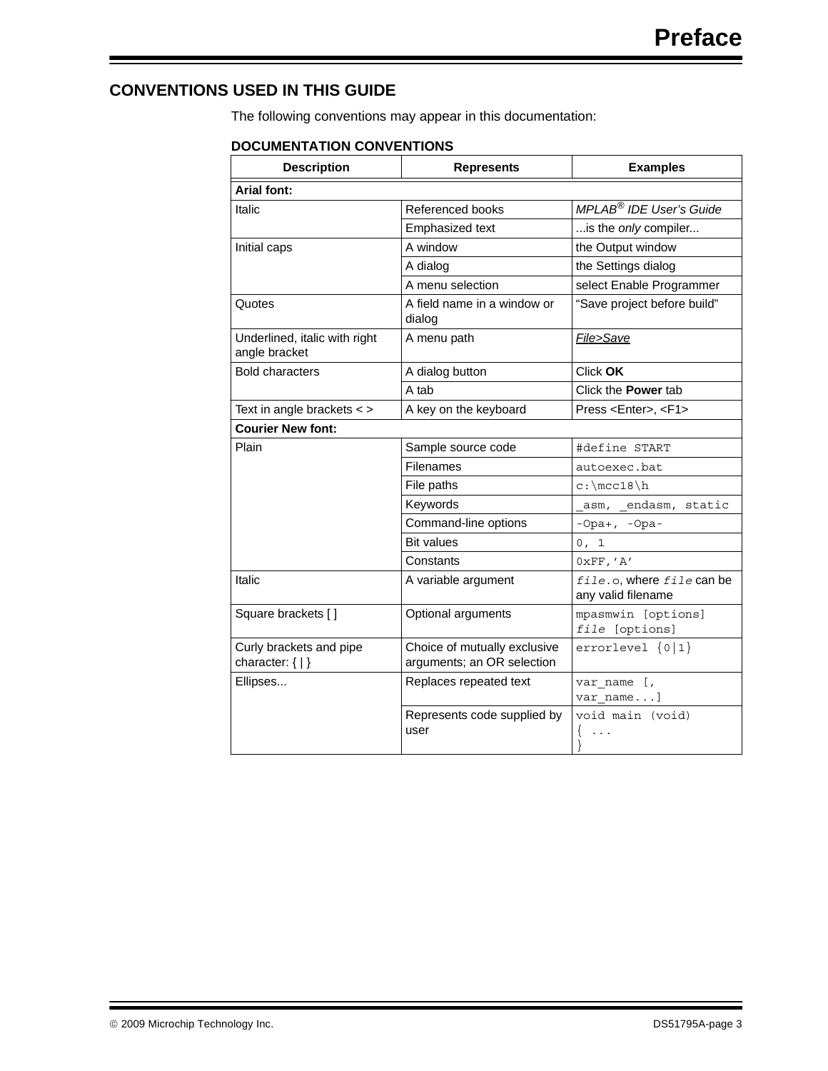## CONVENTIONS USED IN THIS GUIDE

The following conventions may appear in this documentation:

### DOCUMENTATION CONVENTIONS

| Description | Represents | Examples |
|---|---|---|
| **Arial font:** | | |
| Italic | Referenced books | *MPLAB® IDE User's Guide* |
| | Emphasized text | ...is the *only* compiler... |
| Initial caps | A window | the Output window |
| | A dialog | the Settings dialog |
| | A menu selection | select Enable Programmer |
| Quotes | A field name in a window or dialog | "Save project before build" |
| Underlined, italic with right angle bracket | A menu path | <u>*File>Save*</u> |
| Bold characters | A dialog button | Click **OK** |
| | A tab | Click the **Power** tab |
| Text in angle brackets < > | A key on the keyboard | Press <Enter>, <F1> |
| **Courier New font:** | | |
| Plain | Sample source code | `#define START` |
| | Filenames | `autoexec.bat` |
| | File paths | `c:\mcc18\h` |
| | Keywords | `_asm, _endasm, static` |
| | Command-line options | `-Opa+, -Opa-` |
| | Bit values | `0, 1` |
| | Constants | `0xFF,'A'` |
| Italic | A variable argument | *`file`*`.o`, where *`file`* can be any valid filename |
| Square brackets [ ] | Optional arguments | `mpasmwin [options]` *`file`* `[options]` |
| Curly brackets and pipe character: { \| } | Choice of mutually exclusive arguments; an OR selection | `errorlevel {0\|1}` |
| Ellipses... | Replaces repeated text | `var_name [, var_name...]` |
| | Represents code supplied by user | `void main (void) { ... }` |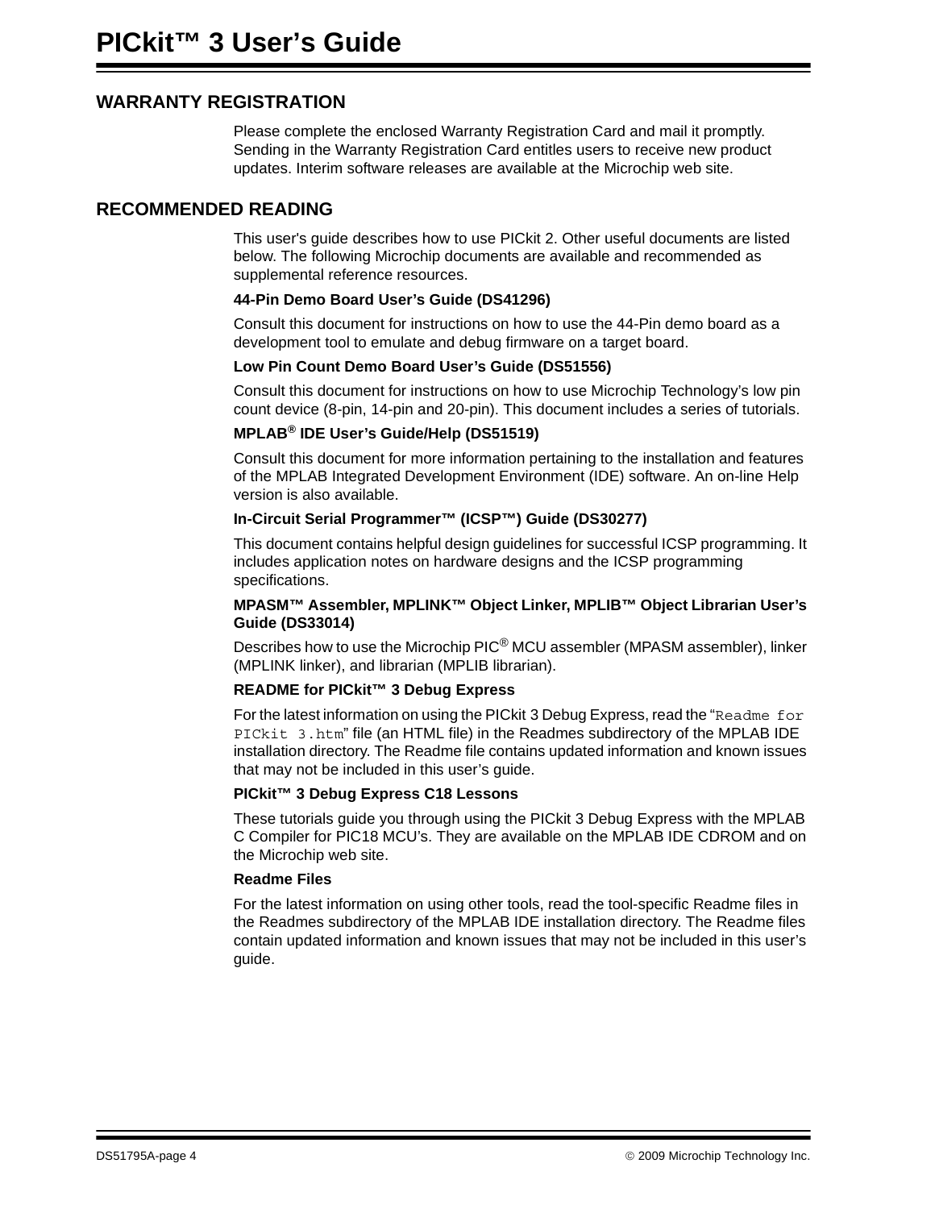## WARRANTY REGISTRATION

Please complete the enclosed Warranty Registration Card and mail it promptly. Sending in the Warranty Registration Card entitles users to receive new product updates. Interim software releases are available at the Microchip web site.

## RECOMMENDED READING

This user's guide describes how to use PICkit 2. Other useful documents are listed below. The following Microchip documents are available and recommended as supplemental reference resources.

**44-Pin Demo Board User's Guide (DS41296)**

Consult this document for instructions on how to use the 44-Pin demo board as a development tool to emulate and debug firmware on a target board.

**Low Pin Count Demo Board User's Guide (DS51556)**

Consult this document for instructions on how to use Microchip Technology's low pin count device (8-pin, 14-pin and 20-pin). This document includes a series of tutorials.

**MPLAB® IDE User's Guide/Help (DS51519)**

Consult this document for more information pertaining to the installation and features of the MPLAB Integrated Development Environment (IDE) software. An on-line Help version is also available.

**In-Circuit Serial Programmer™ (ICSP™) Guide (DS30277)**

This document contains helpful design guidelines for successful ICSP programming. It includes application notes on hardware designs and the ICSP programming specifications.

**MPASM™ Assembler, MPLINK™ Object Linker, MPLIB™ Object Librarian User's Guide (DS33014)**

Describes how to use the Microchip PIC® MCU assembler (MPASM assembler), linker (MPLINK linker), and librarian (MPLIB librarian).

**README for PICkit™ 3 Debug Express**

For the latest information on using the PICkit 3 Debug Express, read the "`Readme for PICkit 3.htm`" file (an HTML file) in the Readmes subdirectory of the MPLAB IDE installation directory. The Readme file contains updated information and known issues that may not be included in this user's guide.

**PICkit™ 3 Debug Express C18 Lessons**

These tutorials guide you through using the PICkit 3 Debug Express with the MPLAB C Compiler for PIC18 MCU's. They are available on the MPLAB IDE CDROM and on the Microchip web site.

**Readme Files**

For the latest information on using other tools, read the tool-specific Readme files in the Readmes subdirectory of the MPLAB IDE installation directory. The Readme files contain updated information and known issues that may not be included in this user's guide.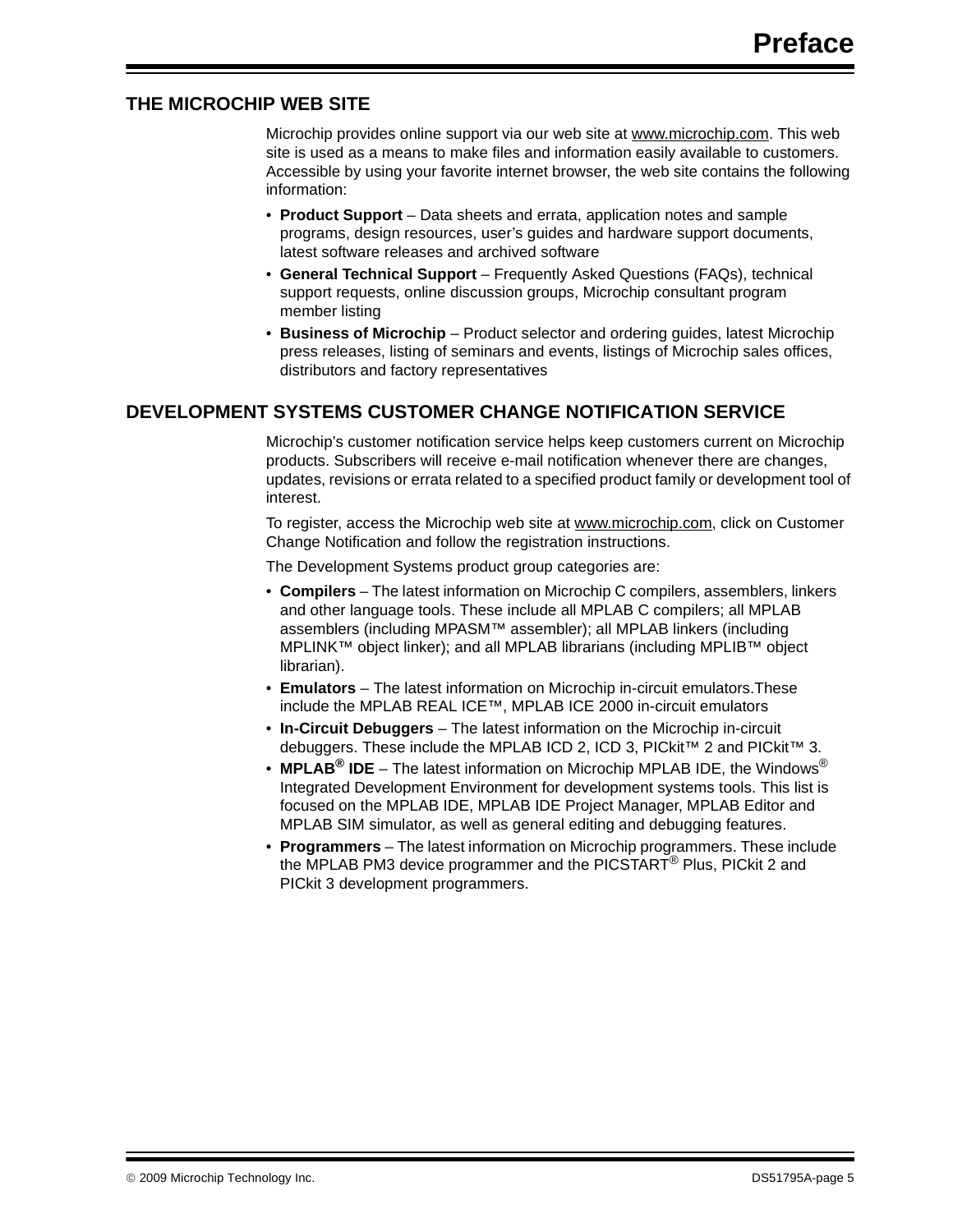## THE MICROCHIP WEB SITE

Microchip provides online support via our web site at www.microchip.com. This web site is used as a means to make files and information easily available to customers. Accessible by using your favorite internet browser, the web site contains the following information:

- **Product Support** – Data sheets and errata, application notes and sample programs, design resources, user's guides and hardware support documents, latest software releases and archived software
- **General Technical Support** – Frequently Asked Questions (FAQs), technical support requests, online discussion groups, Microchip consultant program member listing
- **Business of Microchip** – Product selector and ordering guides, latest Microchip press releases, listing of seminars and events, listings of Microchip sales offices, distributors and factory representatives

## DEVELOPMENT SYSTEMS CUSTOMER CHANGE NOTIFICATION SERVICE

Microchip's customer notification service helps keep customers current on Microchip products. Subscribers will receive e-mail notification whenever there are changes, updates, revisions or errata related to a specified product family or development tool of interest.

To register, access the Microchip web site at www.microchip.com, click on Customer Change Notification and follow the registration instructions.

The Development Systems product group categories are:

- **Compilers** – The latest information on Microchip C compilers, assemblers, linkers and other language tools. These include all MPLAB C compilers; all MPLAB assemblers (including MPASM™ assembler); all MPLAB linkers (including MPLINK™ object linker); and all MPLAB librarians (including MPLIB™ object librarian).
- **Emulators** – The latest information on Microchip in-circuit emulators.These include the MPLAB REAL ICE™, MPLAB ICE 2000 in-circuit emulators
- **In-Circuit Debuggers** – The latest information on the Microchip in-circuit debuggers. These include the MPLAB ICD 2, ICD 3, PICkit™ 2 and PICkit™ 3.
- **MPLAB® IDE** – The latest information on Microchip MPLAB IDE, the Windows® Integrated Development Environment for development systems tools. This list is focused on the MPLAB IDE, MPLAB IDE Project Manager, MPLAB Editor and MPLAB SIM simulator, as well as general editing and debugging features.
- **Programmers** – The latest information on Microchip programmers. These include the MPLAB PM3 device programmer and the PICSTART® Plus, PICkit 2 and PICkit 3 development programmers.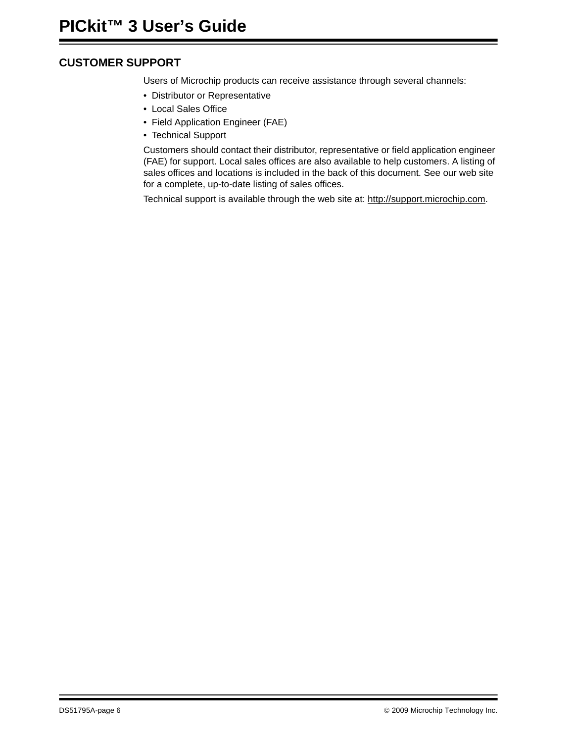## CUSTOMER SUPPORT

Users of Microchip products can receive assistance through several channels:

- Distributor or Representative
- Local Sales Office
- Field Application Engineer (FAE)
- Technical Support

Customers should contact their distributor, representative or field application engineer (FAE) for support. Local sales offices are also available to help customers. A listing of sales offices and locations is included in the back of this document. See our web site for a complete, up-to-date listing of sales offices.

Technical support is available through the web site at: http://support.microchip.com.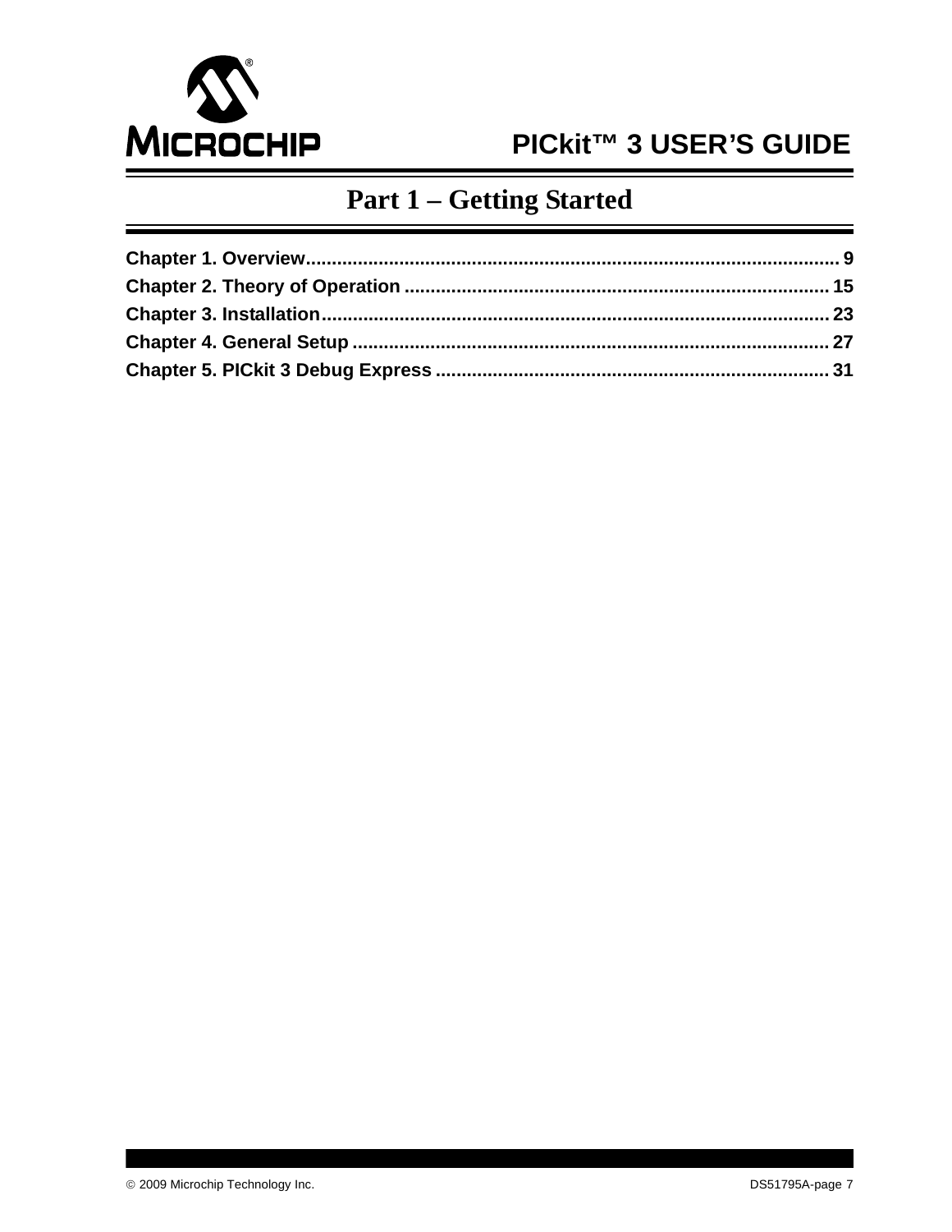# Part 1 – Getting Started

**Chapter 1. Overview** ........................................................................................................ **9**
**Chapter 2. Theory of Operation** ...................................................................................... **15**
**Chapter 3. Installation**....................................................................................................... **23**
**Chapter 4. General Setup** ................................................................................................. **27**
**Chapter 5. PICkit 3 Debug Express** ................................................................................ **31**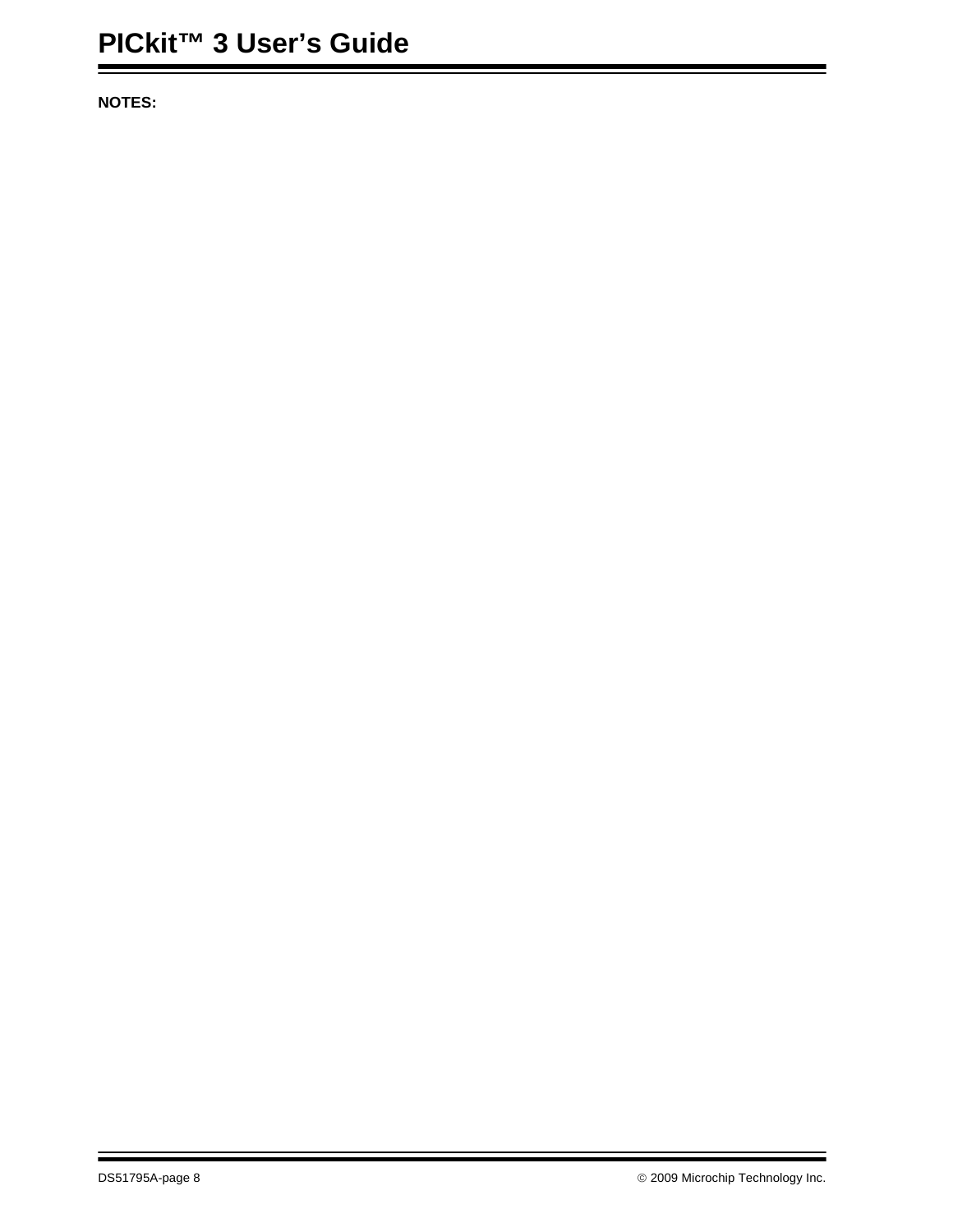**NOTES:**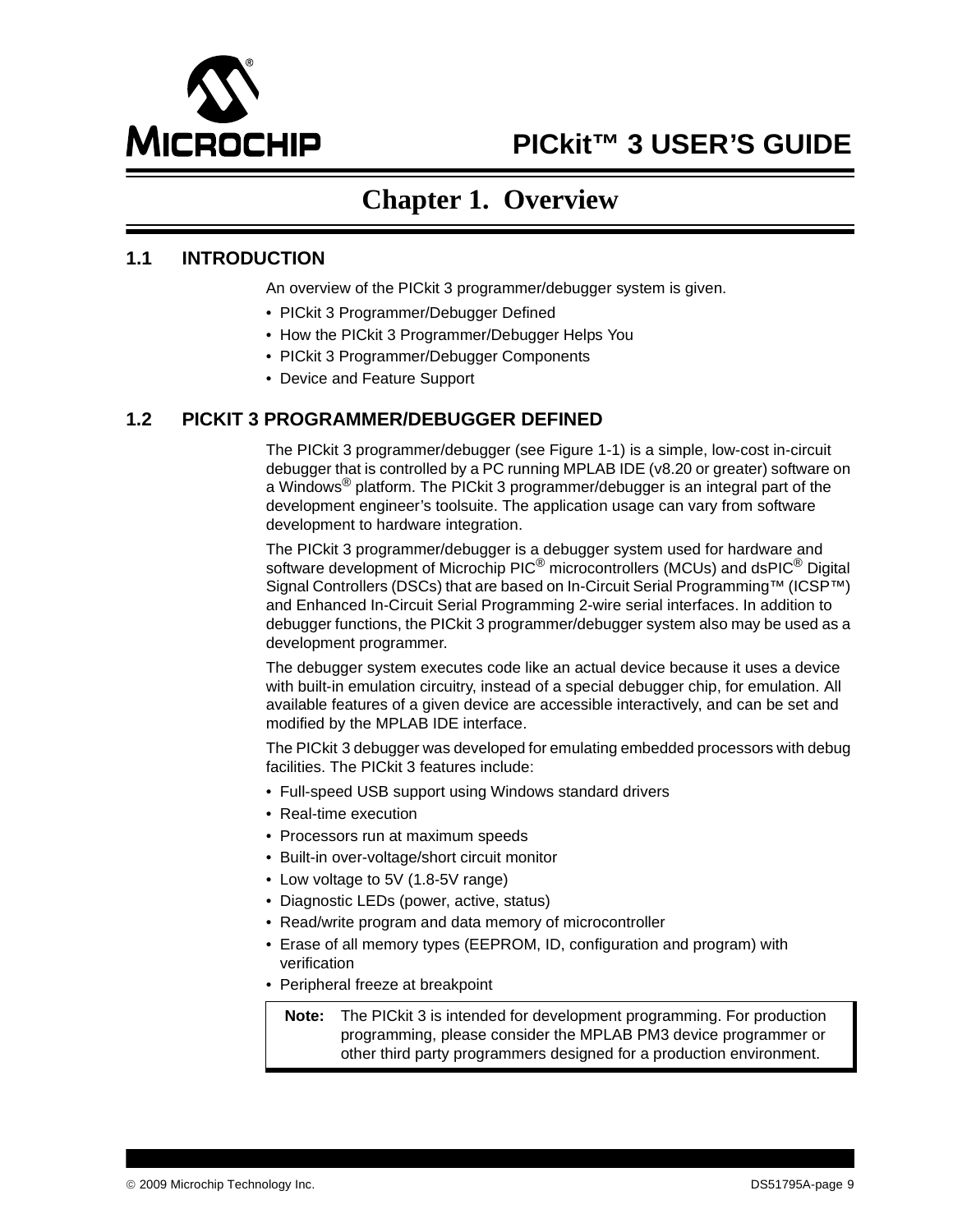# Chapter 1. Overview

## 1.1 INTRODUCTION

An overview of the PICkit 3 programmer/debugger system is given.

- PICkit 3 Programmer/Debugger Defined
- How the PICkit 3 Programmer/Debugger Helps You
- PICkit 3 Programmer/Debugger Components
- Device and Feature Support

## 1.2 PICKIT 3 PROGRAMMER/DEBUGGER DEFINED

The PICkit 3 programmer/debugger (see Figure 1-1) is a simple, low-cost in-circuit debugger that is controlled by a PC running MPLAB IDE (v8.20 or greater) software on a Windows® platform. The PICkit 3 programmer/debugger is an integral part of the development engineer's toolsuite. The application usage can vary from software development to hardware integration.

The PICkit 3 programmer/debugger is a debugger system used for hardware and software development of Microchip PIC® microcontrollers (MCUs) and dsPIC® Digital Signal Controllers (DSCs) that are based on In-Circuit Serial Programming™ (ICSP™) and Enhanced In-Circuit Serial Programming 2-wire serial interfaces. In addition to debugger functions, the PICkit 3 programmer/debugger system also may be used as a development programmer.

The debugger system executes code like an actual device because it uses a device with built-in emulation circuitry, instead of a special debugger chip, for emulation. All available features of a given device are accessible interactively, and can be set and modified by the MPLAB IDE interface.

The PICkit 3 debugger was developed for emulating embedded processors with debug facilities. The PICkit 3 features include:

- Full-speed USB support using Windows standard drivers
- Real-time execution
- Processors run at maximum speeds
- Built-in over-voltage/short circuit monitor
- Low voltage to 5V (1.8-5V range)
- Diagnostic LEDs (power, active, status)
- Read/write program and data memory of microcontroller
- Erase of all memory types (EEPROM, ID, configuration and program) with verification
- Peripheral freeze at breakpoint

**Note:** The PICkit 3 is intended for development programming. For production programming, please consider the MPLAB PM3 device programmer or other third party programmers designed for a production environment.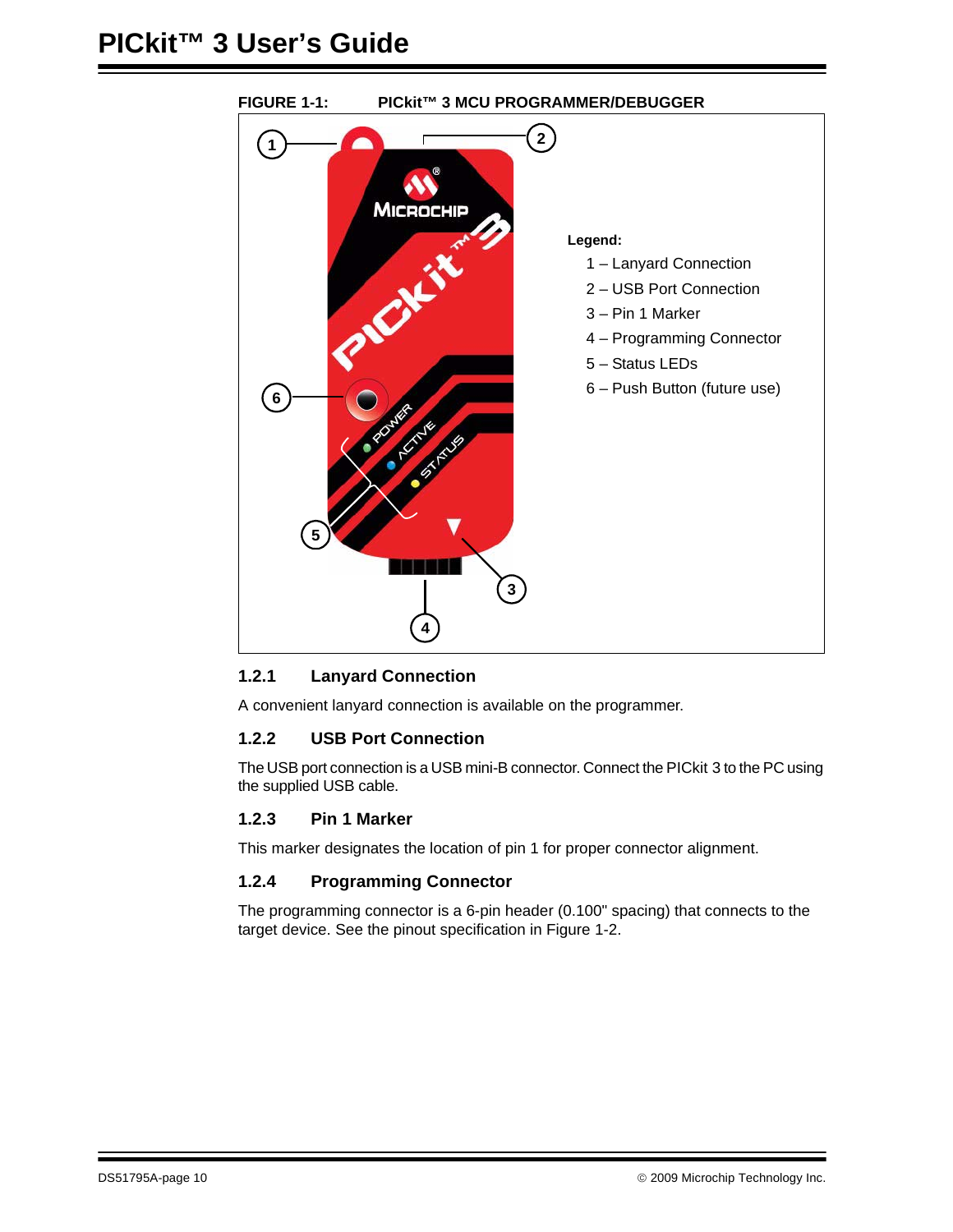**FIGURE 1-1: PICkit™ 3 MCU PROGRAMMER/DEBUGGER**

Legend:
1 – Lanyard Connection
2 – USB Port Connection
3 – Pin 1 Marker
4 – Programming Connector
5 – Status LEDs
6 – Push Button (future use)

### 1.2.1 Lanyard Connection

A convenient lanyard connection is available on the programmer.

### 1.2.2 USB Port Connection

The USB port connection is a USB mini-B connector. Connect the PICkit 3 to the PC using the supplied USB cable.

### 1.2.3 Pin 1 Marker

This marker designates the location of pin 1 for proper connector alignment.

### 1.2.4 Programming Connector

The programming connector is a 6-pin header (0.100" spacing) that connects to the target device. See the pinout specification in Figure 1-2.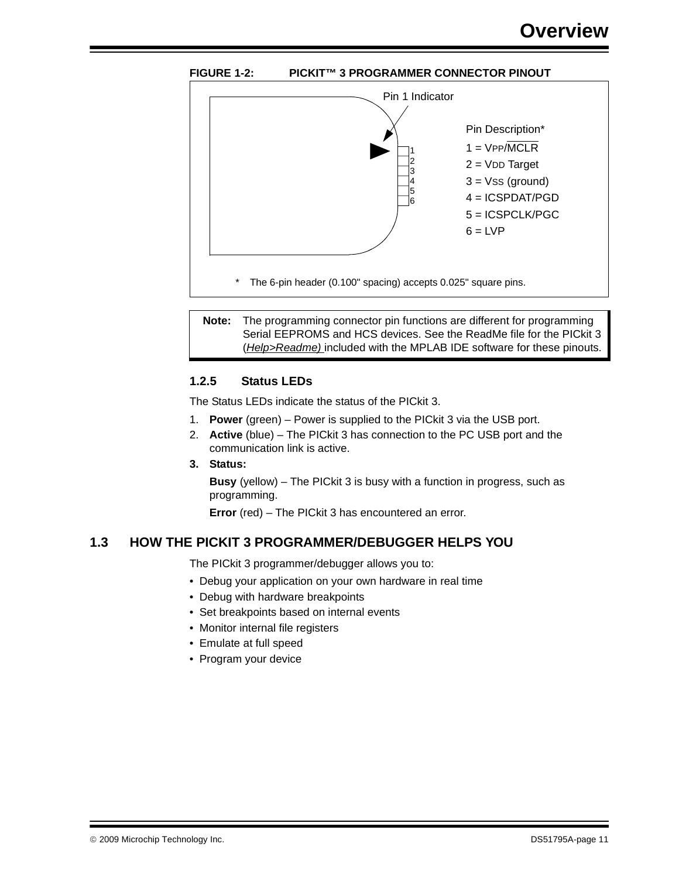**FIGURE 1-2: PICKIT™ 3 PROGRAMMER CONNECTOR PINOUT**

Pin 1 Indicator

Pin Description*

1 = $V_{PP}$/$\overline{MCLR}$

2 = $V_{DD}$ Target

3 = $V_{SS}$ (ground)

4 = ICSPDAT/PGD

5 = ICSPCLK/PGC

6 = LVP

\* The 6-pin header (0.100" spacing) accepts 0.025" square pins.

| **Note:** | The programming connector pin functions are different for programming Serial EEPROMS and HCS devices. See the ReadMe file for the PICkit 3 (*Help>Readme)* included with the MPLAB IDE software for these pinouts. |
|---|---|

### 1.2.5 Status LEDs

The Status LEDs indicate the status of the PICkit 3.

1. **Power** (green) – Power is supplied to the PICkit 3 via the USB port.
2. **Active** (blue) – The PICkit 3 has connection to the PC USB port and the communication link is active.
3. **Status:**

   **Busy** (yellow) – The PICkit 3 is busy with a function in progress, such as programming.

   **Error** (red) – The PICkit 3 has encountered an error.

## 1.3 HOW THE PICKIT 3 PROGRAMMER/DEBUGGER HELPS YOU

The PICkit 3 programmer/debugger allows you to:

- Debug your application on your own hardware in real time
- Debug with hardware breakpoints
- Set breakpoints based on internal events
- Monitor internal file registers
- Emulate at full speed
- Program your device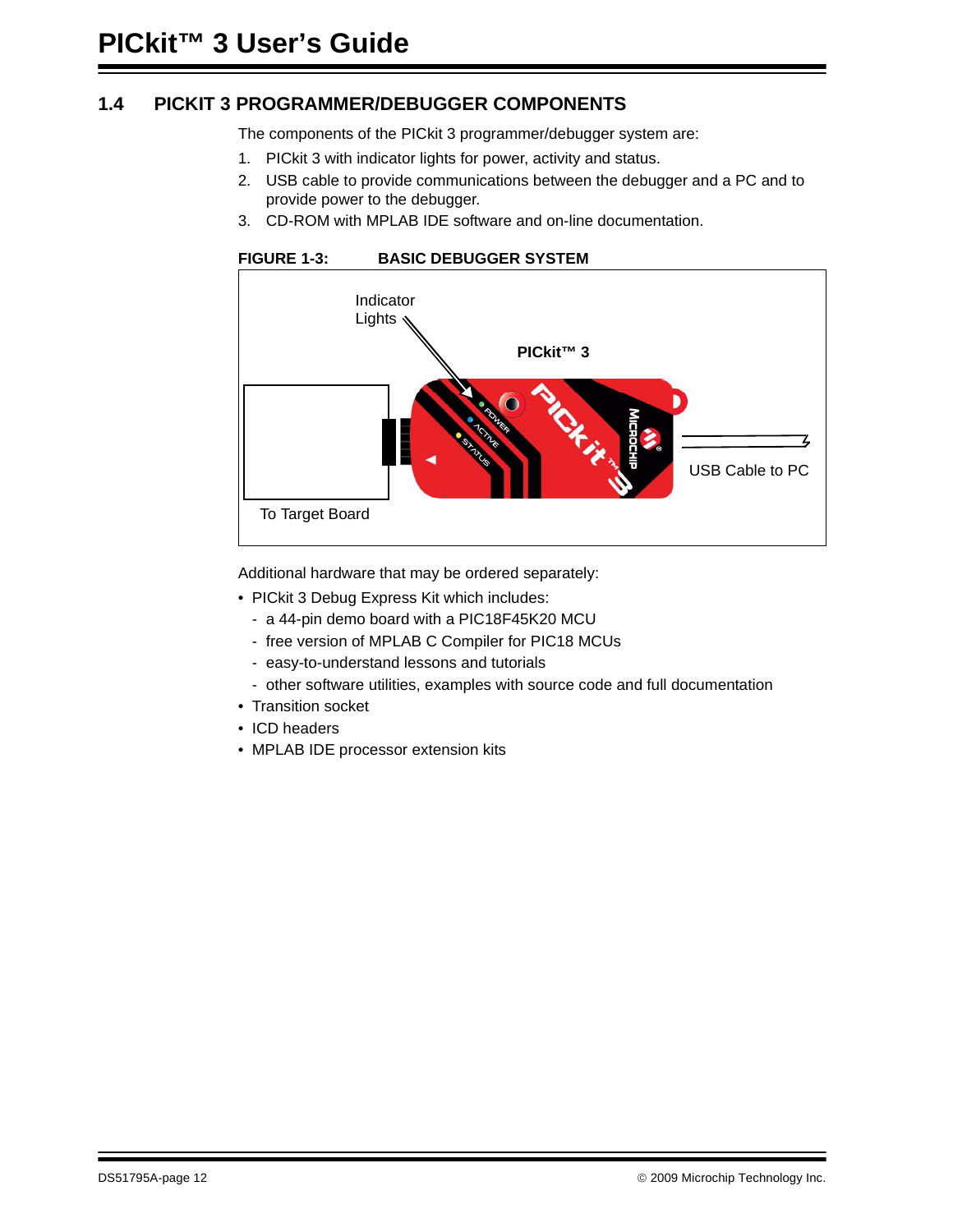## 1.4 PICKIT 3 PROGRAMMER/DEBUGGER COMPONENTS

The components of the PICkit 3 programmer/debugger system are:

1. PICkit 3 with indicator lights for power, activity and status.
2. USB cable to provide communications between the debugger and a PC and to provide power to the debugger.
3. CD-ROM with MPLAB IDE software and on-line documentation.

**FIGURE 1-3: BASIC DEBUGGER SYSTEM**

Indicator Lights

PICkit™ 3

USB Cable to PC

To Target Board

Additional hardware that may be ordered separately:

- PICkit 3 Debug Express Kit which includes:
  - a 44-pin demo board with a PIC18F45K20 MCU
  - free version of MPLAB C Compiler for PIC18 MCUs
  - easy-to-understand lessons and tutorials
  - other software utilities, examples with source code and full documentation
- Transition socket
- ICD headers
- MPLAB IDE processor extension kits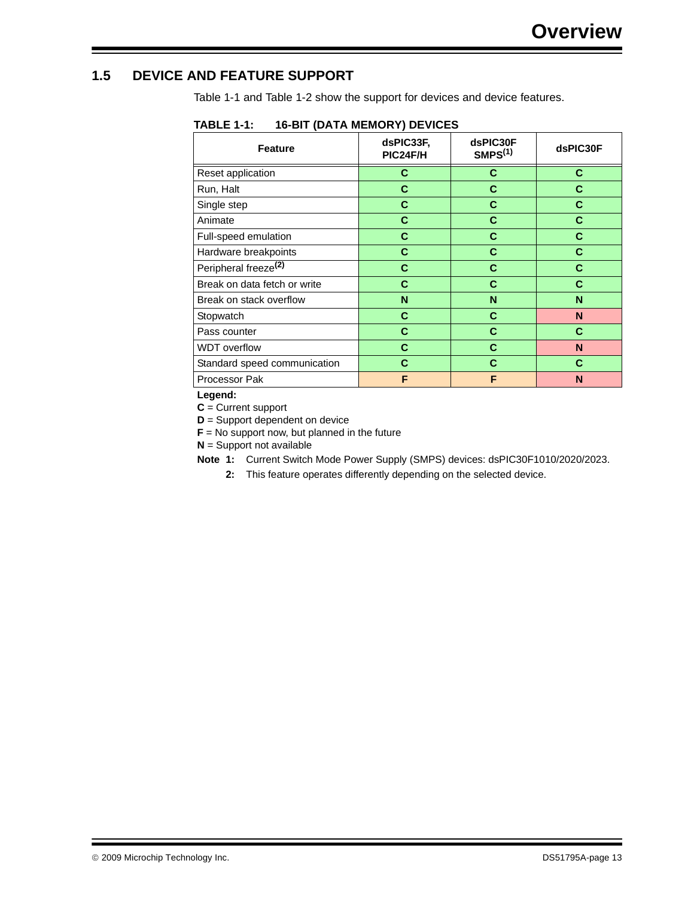## 1.5 DEVICE AND FEATURE SUPPORT

Table 1-1 and Table 1-2 show the support for devices and device features.

**TABLE 1-1: 16-BIT (DATA MEMORY) DEVICES**

| Feature | dsPIC33F, PIC24F/H | dsPIC30F SMPS[1] | dsPIC30F |
|---|---|---|---|
| Reset application | C | C | C |
| Run, Halt | C | C | C |
| Single step | C | C | C |
| Animate | C | C | C |
| Full-speed emulation | C | C | C |
| Hardware breakpoints | C | C | C |
| Peripheral freeze[2] | C | C | C |
| Break on data fetch or write | C | C | C |
| Break on stack overflow | N | N | N |
| Stopwatch | C | C | N |
| Pass counter | C | C | C |
| WDT overflow | C | C | N |
| Standard speed communication | C | C | C |
| Processor Pak | F | F | N |

**Legend:**

**C** = Current support

**D** = Support dependent on device

**F** = No support now, but planned in the future

**N** = Support not available

**Note 1:** Current Switch Mode Power Supply (SMPS) devices: dsPIC30F1010/2020/2023.

**2:** This feature operates differently depending on the selected device.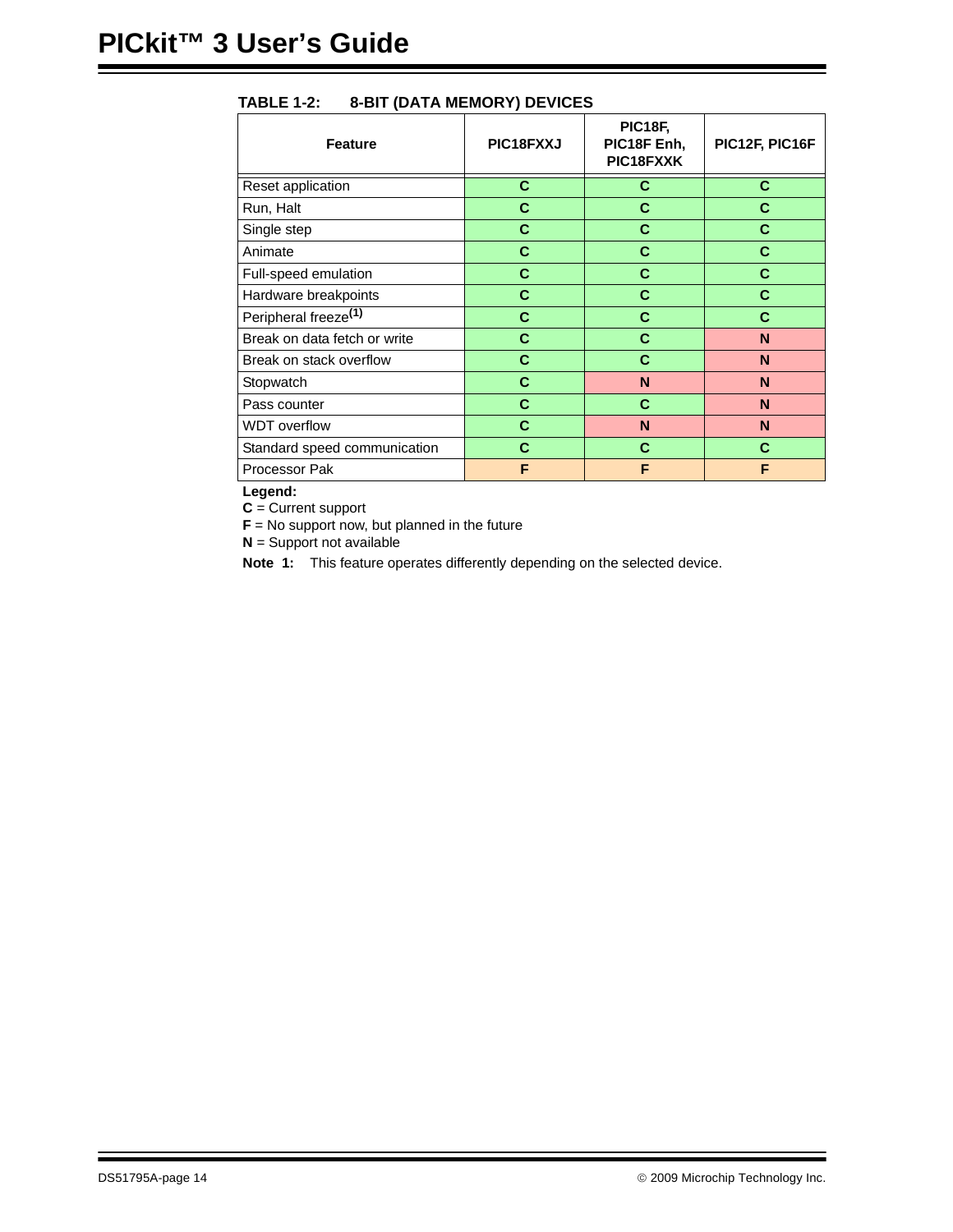**TABLE 1-2: 8-BIT (DATA MEMORY) DEVICES**

| Feature | PIC18FXXJ | PIC18F, PIC18F Enh, PIC18FXXK | PIC12F, PIC16F |
|---|---|---|---|
| Reset application | C | C | C |
| Run, Halt | C | C | C |
| Single step | C | C | C |
| Animate | C | C | C |
| Full-speed emulation | C | C | C |
| Hardware breakpoints | C | C | C |
| Peripheral freeze(1) | C | C | C |
| Break on data fetch or write | C | C | N |
| Break on stack overflow | C | C | N |
| Stopwatch | C | N | N |
| Pass counter | C | C | N |
| WDT overflow | C | N | N |
| Standard speed communication | C | C | C |
| Processor Pak | F | F | F |

**Legend:**

**C** = Current support

**F** = No support now, but planned in the future

**N** = Support not available

**Note 1:** This feature operates differently depending on the selected device.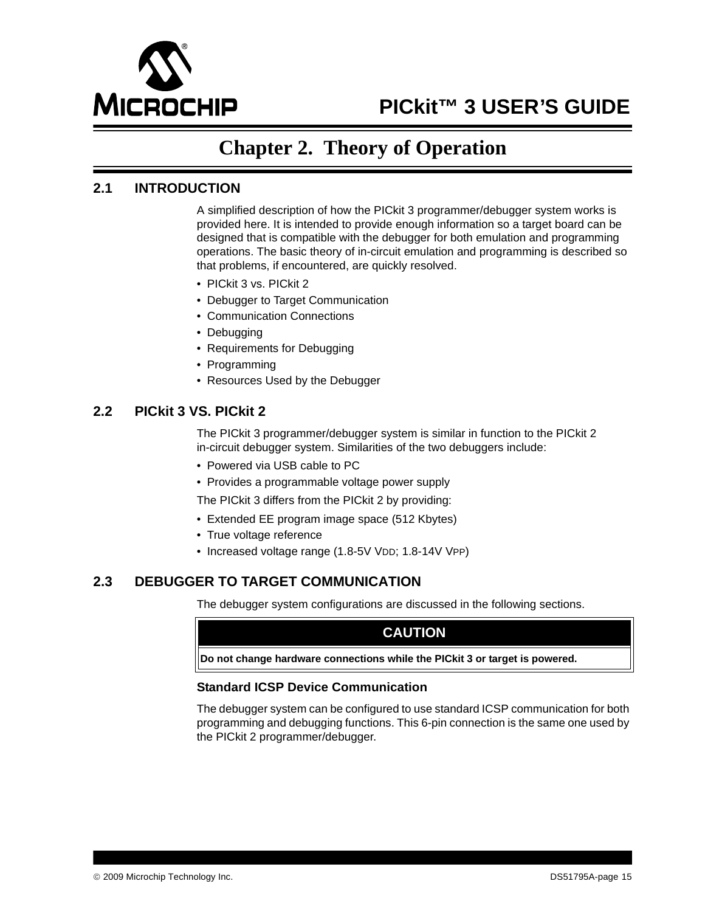# Chapter 2. Theory of Operation

## 2.1 INTRODUCTION

A simplified description of how the PICkit 3 programmer/debugger system works is provided here. It is intended to provide enough information so a target board can be designed that is compatible with the debugger for both emulation and programming operations. The basic theory of in-circuit emulation and programming is described so that problems, if encountered, are quickly resolved.

- PICkit 3 vs. PICkit 2
- Debugger to Target Communication
- Communication Connections
- Debugging
- Requirements for Debugging
- Programming
- Resources Used by the Debugger

## 2.2 PICkit 3 VS. PICkit 2

The PICkit 3 programmer/debugger system is similar in function to the PICkit 2 in-circuit debugger system. Similarities of the two debuggers include:

- Powered via USB cable to PC
- Provides a programmable voltage power supply

The PICkit 3 differs from the PICkit 2 by providing:

- Extended EE program image space (512 Kbytes)
- True voltage reference
- Increased voltage range (1.8-5V $V_{DD}$; 1.8-14V $V_{PP}$)

## 2.3 DEBUGGER TO TARGET COMMUNICATION

The debugger system configurations are discussed in the following sections.

| CAUTION |
|---|
| **Do not change hardware connections while the PICkit 3 or target is powered.** |

### Standard ICSP Device Communication

The debugger system can be configured to use standard ICSP communication for both programming and debugging functions. This 6-pin connection is the same one used by the PICkit 2 programmer/debugger.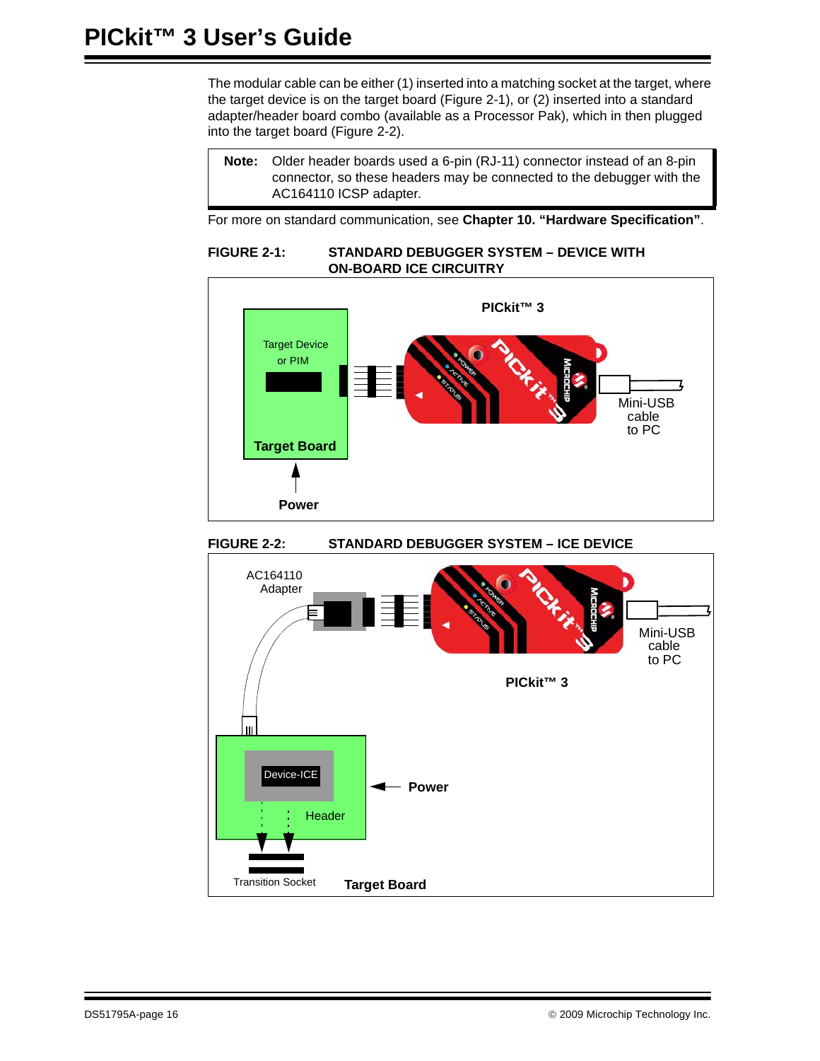The modular cable can be either (1) inserted into a matching socket at the target, where the target device is on the target board (Figure 2-1), or (2) inserted into a standard adapter/header board combo (available as a Processor Pak), which in then plugged into the target board (Figure 2-2).

> **Note:** Older header boards used a 6-pin (RJ-11) connector instead of an 8-pin connector, so these headers may be connected to the debugger with the AC164110 ICSP adapter.

For more on standard communication, see **Chapter 10. "Hardware Specification"**.

**FIGURE 2-1: STANDARD DEBUGGER SYSTEM – DEVICE WITH ON-BOARD ICE CIRCUITRY**

**FIGURE 2-2: STANDARD DEBUGGER SYSTEM – ICE DEVICE**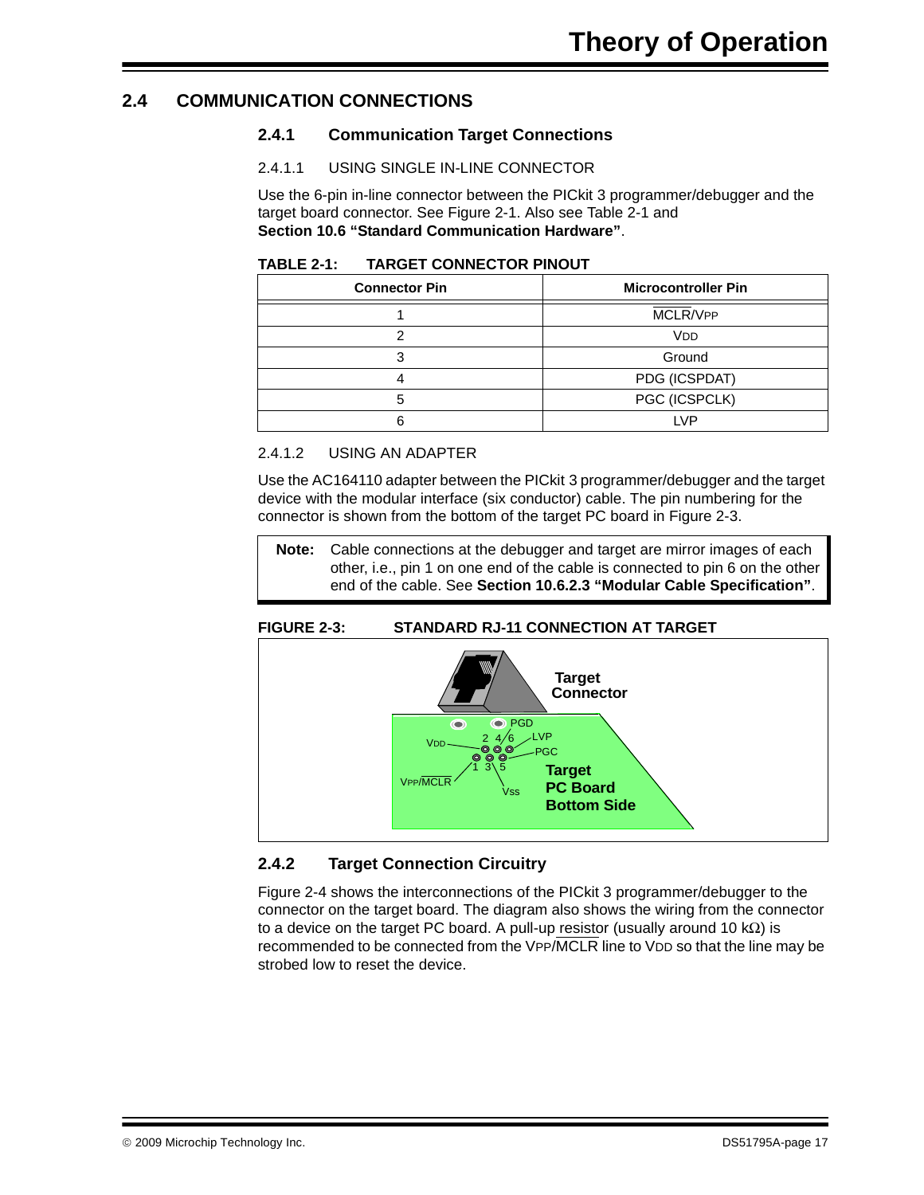## 2.4 COMMUNICATION CONNECTIONS

### 2.4.1 Communication Target Connections

#### 2.4.1.1 USING SINGLE IN-LINE CONNECTOR

Use the 6-pin in-line connector between the PICkit 3 programmer/debugger and the target board connector. See Figure 2-1. Also see Table 2-1 and **Section 10.6 “Standard Communication Hardware”**.

**TABLE 2-1: TARGET CONNECTOR PINOUT**

| Connector Pin | Microcontroller Pin |
|---|---|
| 1 | $\overline{\text{MCLR}}$/VPP |
| 2 | VDD |
| 3 | Ground |
| 4 | PDG (ICSPDAT) |
| 5 | PGC (ICSPCLK) |
| 6 | LVP |

#### 2.4.1.2 USING AN ADAPTER

Use the AC164110 adapter between the PICkit 3 programmer/debugger and the target device with the modular interface (six conductor) cable. The pin numbering for the connector is shown from the bottom of the target PC board in Figure 2-3.

> **Note:** Cable connections at the debugger and target are mirror images of each other, i.e., pin 1 on one end of the cable is connected to pin 6 on the other end of the cable. See **Section 10.6.2.3 “Modular Cable Specification”**.

**FIGURE 2-3: STANDARD RJ-11 CONNECTION AT TARGET**

Target Connector

PGD, 2, 4, 6, LVP, VDD, PGC, 1, 3, 5, VPP/$\overline{\text{MCLR}}$, Vss

Target PC Board Bottom Side

### 2.4.2 Target Connection Circuitry

Figure 2-4 shows the interconnections of the PICkit 3 programmer/debugger to the connector on the target board. The diagram also shows the wiring from the connector to a device on the target PC board. A pull-up resistor (usually around 10 kΩ) is recommended to be connected from the VPP/$\overline{\text{MCLR}}$ line to VDD so that the line may be strobed low to reset the device.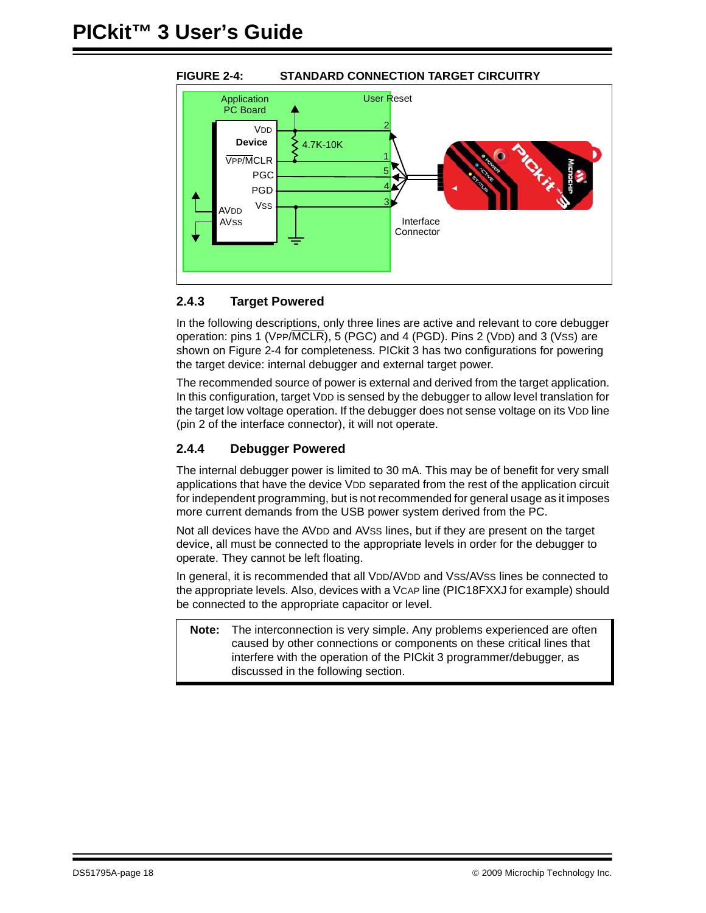**FIGURE 2-4: STANDARD CONNECTION TARGET CIRCUITRY**

### 2.4.3 Target Powered

In the following descriptions, only three lines are active and relevant to core debugger operation: pins 1 (VPP/MCLR), 5 (PGC) and 4 (PGD). Pins 2 (VDD) and 3 (VSS) are shown on Figure 2-4 for completeness. PICkit 3 has two configurations for powering the target device: internal debugger and external target power.

The recommended source of power is external and derived from the target application. In this configuration, target VDD is sensed by the debugger to allow level translation for the target low voltage operation. If the debugger does not sense voltage on its VDD line (pin 2 of the interface connector), it will not operate.

### 2.4.4 Debugger Powered

The internal debugger power is limited to 30 mA. This may be of benefit for very small applications that have the device VDD separated from the rest of the application circuit for independent programming, but is not recommended for general usage as it imposes more current demands from the USB power system derived from the PC.

Not all devices have the AVDD and AVSS lines, but if they are present on the target device, all must be connected to the appropriate levels in order for the debugger to operate. They cannot be left floating.

In general, it is recommended that all VDD/AVDD and VSS/AVSS lines be connected to the appropriate levels. Also, devices with a VCAP line (PIC18FXXJ for example) should be connected to the appropriate capacitor or level.

**Note:** The interconnection is very simple. Any problems experienced are often caused by other connections or components on these critical lines that interfere with the operation of the PICkit 3 programmer/debugger, as discussed in the following section.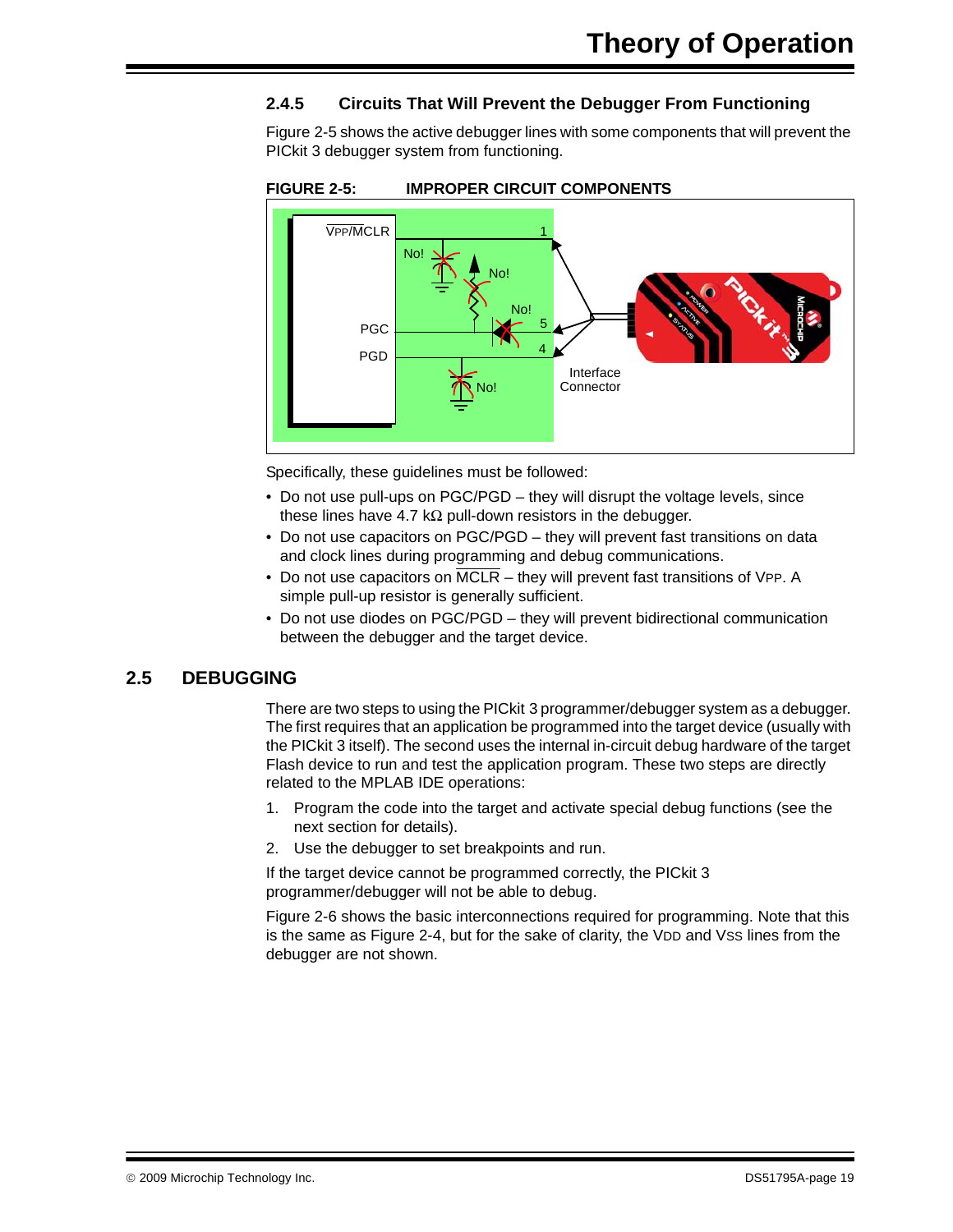### 2.4.5 Circuits That Will Prevent the Debugger From Functioning

Figure 2-5 shows the active debugger lines with some components that will prevent the PICkit 3 debugger system from functioning.

**FIGURE 2-5: IMPROPER CIRCUIT COMPONENTS**

Specifically, these guidelines must be followed:

- Do not use pull-ups on PGC/PGD – they will disrupt the voltage levels, since these lines have 4.7 kΩ pull-down resistors in the debugger.
- Do not use capacitors on PGC/PGD – they will prevent fast transitions on data and clock lines during programming and debug communications.
- Do not use capacitors on $\overline{\text{MCLR}}$ – they will prevent fast transitions of VPP. A simple pull-up resistor is generally sufficient.
- Do not use diodes on PGC/PGD – they will prevent bidirectional communication between the debugger and the target device.

## 2.5 DEBUGGING

There are two steps to using the PICkit 3 programmer/debugger system as a debugger. The first requires that an application be programmed into the target device (usually with the PICkit 3 itself). The second uses the internal in-circuit debug hardware of the target Flash device to run and test the application program. These two steps are directly related to the MPLAB IDE operations:

1. Program the code into the target and activate special debug functions (see the next section for details).
2. Use the debugger to set breakpoints and run.

If the target device cannot be programmed correctly, the PICkit 3 programmer/debugger will not be able to debug.

Figure 2-6 shows the basic interconnections required for programming. Note that this is the same as Figure 2-4, but for the sake of clarity, the VDD and VSS lines from the debugger are not shown.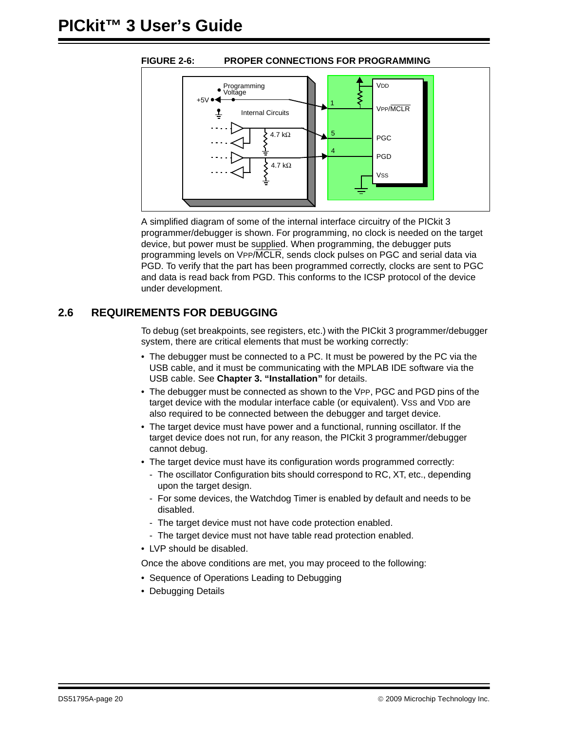**FIGURE 2-6: PROPER CONNECTIONS FOR PROGRAMMING**

A simplified diagram of some of the internal interface circuitry of the PICkit 3 programmer/debugger is shown. For programming, no clock is needed on the target device, but power must be supplied. When programming, the debugger puts programming levels on VPP/MCLR, sends clock pulses on PGC and serial data via PGD. To verify that the part has been programmed correctly, clocks are sent to PGC and data is read back from PGD. This conforms to the ICSP protocol of the device under development.

## 2.6 REQUIREMENTS FOR DEBUGGING

To debug (set breakpoints, see registers, etc.) with the PICkit 3 programmer/debugger system, there are critical elements that must be working correctly:

- The debugger must be connected to a PC. It must be powered by the PC via the USB cable, and it must be communicating with the MPLAB IDE software via the USB cable. See **Chapter 3. "Installation"** for details.
- The debugger must be connected as shown to the VPP, PGC and PGD pins of the target device with the modular interface cable (or equivalent). VSS and VDD are also required to be connected between the debugger and target device.
- The target device must have power and a functional, running oscillator. If the target device does not run, for any reason, the PICkit 3 programmer/debugger cannot debug.
- The target device must have its configuration words programmed correctly:
  - The oscillator Configuration bits should correspond to RC, XT, etc., depending upon the target design.
  - For some devices, the Watchdog Timer is enabled by default and needs to be disabled.
  - The target device must not have code protection enabled.
  - The target device must not have table read protection enabled.
- LVP should be disabled.

Once the above conditions are met, you may proceed to the following:

- Sequence of Operations Leading to Debugging
- Debugging Details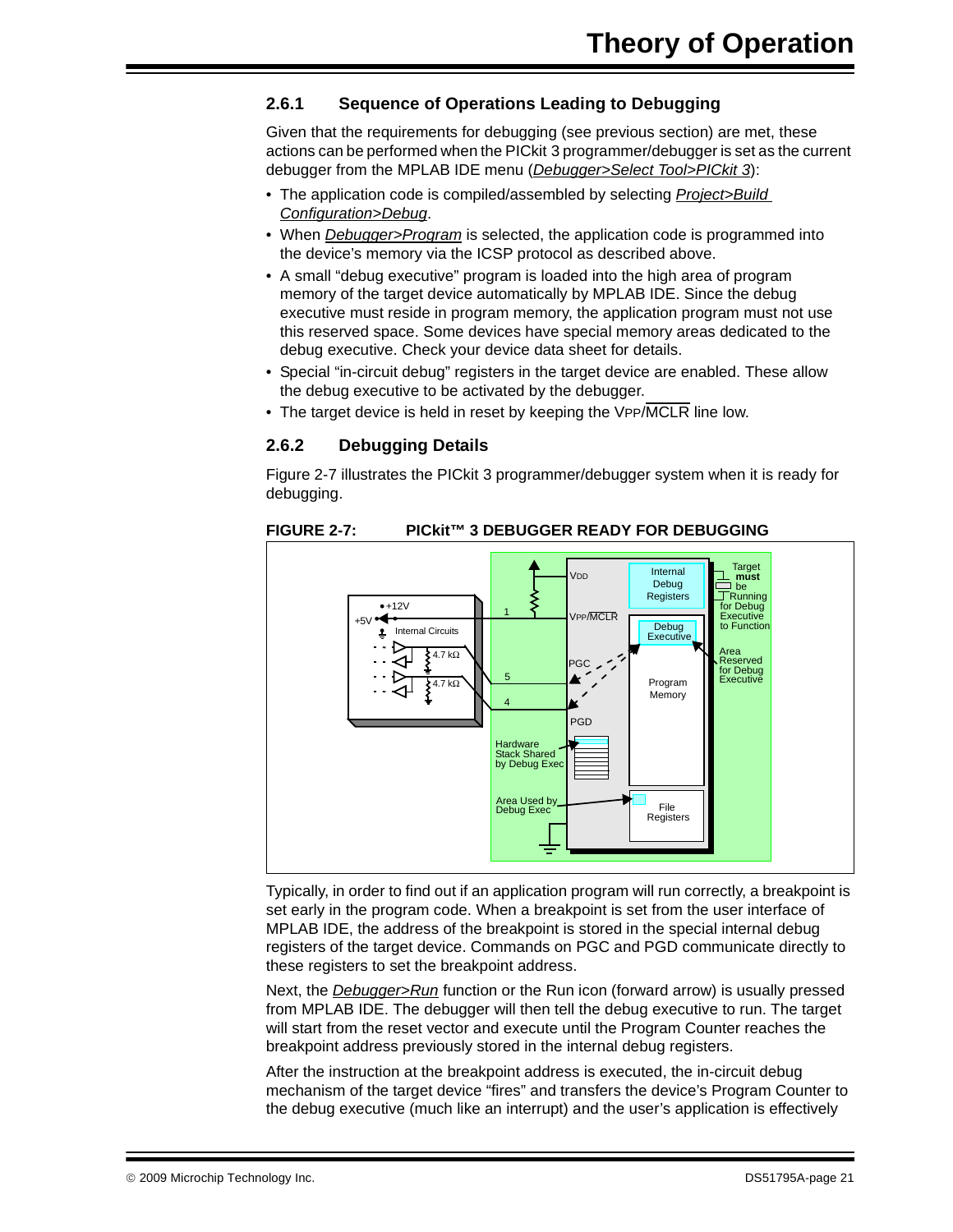### 2.6.1 Sequence of Operations Leading to Debugging

Given that the requirements for debugging (see previous section) are met, these actions can be performed when the PICkit 3 programmer/debugger is set as the current debugger from the MPLAB IDE menu (*Debugger>Select Tool>PICkit 3*):

- The application code is compiled/assembled by selecting *Project>Build Configuration>Debug*.
- When *Debugger>Program* is selected, the application code is programmed into the device's memory via the ICSP protocol as described above.
- A small "debug executive" program is loaded into the high area of program memory of the target device automatically by MPLAB IDE. Since the debug executive must reside in program memory, the application program must not use this reserved space. Some devices have special memory areas dedicated to the debug executive. Check your device data sheet for details.
- Special "in-circuit debug" registers in the target device are enabled. These allow the debug executive to be activated by the debugger.
- The target device is held in reset by keeping the VPP/MCLR line low.

### 2.6.2 Debugging Details

Figure 2-7 illustrates the PICkit 3 programmer/debugger system when it is ready for debugging.

**FIGURE 2-7: PICkit™ 3 DEBUGGER READY FOR DEBUGGING**

Typically, in order to find out if an application program will run correctly, a breakpoint is set early in the program code. When a breakpoint is set from the user interface of MPLAB IDE, the address of the breakpoint is stored in the special internal debug registers of the target device. Commands on PGC and PGD communicate directly to these registers to set the breakpoint address.

Next, the *Debugger>Run* function or the Run icon (forward arrow) is usually pressed from MPLAB IDE. The debugger will then tell the debug executive to run. The target will start from the reset vector and execute until the Program Counter reaches the breakpoint address previously stored in the internal debug registers.

After the instruction at the breakpoint address is executed, the in-circuit debug mechanism of the target device "fires" and transfers the device's Program Counter to the debug executive (much like an interrupt) and the user's application is effectively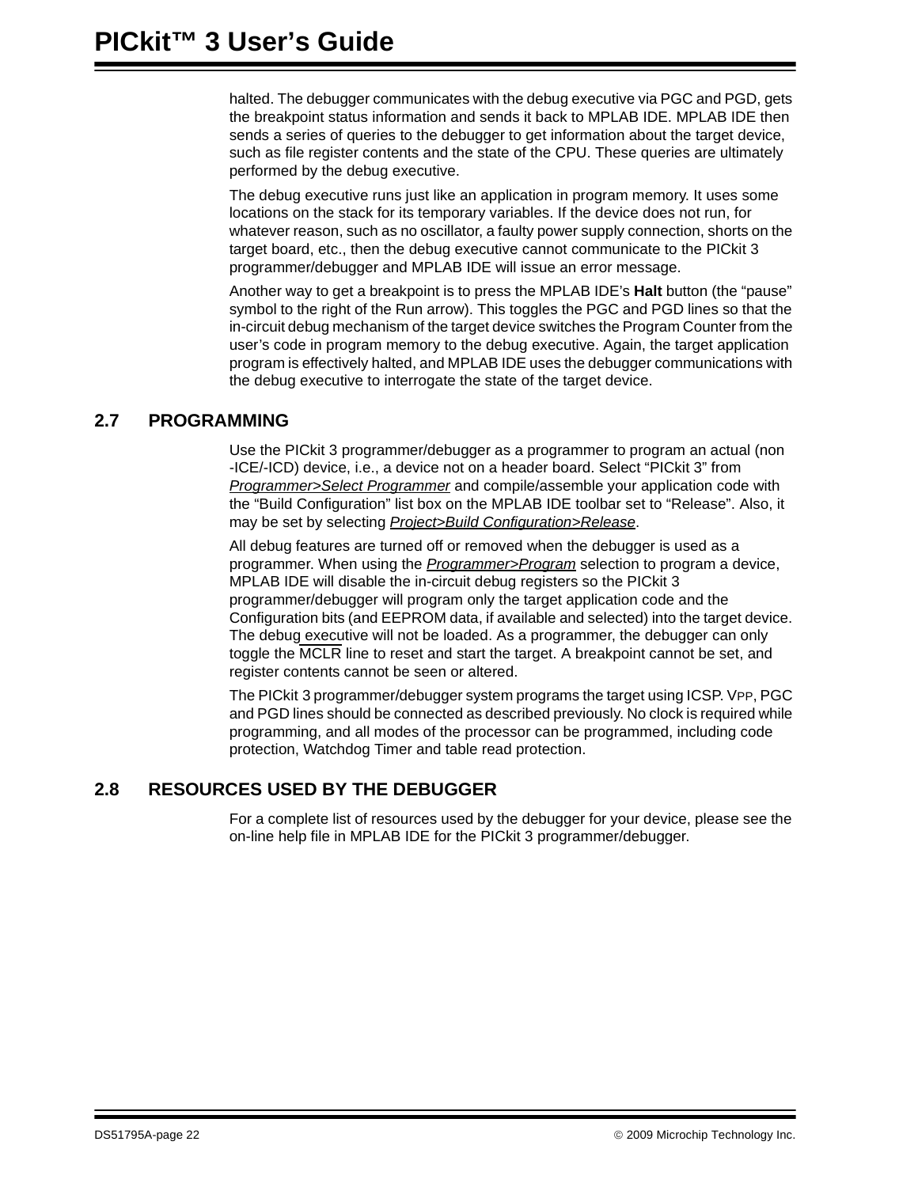halted. The debugger communicates with the debug executive via PGC and PGD, gets the breakpoint status information and sends it back to MPLAB IDE. MPLAB IDE then sends a series of queries to the debugger to get information about the target device, such as file register contents and the state of the CPU. These queries are ultimately performed by the debug executive.

The debug executive runs just like an application in program memory. It uses some locations on the stack for its temporary variables. If the device does not run, for whatever reason, such as no oscillator, a faulty power supply connection, shorts on the target board, etc., then the debug executive cannot communicate to the PICkit 3 programmer/debugger and MPLAB IDE will issue an error message.

Another way to get a breakpoint is to press the MPLAB IDE's **Halt** button (the "pause" symbol to the right of the Run arrow). This toggles the PGC and PGD lines so that the in-circuit debug mechanism of the target device switches the Program Counter from the user's code in program memory to the debug executive. Again, the target application program is effectively halted, and MPLAB IDE uses the debugger communications with the debug executive to interrogate the state of the target device.

## 2.7 PROGRAMMING

Use the PICkit 3 programmer/debugger as a programmer to program an actual (non-ICE/-ICD) device, i.e., a device not on a header board. Select "PICkit 3" from *Programmer>Select Programmer* and compile/assemble your application code with the "Build Configuration" list box on the MPLAB IDE toolbar set to "Release". Also, it may be set by selecting *Project>Build Configuration>Release*.

All debug features are turned off or removed when the debugger is used as a programmer. When using the *Programmer>Program* selection to program a device, MPLAB IDE will disable the in-circuit debug registers so the PICkit 3 programmer/debugger will program only the target application code and the Configuration bits (and EEPROM data, if available and selected) into the target device. The debug executive will not be loaded. As a programmer, the debugger can only toggle the $\overline{MCLR}$ line to reset and start the target. A breakpoint cannot be set, and register contents cannot be seen or altered.

The PICkit 3 programmer/debugger system programs the target using ICSP. $V_{PP}$, PGC and PGD lines should be connected as described previously. No clock is required while programming, and all modes of the processor can be programmed, including code protection, Watchdog Timer and table read protection.

## 2.8 RESOURCES USED BY THE DEBUGGER

For a complete list of resources used by the debugger for your device, please see the on-line help file in MPLAB IDE for the PICkit 3 programmer/debugger.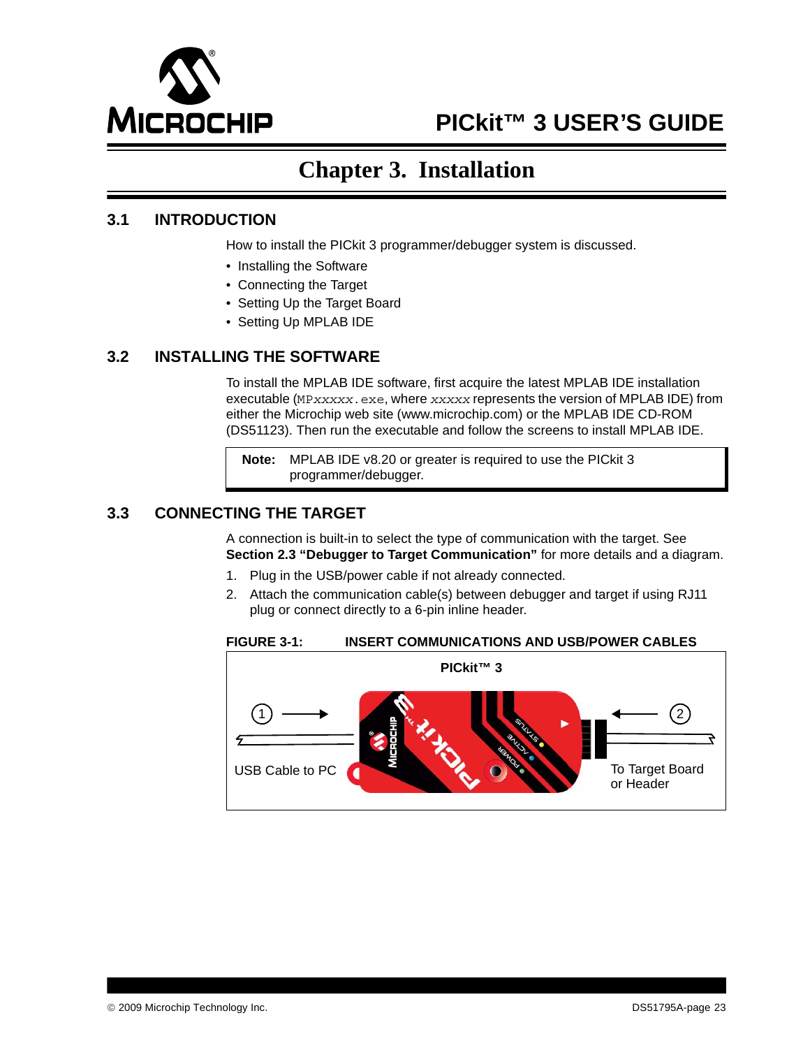# Chapter 3. Installation

## 3.1 INTRODUCTION

How to install the PICkit 3 programmer/debugger system is discussed.

- Installing the Software
- Connecting the Target
- Setting Up the Target Board
- Setting Up MPLAB IDE

## 3.2 INSTALLING THE SOFTWARE

To install the MPLAB IDE software, first acquire the latest MPLAB IDE installation executable (`MPxxxxx.exe`, where *xxxxx* represents the version of MPLAB IDE) from either the Microchip web site (www.microchip.com) or the MPLAB IDE CD-ROM (DS51123). Then run the executable and follow the screens to install MPLAB IDE.

> **Note:** MPLAB IDE v8.20 or greater is required to use the PICkit 3 programmer/debugger.

## 3.3 CONNECTING THE TARGET

A connection is built-in to select the type of communication with the target. See **Section 2.3 "Debugger to Target Communication"** for more details and a diagram.

1. Plug in the USB/power cable if not already connected.
2. Attach the communication cable(s) between debugger and target if using RJ11 plug or connect directly to a 6-pin inline header.

**FIGURE 3-1: INSERT COMMUNICATIONS AND USB/POWER CABLES**

PICkit™ 3

① USB Cable to PC

② To Target Board or Header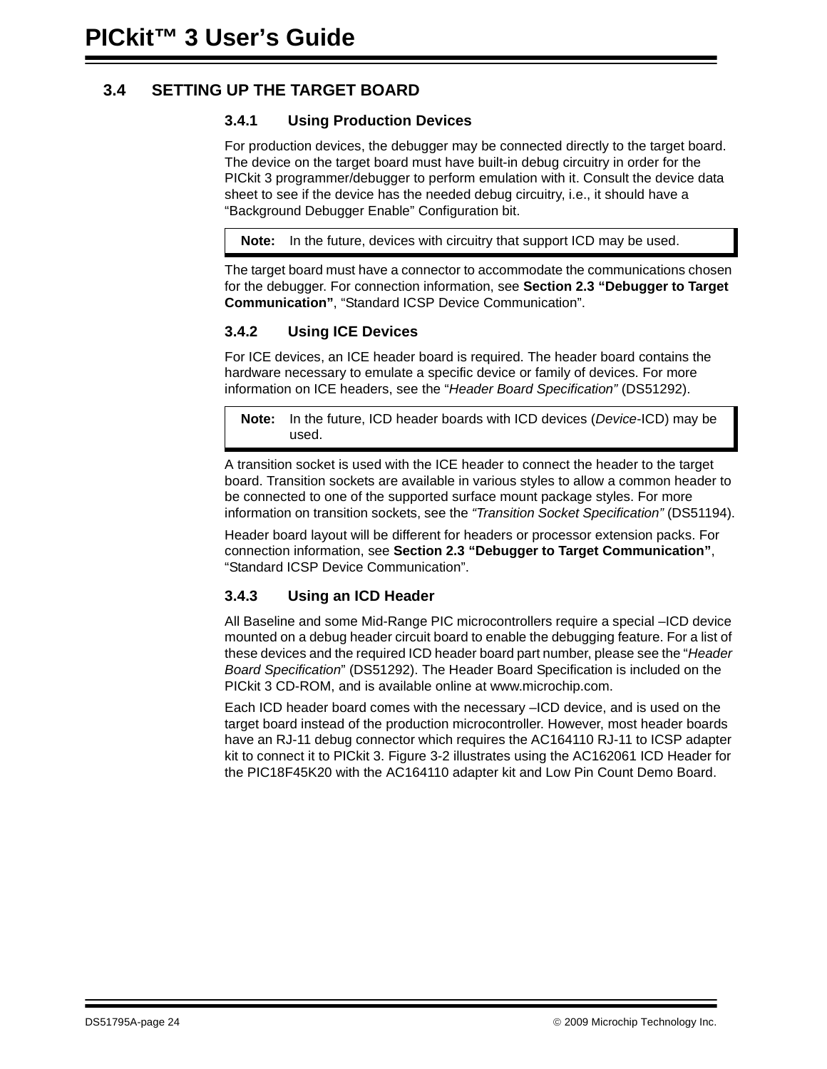## 3.4 SETTING UP THE TARGET BOARD

### 3.4.1 Using Production Devices

For production devices, the debugger may be connected directly to the target board. The device on the target board must have built-in debug circuitry in order for the PICkit 3 programmer/debugger to perform emulation with it. Consult the device data sheet to see if the device has the needed debug circuitry, i.e., it should have a “Background Debugger Enable” Configuration bit.

> **Note:** In the future, devices with circuitry that support ICD may be used.

The target board must have a connector to accommodate the communications chosen for the debugger. For connection information, see **Section 2.3 “Debugger to Target Communication”**, “Standard ICSP Device Communication”.

### 3.4.2 Using ICE Devices

For ICE devices, an ICE header board is required. The header board contains the hardware necessary to emulate a specific device or family of devices. For more information on ICE headers, see the “*Header Board Specification”* (DS51292).

> **Note:** In the future, ICD header boards with ICD devices (*Device*-ICD) may be used.

A transition socket is used with the ICE header to connect the header to the target board. Transition sockets are available in various styles to allow a common header to be connected to one of the supported surface mount package styles. For more information on transition sockets, see the *“Transition Socket Specification”* (DS51194).

Header board layout will be different for headers or processor extension packs. For connection information, see **Section 2.3 “Debugger to Target Communication”**, “Standard ICSP Device Communication”.

### 3.4.3 Using an ICD Header

All Baseline and some Mid-Range PIC microcontrollers require a special –ICD device mounted on a debug header circuit board to enable the debugging feature. For a list of these devices and the required ICD header board part number, please see the “*Header Board Specification*” (DS51292). The Header Board Specification is included on the PICkit 3 CD-ROM, and is available online at www.microchip.com.

Each ICD header board comes with the necessary –ICD device, and is used on the target board instead of the production microcontroller. However, most header boards have an RJ-11 debug connector which requires the AC164110 RJ-11 to ICSP adapter kit to connect it to PICkit 3. Figure 3-2 illustrates using the AC162061 ICD Header for the PIC18F45K20 with the AC164110 adapter kit and Low Pin Count Demo Board.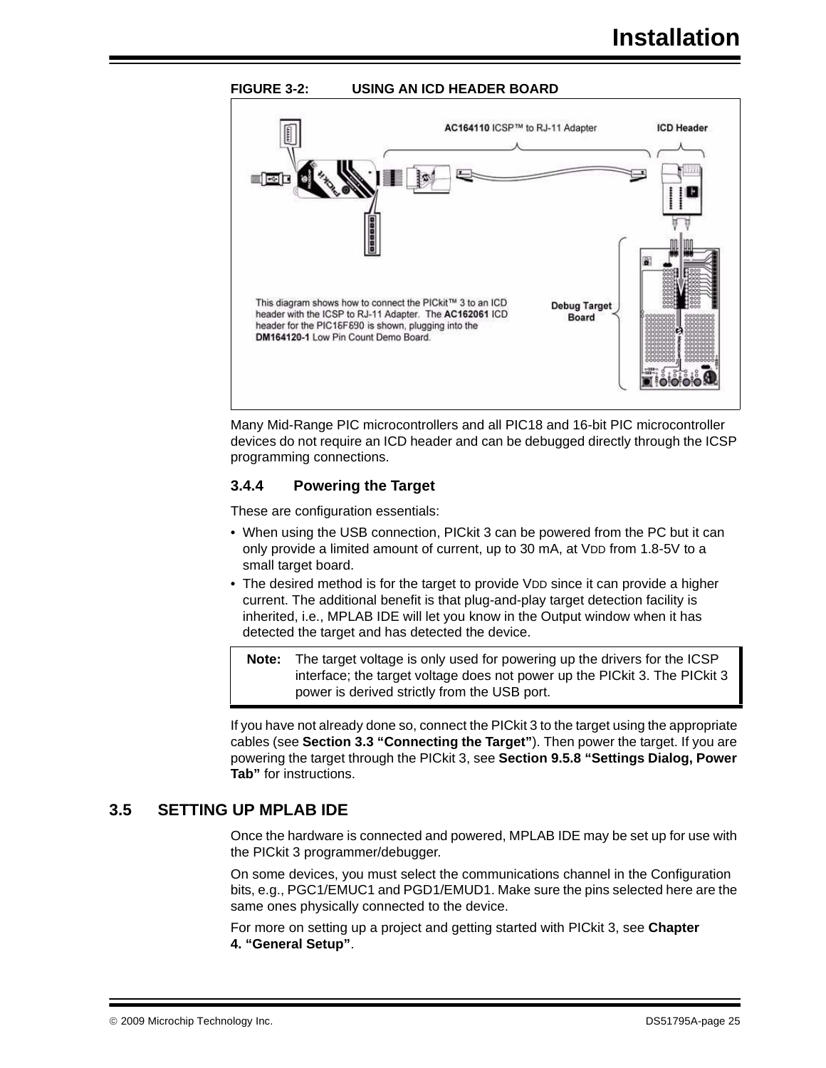**FIGURE 3-2: USING AN ICD HEADER BOARD**

Many Mid-Range PIC microcontrollers and all PIC18 and 16-bit PIC microcontroller devices do not require an ICD header and can be debugged directly through the ICSP programming connections.

### 3.4.4 Powering the Target

These are configuration essentials:

- When using the USB connection, PICkit 3 can be powered from the PC but it can only provide a limited amount of current, up to 30 mA, at $V_{DD}$ from 1.8-5V to a small target board.
- The desired method is for the target to provide $V_{DD}$ since it can provide a higher current. The additional benefit is that plug-and-play target detection facility is inherited, i.e., MPLAB IDE will let you know in the Output window when it has detected the target and has detected the device.

| **Note:** | The target voltage is only used for powering up the drivers for the ICSP interface; the target voltage does not power up the PICkit 3. The PICkit 3 power is derived strictly from the USB port. |
|---|---|

If you have not already done so, connect the PICkit 3 to the target using the appropriate cables (see **Section 3.3 "Connecting the Target"**). Then power the target. If you are powering the target through the PICkit 3, see **Section 9.5.8 "Settings Dialog, Power Tab"** for instructions.

## 3.5 SETTING UP MPLAB IDE

Once the hardware is connected and powered, MPLAB IDE may be set up for use with the PICkit 3 programmer/debugger.

On some devices, you must select the communications channel in the Configuration bits, e.g., PGC1/EMUC1 and PGD1/EMUD1. Make sure the pins selected here are the same ones physically connected to the device.

For more on setting up a project and getting started with PICkit 3, see **Chapter 4. "General Setup"**.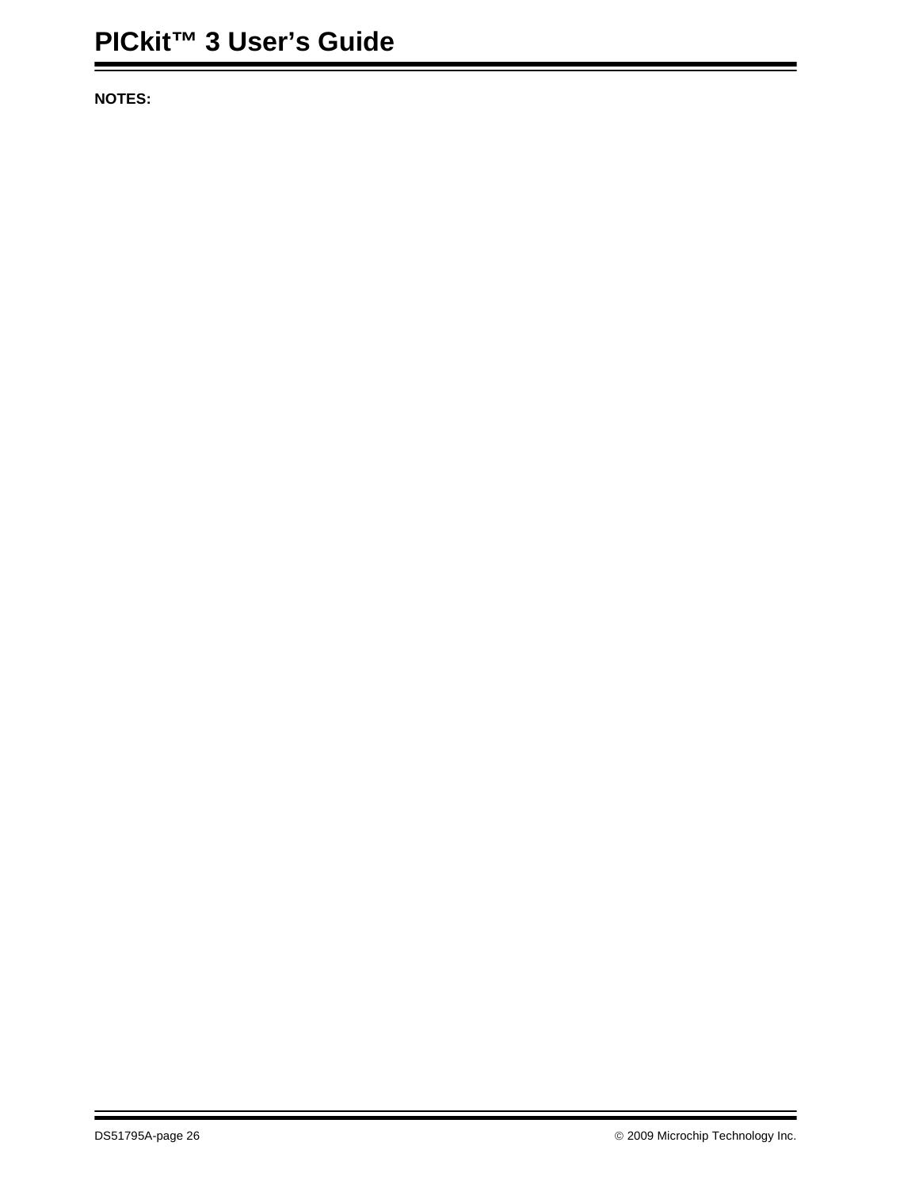**NOTES:**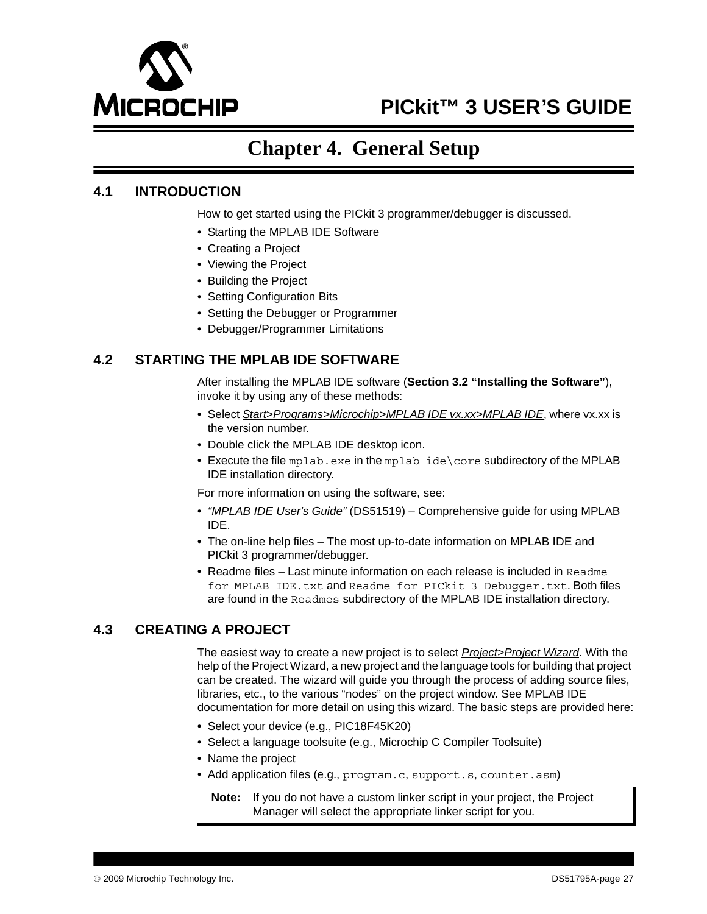# Chapter 4. General Setup

## 4.1 INTRODUCTION

How to get started using the PICkit 3 programmer/debugger is discussed.

- Starting the MPLAB IDE Software
- Creating a Project
- Viewing the Project
- Building the Project
- Setting Configuration Bits
- Setting the Debugger or Programmer
- Debugger/Programmer Limitations

## 4.2 STARTING THE MPLAB IDE SOFTWARE

After installing the MPLAB IDE software (**Section 3.2 "Installing the Software"**), invoke it by using any of these methods:

- Select *Start>Programs>Microchip>MPLAB IDE vx.xx>MPLAB IDE*, where vx.xx is the version number.
- Double click the MPLAB IDE desktop icon.
- Execute the file `mplab.exe` in the `mplab ide\core` subdirectory of the MPLAB IDE installation directory.

For more information on using the software, see:

- *"MPLAB IDE User's Guide"* (DS51519) – Comprehensive guide for using MPLAB IDE.
- The on-line help files – The most up-to-date information on MPLAB IDE and PICkit 3 programmer/debugger.
- Readme files – Last minute information on each release is included in `Readme for MPLAB IDE.txt` and `Readme for PICkit 3 Debugger.txt`. Both files are found in the `Readmes` subdirectory of the MPLAB IDE installation directory.

## 4.3 CREATING A PROJECT

The easiest way to create a new project is to select *Project>Project Wizard*. With the help of the Project Wizard, a new project and the language tools for building that project can be created. The wizard will guide you through the process of adding source files, libraries, etc., to the various "nodes" on the project window. See MPLAB IDE documentation for more detail on using this wizard. The basic steps are provided here:

- Select your device (e.g., PIC18F45K20)
- Select a language toolsuite (e.g., Microchip C Compiler Toolsuite)
- Name the project
- Add application files (e.g., `program.c`, `support.s`, `counter.asm`)

> **Note:** If you do not have a custom linker script in your project, the Project Manager will select the appropriate linker script for you.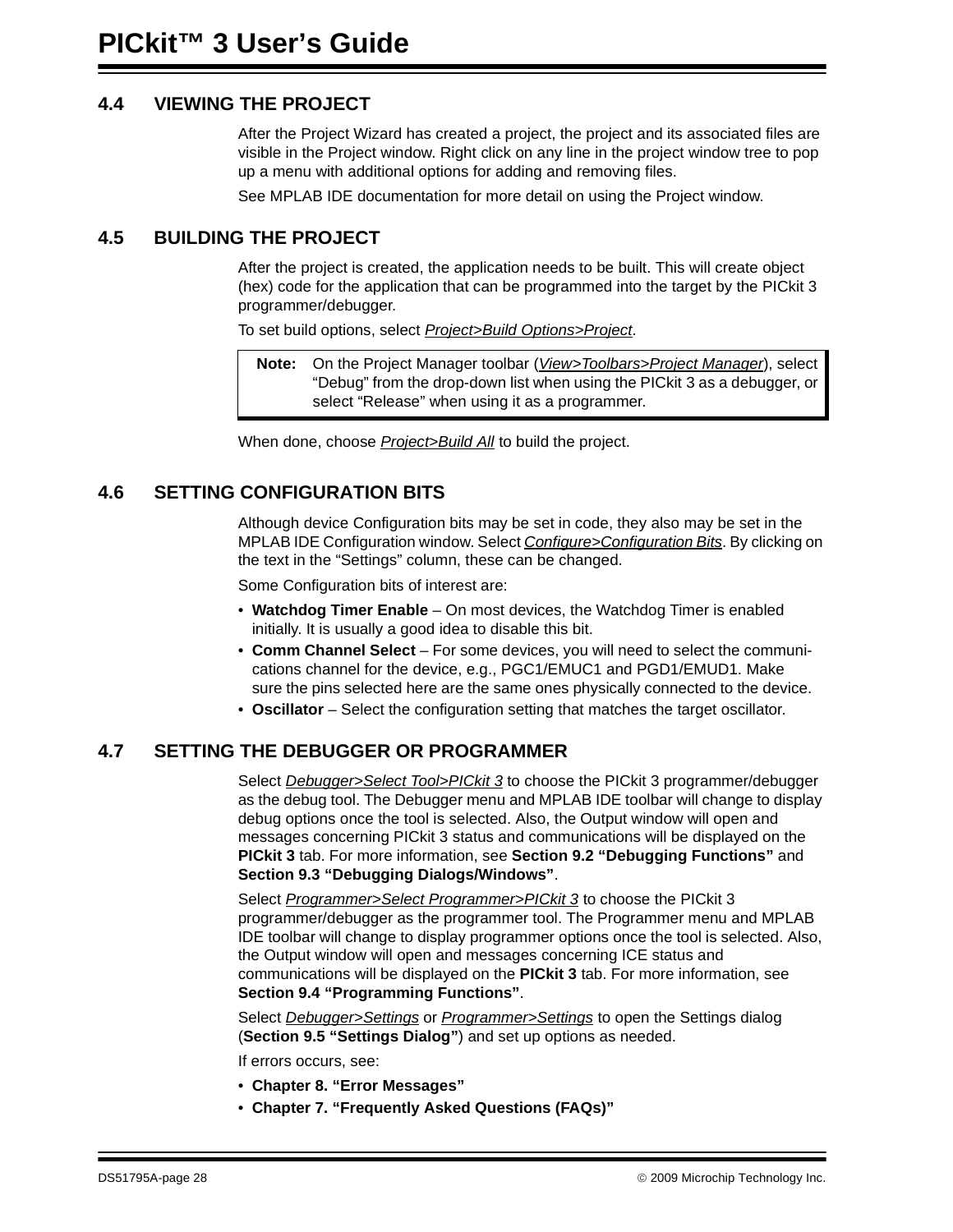## 4.4 VIEWING THE PROJECT

After the Project Wizard has created a project, the project and its associated files are visible in the Project window. Right click on any line in the project window tree to pop up a menu with additional options for adding and removing files.

See MPLAB IDE documentation for more detail on using the Project window.

## 4.5 BUILDING THE PROJECT

After the project is created, the application needs to be built. This will create object (hex) code for the application that can be programmed into the target by the PICkit 3 programmer/debugger.

To set build options, select *Project>Build Options>Project*.

> **Note:** On the Project Manager toolbar (*View>Toolbars>Project Manager*), select "Debug" from the drop-down list when using the PICkit 3 as a debugger, or select "Release" when using it as a programmer.

When done, choose *Project>Build All* to build the project.

## 4.6 SETTING CONFIGURATION BITS

Although device Configuration bits may be set in code, they also may be set in the MPLAB IDE Configuration window. Select *Configure>Configuration Bits*. By clicking on the text in the "Settings" column, these can be changed.

Some Configuration bits of interest are:

- **Watchdog Timer Enable** – On most devices, the Watchdog Timer is enabled initially. It is usually a good idea to disable this bit.
- **Comm Channel Select** – For some devices, you will need to select the communications channel for the device, e.g., PGC1/EMUC1 and PGD1/EMUD1. Make sure the pins selected here are the same ones physically connected to the device.
- **Oscillator** – Select the configuration setting that matches the target oscillator.

## 4.7 SETTING THE DEBUGGER OR PROGRAMMER

Select *Debugger>Select Tool>PICkit 3* to choose the PICkit 3 programmer/debugger as the debug tool. The Debugger menu and MPLAB IDE toolbar will change to display debug options once the tool is selected. Also, the Output window will open and messages concerning PICkit 3 status and communications will be displayed on the **PICkit 3** tab. For more information, see **Section 9.2 "Debugging Functions"** and **Section 9.3 "Debugging Dialogs/Windows"**.

Select *Programmer>Select Programmer>PICkit 3* to choose the PICkit 3 programmer/debugger as the programmer tool. The Programmer menu and MPLAB IDE toolbar will change to display programmer options once the tool is selected. Also, the Output window will open and messages concerning ICE status and communications will be displayed on the **PICkit 3** tab. For more information, see **Section 9.4 "Programming Functions"**.

Select *Debugger>Settings* or *Programmer>Settings* to open the Settings dialog (**Section 9.5 "Settings Dialog"**) and set up options as needed.

If errors occurs, see:

- **Chapter 8. "Error Messages"**
- **Chapter 7. "Frequently Asked Questions (FAQs)"**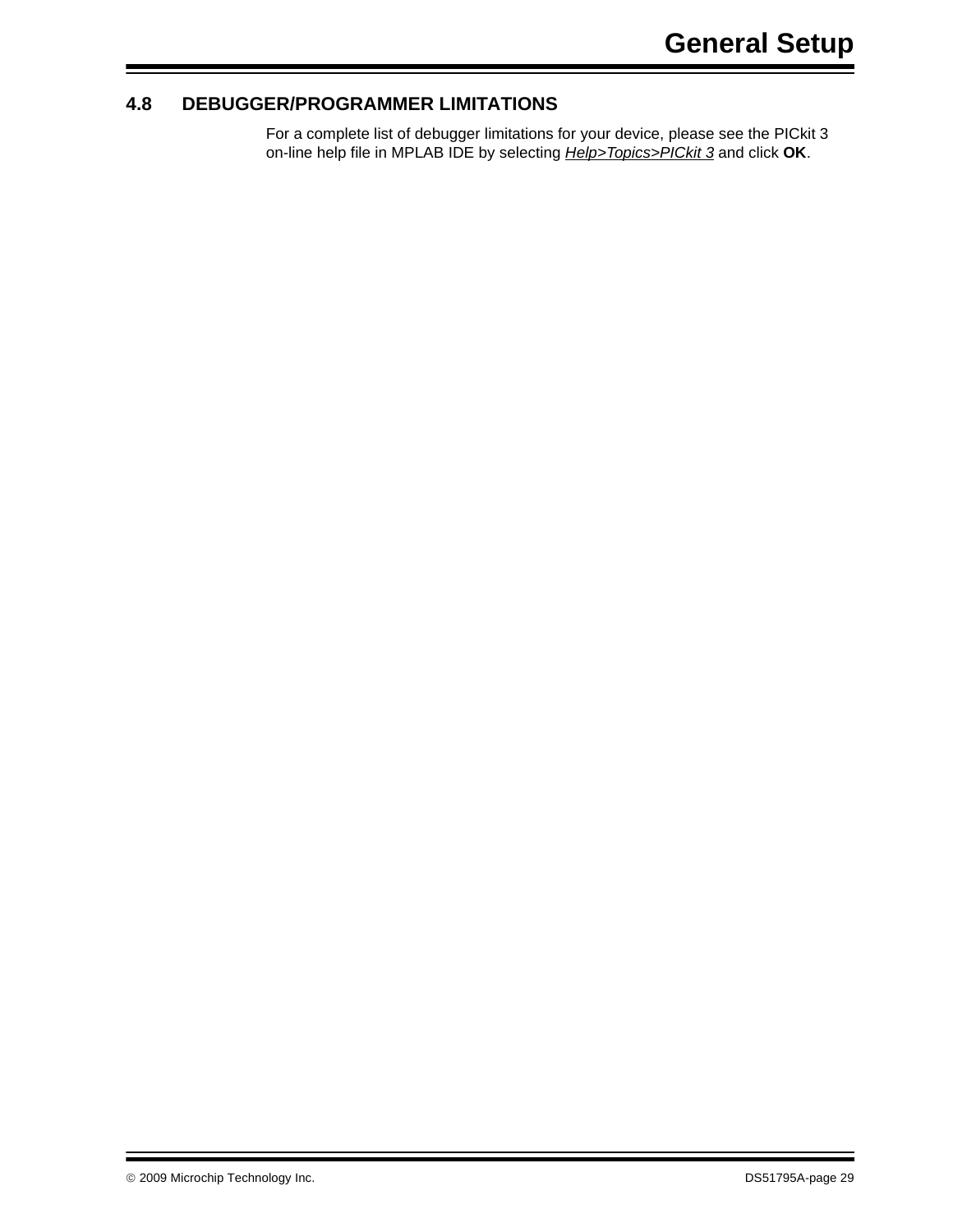## 4.8 DEBUGGER/PROGRAMMER LIMITATIONS

For a complete list of debugger limitations for your device, please see the PICkit 3 on-line help file in MPLAB IDE by selecting *Help>Topics>PICkit 3* and click **OK**.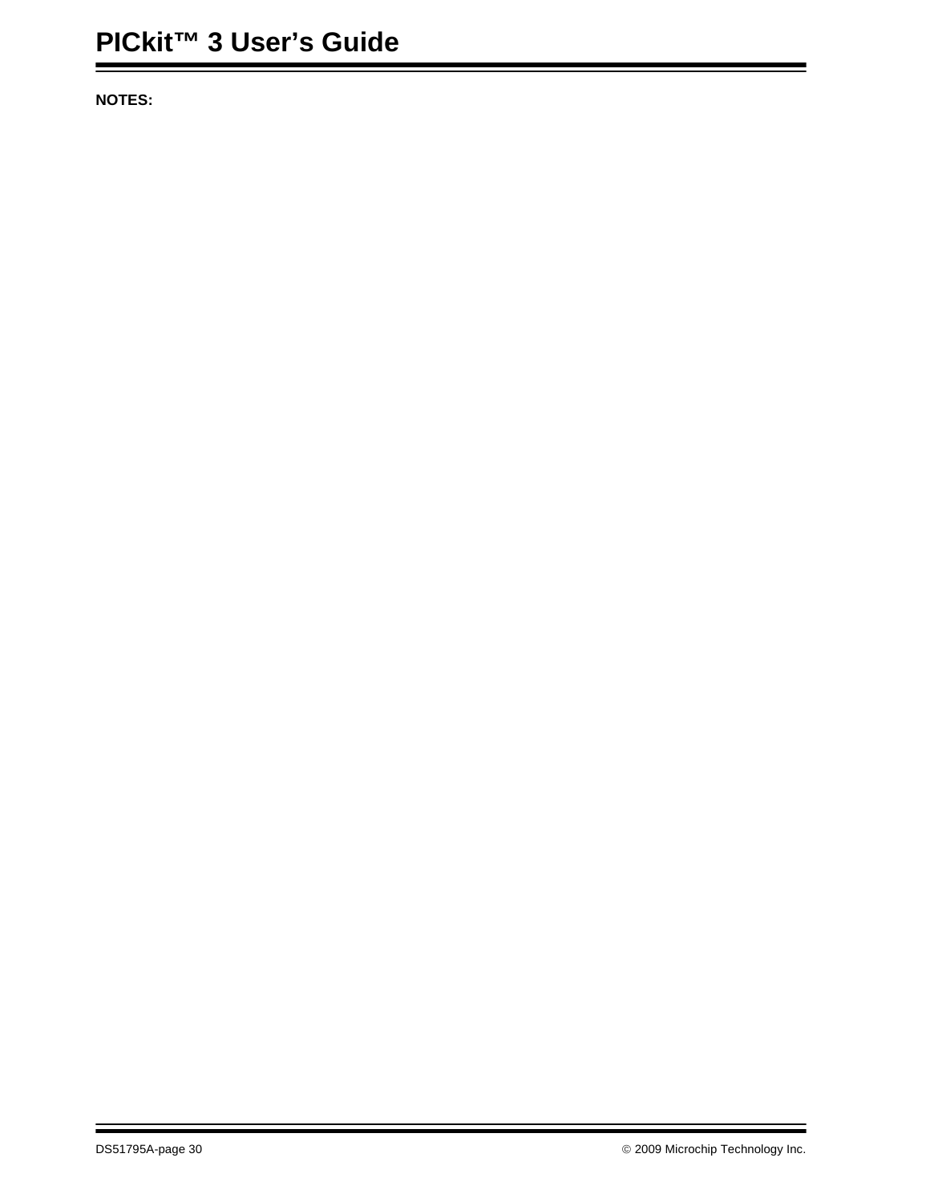**NOTES:**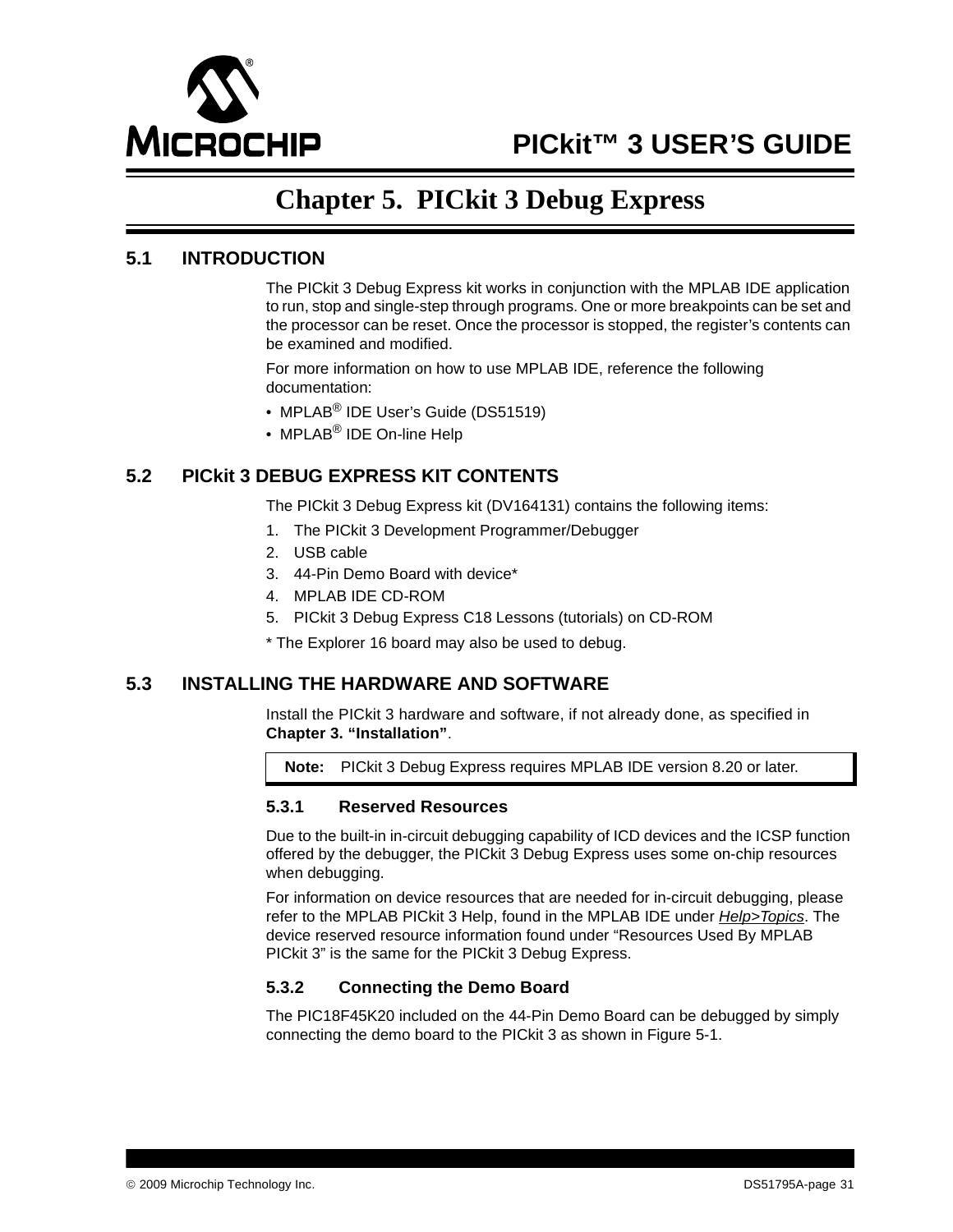# Chapter 5. PICkit 3 Debug Express

## 5.1 INTRODUCTION

The PICkit 3 Debug Express kit works in conjunction with the MPLAB IDE application to run, stop and single-step through programs. One or more breakpoints can be set and the processor can be reset. Once the processor is stopped, the register's contents can be examined and modified.

For more information on how to use MPLAB IDE, reference the following documentation:

- MPLAB® IDE User's Guide (DS51519)
- MPLAB® IDE On-line Help

## 5.2 PICkit 3 DEBUG EXPRESS KIT CONTENTS

The PICkit 3 Debug Express kit (DV164131) contains the following items:

1. The PICkit 3 Development Programmer/Debugger
2. USB cable
3. 44-Pin Demo Board with device*
4. MPLAB IDE CD-ROM
5. PICkit 3 Debug Express C18 Lessons (tutorials) on CD-ROM

* The Explorer 16 board may also be used to debug.

## 5.3 INSTALLING THE HARDWARE AND SOFTWARE

Install the PICkit 3 hardware and software, if not already done, as specified in **Chapter 3. "Installation"**.

> **Note:** PICkit 3 Debug Express requires MPLAB IDE version 8.20 or later.

### 5.3.1 Reserved Resources

Due to the built-in in-circuit debugging capability of ICD devices and the ICSP function offered by the debugger, the PICkit 3 Debug Express uses some on-chip resources when debugging.

For information on device resources that are needed for in-circuit debugging, please refer to the MPLAB PICkit 3 Help, found in the MPLAB IDE under *Help>Topics*. The device reserved resource information found under "Resources Used By MPLAB PICkit 3" is the same for the PICkit 3 Debug Express.

### 5.3.2 Connecting the Demo Board

The PIC18F45K20 included on the 44-Pin Demo Board can be debugged by simply connecting the demo board to the PICkit 3 as shown in Figure 5-1.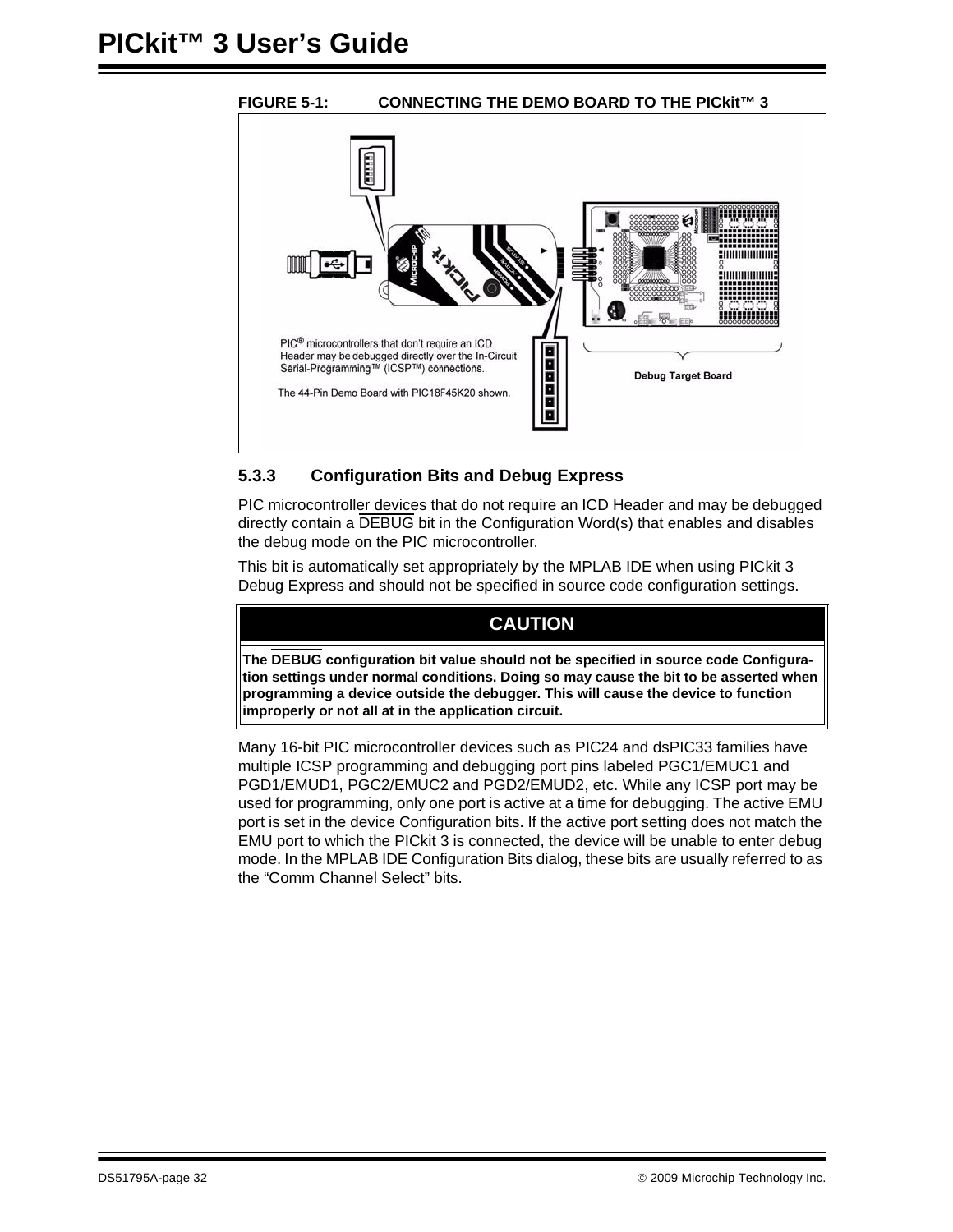**FIGURE 5-1: CONNECTING THE DEMO BOARD TO THE PICkit™ 3**

PIC® microcontrollers that don't require an ICD Header may be debugged directly over the In-Circuit Serial-Programming™ (ICSP™) connections.

The 44-Pin Demo Board with PIC18F45K20 shown.

Debug Target Board

### 5.3.3 Configuration Bits and Debug Express

PIC microcontroller devices that do not require an ICD Header and may be debugged directly contain a $\overline{\text{DEBUG}}$ bit in the Configuration Word(s) that enables and disables the debug mode on the PIC microcontroller.

This bit is automatically set appropriately by the MPLAB IDE when using PICkit 3 Debug Express and should not be specified in source code configuration settings.

> **CAUTION**
>
> **The $\overline{\text{DEBUG}}$ configuration bit value should not be specified in source code Configuration settings under normal conditions. Doing so may cause the bit to be asserted when programming a device outside the debugger. This will cause the device to function improperly or not all at in the application circuit.**

Many 16-bit PIC microcontroller devices such as PIC24 and dsPIC33 families have multiple ICSP programming and debugging port pins labeled PGC1/EMUC1 and PGD1/EMUD1, PGC2/EMUC2 and PGD2/EMUD2, etc. While any ICSP port may be used for programming, only one port is active at a time for debugging. The active EMU port is set in the device Configuration bits. If the active port setting does not match the EMU port to which the PICkit 3 is connected, the device will be unable to enter debug mode. In the MPLAB IDE Configuration Bits dialog, these bits are usually referred to as the “Comm Channel Select” bits.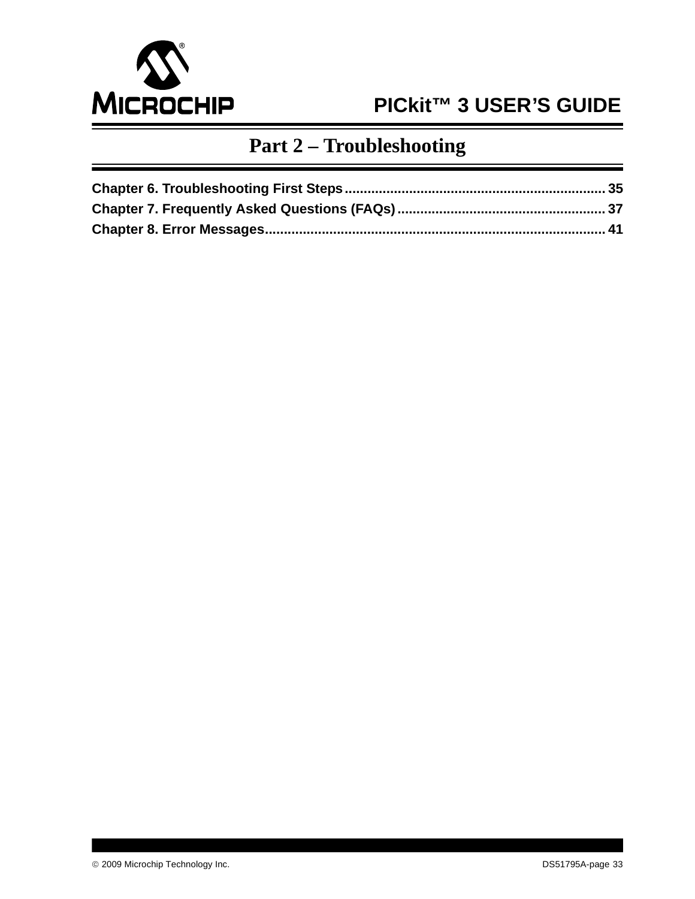# Part 2 – Troubleshooting

**Chapter 6. Troubleshooting First Steps** ............................................................ 35
**Chapter 7. Frequently Asked Questions (FAQs)** ................................................ 37
**Chapter 8. Error Messages** .................................................................................. 41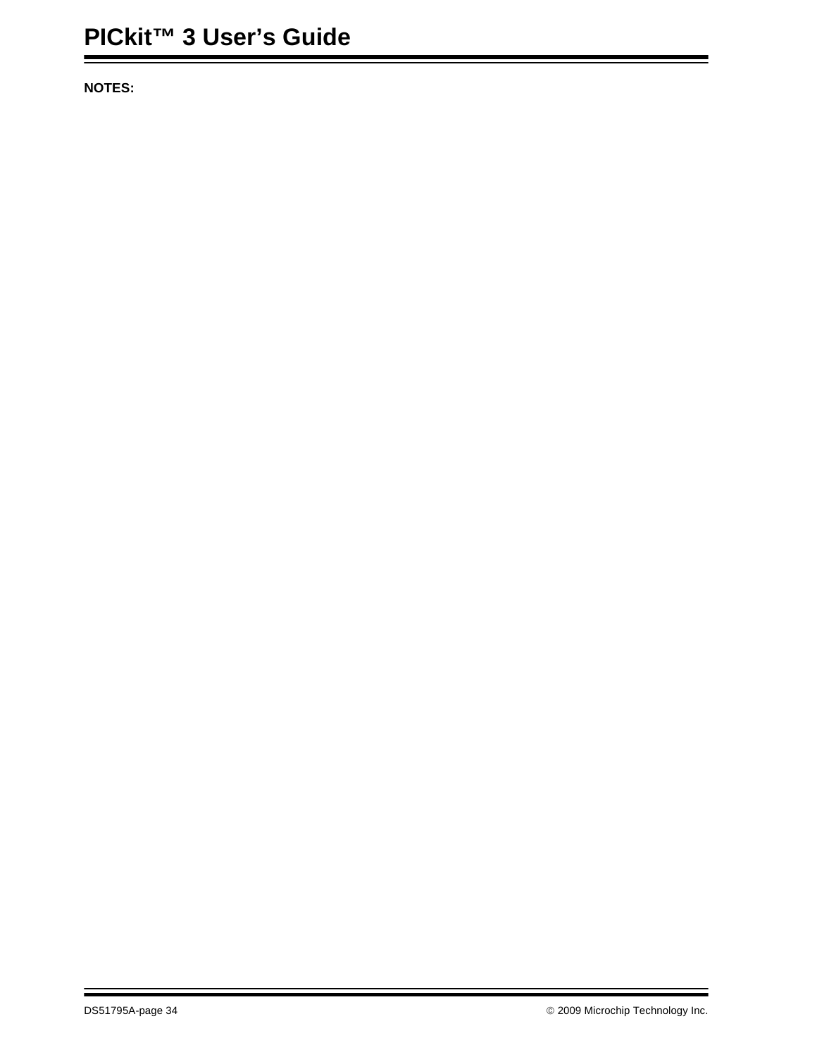**NOTES:**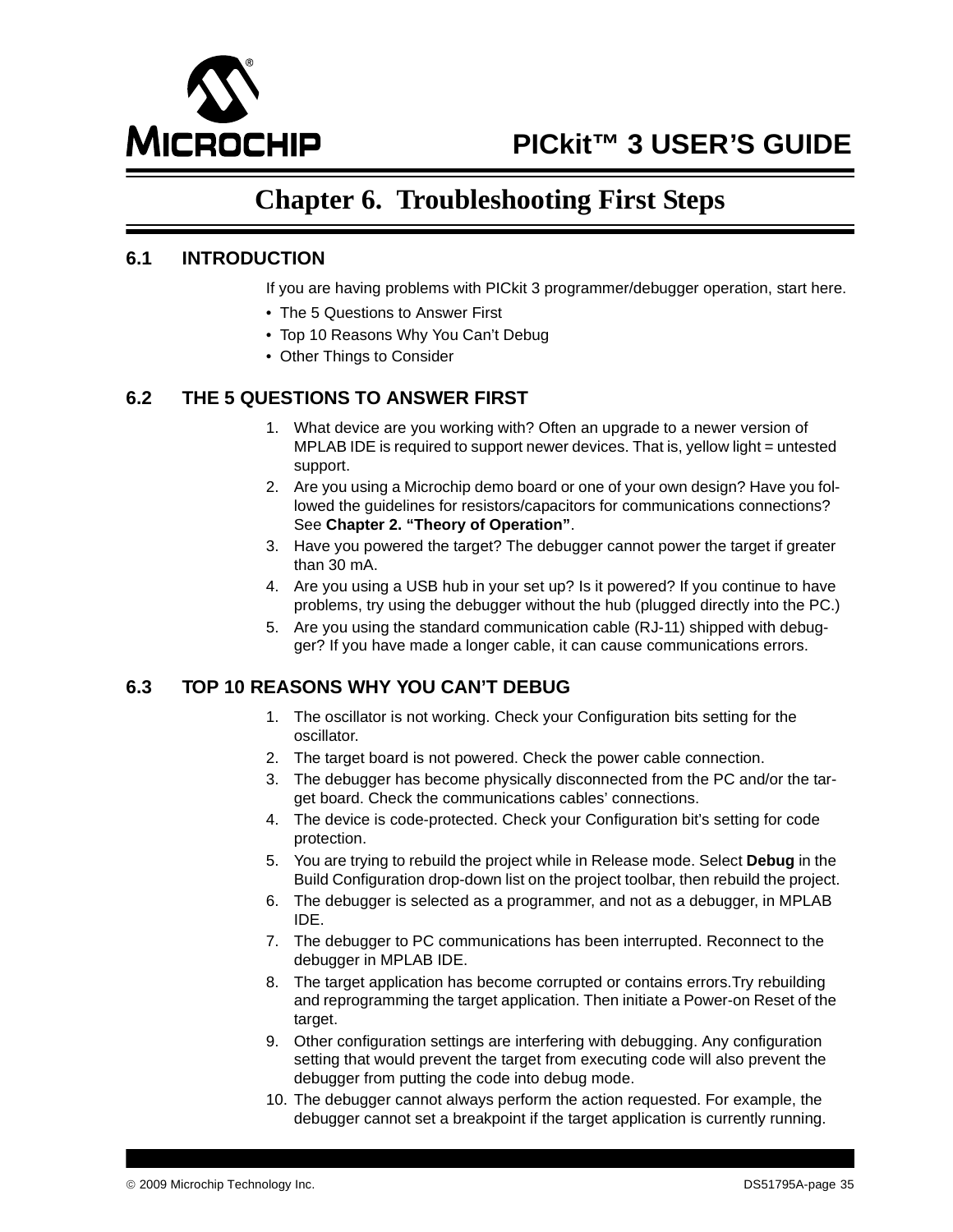# Chapter 6. Troubleshooting First Steps

## 6.1 INTRODUCTION

If you are having problems with PICkit 3 programmer/debugger operation, start here.

- The 5 Questions to Answer First
- Top 10 Reasons Why You Can't Debug
- Other Things to Consider

## 6.2 THE 5 QUESTIONS TO ANSWER FIRST

1. What device are you working with? Often an upgrade to a newer version of MPLAB IDE is required to support newer devices. That is, yellow light = untested support.
2. Are you using a Microchip demo board or one of your own design? Have you followed the guidelines for resistors/capacitors for communications connections? See **Chapter 2. "Theory of Operation"**.
3. Have you powered the target? The debugger cannot power the target if greater than 30 mA.
4. Are you using a USB hub in your set up? Is it powered? If you continue to have problems, try using the debugger without the hub (plugged directly into the PC.)
5. Are you using the standard communication cable (RJ-11) shipped with debugger? If you have made a longer cable, it can cause communications errors.

## 6.3 TOP 10 REASONS WHY YOU CAN'T DEBUG

1. The oscillator is not working. Check your Configuration bits setting for the oscillator.
2. The target board is not powered. Check the power cable connection.
3. The debugger has become physically disconnected from the PC and/or the target board. Check the communications cables' connections.
4. The device is code-protected. Check your Configuration bit's setting for code protection.
5. You are trying to rebuild the project while in Release mode. Select **Debug** in the Build Configuration drop-down list on the project toolbar, then rebuild the project.
6. The debugger is selected as a programmer, and not as a debugger, in MPLAB IDE.
7. The debugger to PC communications has been interrupted. Reconnect to the debugger in MPLAB IDE.
8. The target application has become corrupted or contains errors.Try rebuilding and reprogramming the target application. Then initiate a Power-on Reset of the target.
9. Other configuration settings are interfering with debugging. Any configuration setting that would prevent the target from executing code will also prevent the debugger from putting the code into debug mode.
10. The debugger cannot always perform the action requested. For example, the debugger cannot set a breakpoint if the target application is currently running.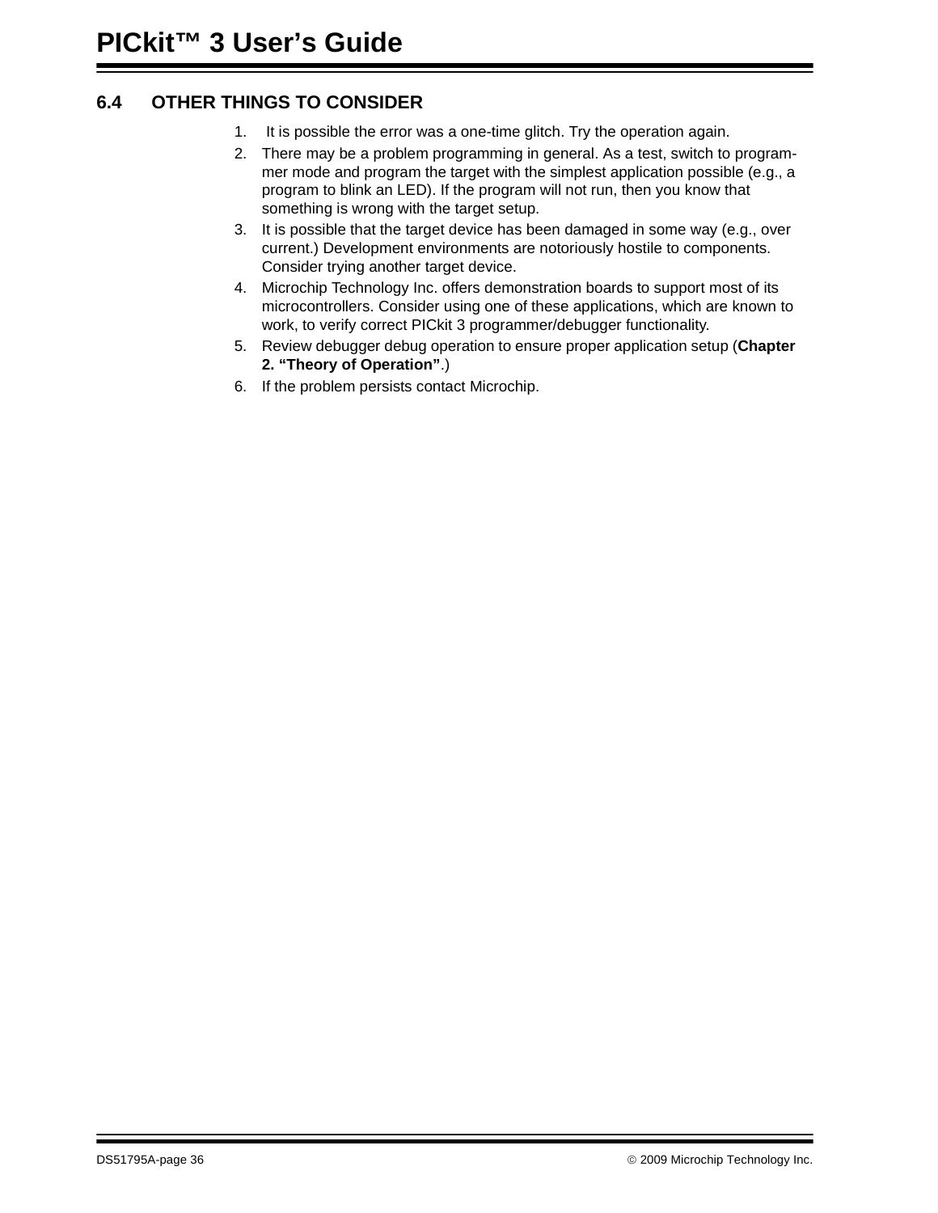## 6.4 OTHER THINGS TO CONSIDER

1. It is possible the error was a one-time glitch. Try the operation again.
2. There may be a problem programming in general. As a test, switch to programmer mode and program the target with the simplest application possible (e.g., a program to blink an LED). If the program will not run, then you know that something is wrong with the target setup.
3. It is possible that the target device has been damaged in some way (e.g., over current.) Development environments are notoriously hostile to components. Consider trying another target device.
4. Microchip Technology Inc. offers demonstration boards to support most of its microcontrollers. Consider using one of these applications, which are known to work, to verify correct PICkit 3 programmer/debugger functionality.
5. Review debugger debug operation to ensure proper application setup (**Chapter 2. “Theory of Operation”**.)
6. If the problem persists contact Microchip.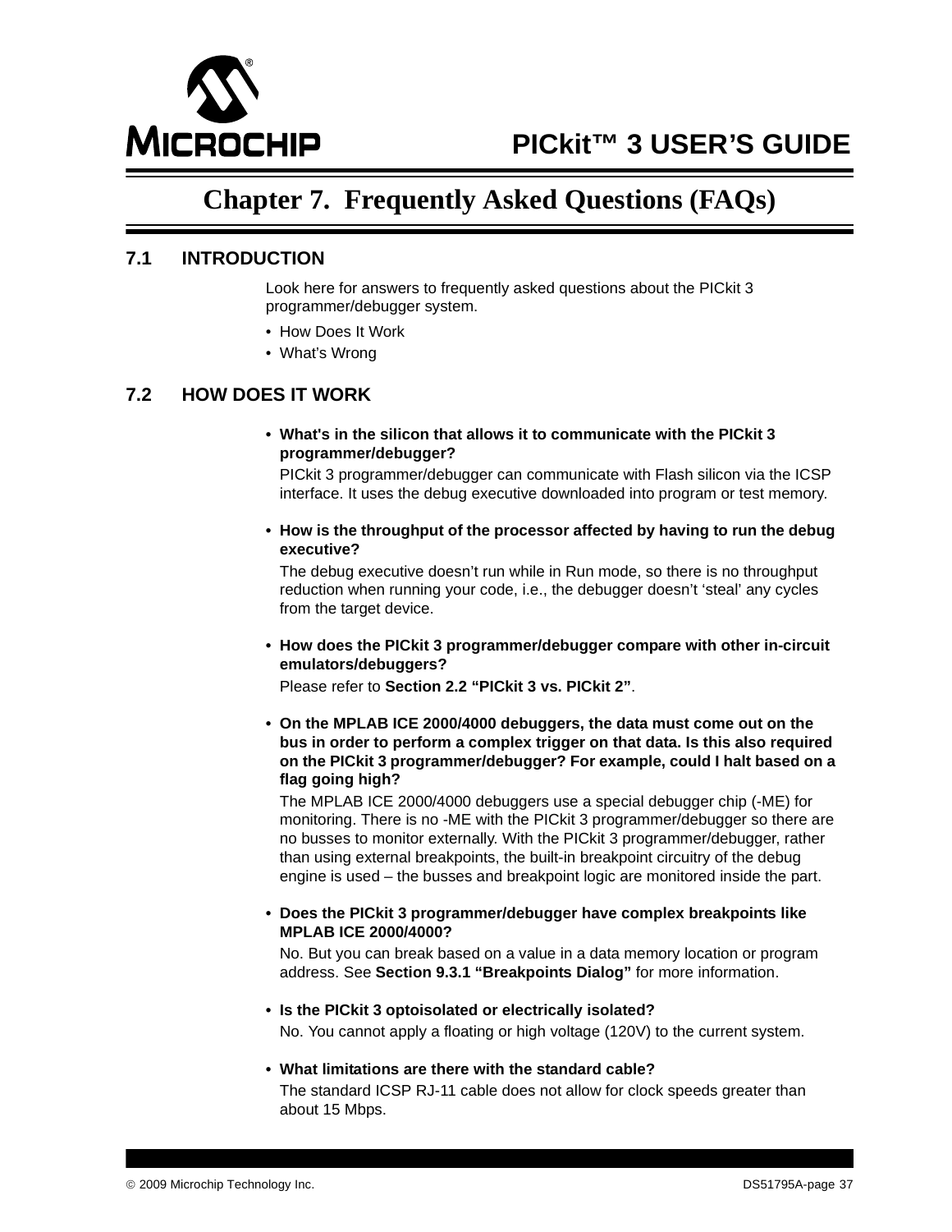# Chapter 7. Frequently Asked Questions (FAQs)

## 7.1 INTRODUCTION

Look here for answers to frequently asked questions about the PICkit 3 programmer/debugger system.

- How Does It Work
- What's Wrong

## 7.2 HOW DOES IT WORK

- **What's in the silicon that allows it to communicate with the PICkit 3 programmer/debugger?**

  PICkit 3 programmer/debugger can communicate with Flash silicon via the ICSP interface. It uses the debug executive downloaded into program or test memory.

- **How is the throughput of the processor affected by having to run the debug executive?**

  The debug executive doesn't run while in Run mode, so there is no throughput reduction when running your code, i.e., the debugger doesn't 'steal' any cycles from the target device.

- **How does the PICkit 3 programmer/debugger compare with other in-circuit emulators/debuggers?**

  Please refer to **Section 2.2 "PICkit 3 vs. PICkit 2"**.

- **On the MPLAB ICE 2000/4000 debuggers, the data must come out on the bus in order to perform a complex trigger on that data. Is this also required on the PICkit 3 programmer/debugger? For example, could I halt based on a flag going high?**

  The MPLAB ICE 2000/4000 debuggers use a special debugger chip (-ME) for monitoring. There is no -ME with the PICkit 3 programmer/debugger so there are no busses to monitor externally. With the PICkit 3 programmer/debugger, rather than using external breakpoints, the built-in breakpoint circuitry of the debug engine is used – the busses and breakpoint logic are monitored inside the part.

- **Does the PICkit 3 programmer/debugger have complex breakpoints like MPLAB ICE 2000/4000?**

  No. But you can break based on a value in a data memory location or program address. See **Section 9.3.1 "Breakpoints Dialog"** for more information.

- **Is the PICkit 3 optoisolated or electrically isolated?**

  No. You cannot apply a floating or high voltage (120V) to the current system.

- **What limitations are there with the standard cable?**

  The standard ICSP RJ-11 cable does not allow for clock speeds greater than about 15 Mbps.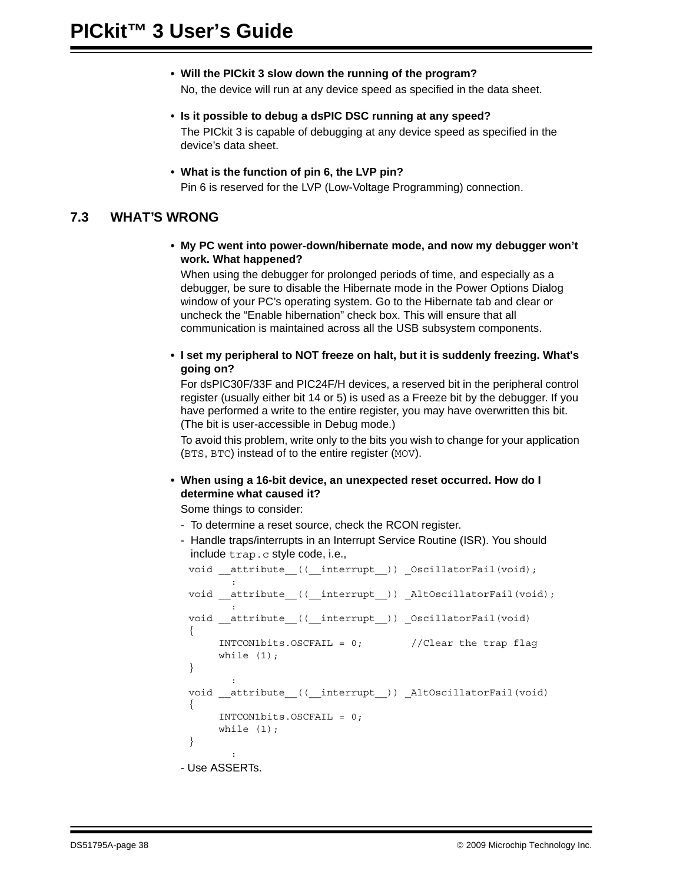- **Will the PICkit 3 slow down the running of the program?**

  No, the device will run at any device speed as specified in the data sheet.

- **Is it possible to debug a dsPIC DSC running at any speed?**

  The PICkit 3 is capable of debugging at any device speed as specified in the device's data sheet.

- **What is the function of pin 6, the LVP pin?**

  Pin 6 is reserved for the LVP (Low-Voltage Programming) connection.

## 7.3 WHAT'S WRONG

- **My PC went into power-down/hibernate mode, and now my debugger won't work. What happened?**

  When using the debugger for prolonged periods of time, and especially as a debugger, be sure to disable the Hibernate mode in the Power Options Dialog window of your PC's operating system. Go to the Hibernate tab and clear or uncheck the "Enable hibernation" check box. This will ensure that all communication is maintained across all the USB subsystem components.

- **I set my peripheral to NOT freeze on halt, but it is suddenly freezing. What's going on?**

  For dsPIC30F/33F and PIC24F/H devices, a reserved bit in the peripheral control register (usually either bit 14 or 5) is used as a Freeze bit by the debugger. If you have performed a write to the entire register, you may have overwritten this bit. (The bit is user-accessible in Debug mode.)

  To avoid this problem, write only to the bits you wish to change for your application (`BTS`, `BTC`) instead of to the entire register (`MOV`).

- **When using a 16-bit device, an unexpected reset occurred. How do I determine what caused it?**

  Some things to consider:

  - To determine a reset source, check the RCON register.
  - Handle traps/interrupts in an Interrupt Service Routine (ISR). You should include `trap.c` style code, i.e.,

```
void __attribute__((__interrupt__)) _OscillatorFail(void);
        :
void __attribute__((__interrupt__)) _AltOscillatorFail(void);
        :
void __attribute__((__interrupt__)) _OscillatorFail(void)
{
     INTCON1bits.OSCFAIL = 0;        //Clear the trap flag
     while (1);
}
        :
void __attribute__((__interrupt__)) _AltOscillatorFail(void)
{
     INTCON1bits.OSCFAIL = 0;
     while (1);
}
        :
```

  - Use ASSERTs.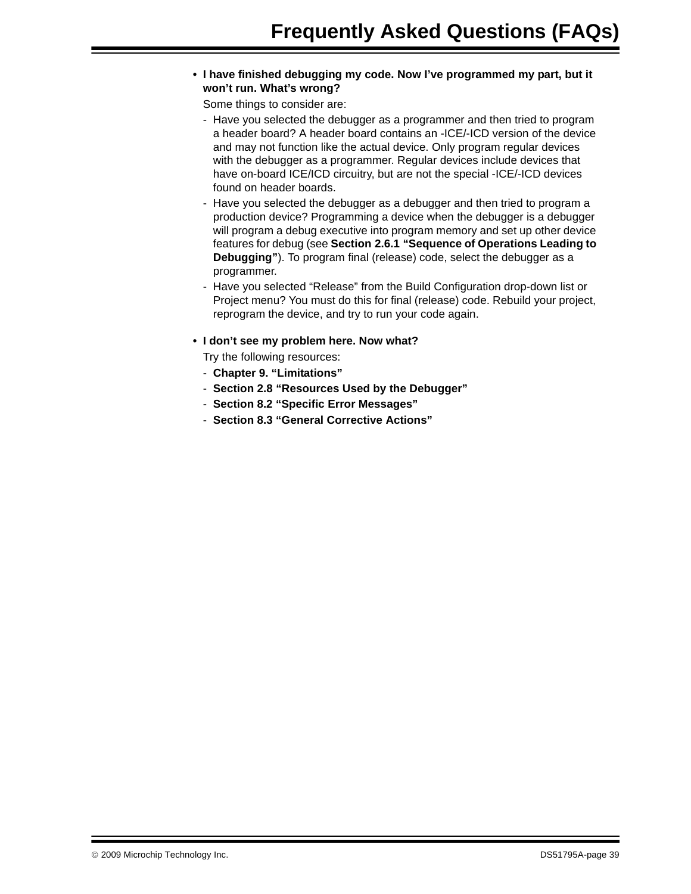- **I have finished debugging my code. Now I've programmed my part, but it won't run. What's wrong?**

  Some things to consider are:

  - Have you selected the debugger as a programmer and then tried to program a header board? A header board contains an -ICE/-ICD version of the device and may not function like the actual device. Only program regular devices with the debugger as a programmer. Regular devices include devices that have on-board ICE/ICD circuitry, but are not the special -ICE/-ICD devices found on header boards.
  - Have you selected the debugger as a debugger and then tried to program a production device? Programming a device when the debugger is a debugger will program a debug executive into program memory and set up other device features for debug (see **Section 2.6.1 "Sequence of Operations Leading to Debugging"**). To program final (release) code, select the debugger as a programmer.
  - Have you selected "Release" from the Build Configuration drop-down list or Project menu? You must do this for final (release) code. Rebuild your project, reprogram the device, and try to run your code again.

- **I don't see my problem here. Now what?**

  Try the following resources:

  - **Chapter 9. "Limitations"**
  - **Section 2.8 "Resources Used by the Debugger"**
  - **Section 8.2 "Specific Error Messages"**
  - **Section 8.3 "General Corrective Actions"**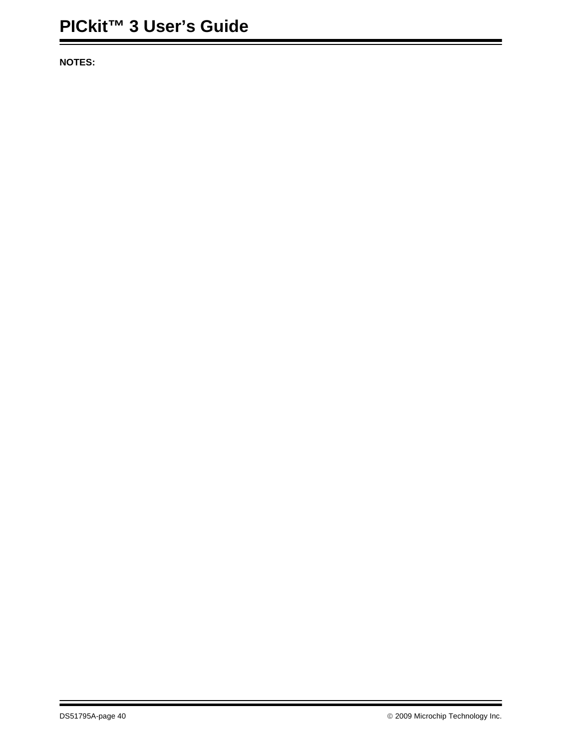**NOTES:**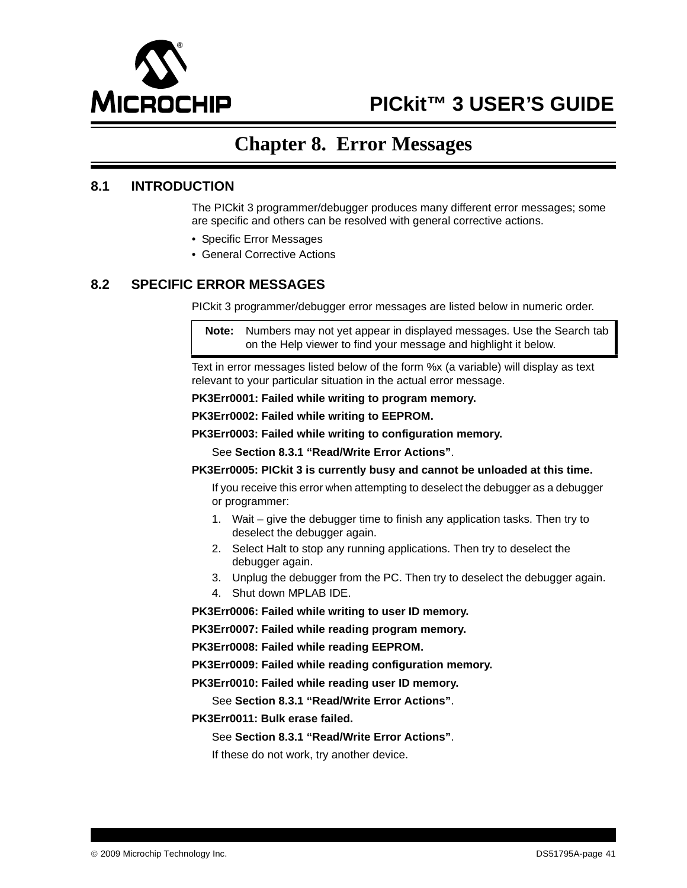# Chapter 8. Error Messages

## 8.1 INTRODUCTION

The PICkit 3 programmer/debugger produces many different error messages; some are specific and others can be resolved with general corrective actions.

- Specific Error Messages
- General Corrective Actions

## 8.2 SPECIFIC ERROR MESSAGES

PICkit 3 programmer/debugger error messages are listed below in numeric order.

> **Note:** Numbers may not yet appear in displayed messages. Use the Search tab on the Help viewer to find your message and highlight it below.

Text in error messages listed below of the form %x (a variable) will display as text relevant to your particular situation in the actual error message.

**PK3Err0001: Failed while writing to program memory.**

**PK3Err0002: Failed while writing to EEPROM.**

**PK3Err0003: Failed while writing to configuration memory.**

See **Section 8.3.1 “Read/Write Error Actions”**.

**PK3Err0005: PICkit 3 is currently busy and cannot be unloaded at this time.**

If you receive this error when attempting to deselect the debugger as a debugger or programmer:

1. Wait – give the debugger time to finish any application tasks. Then try to deselect the debugger again.
2. Select Halt to stop any running applications. Then try to deselect the debugger again.
3. Unplug the debugger from the PC. Then try to deselect the debugger again.
4. Shut down MPLAB IDE.

**PK3Err0006: Failed while writing to user ID memory.**

**PK3Err0007: Failed while reading program memory.**

**PK3Err0008: Failed while reading EEPROM.**

**PK3Err0009: Failed while reading configuration memory.**

**PK3Err0010: Failed while reading user ID memory.**

See **Section 8.3.1 “Read/Write Error Actions”**.

**PK3Err0011: Bulk erase failed.**

See **Section 8.3.1 “Read/Write Error Actions”**.

If these do not work, try another device.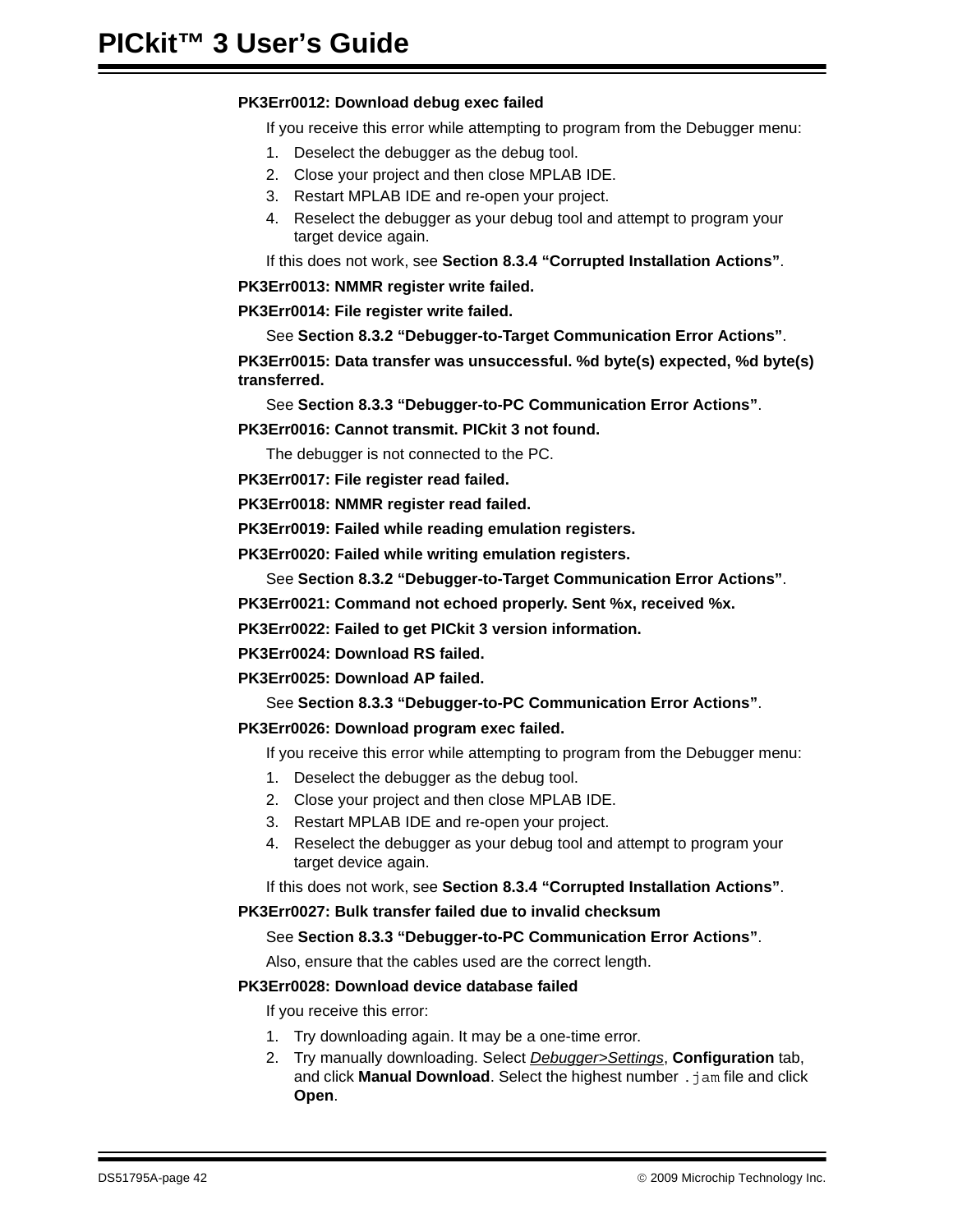**PK3Err0012: Download debug exec failed**

If you receive this error while attempting to program from the Debugger menu:

1. Deselect the debugger as the debug tool.
2. Close your project and then close MPLAB IDE.
3. Restart MPLAB IDE and re-open your project.
4. Reselect the debugger as your debug tool and attempt to program your target device again.

If this does not work, see **Section 8.3.4 "Corrupted Installation Actions"**.

**PK3Err0013: NMMR register write failed.**

**PK3Err0014: File register write failed.**

See **Section 8.3.2 "Debugger-to-Target Communication Error Actions"**.

**PK3Err0015: Data transfer was unsuccessful. %d byte(s) expected, %d byte(s) transferred.**

See **Section 8.3.3 "Debugger-to-PC Communication Error Actions"**.

**PK3Err0016: Cannot transmit. PICkit 3 not found.**

The debugger is not connected to the PC.

**PK3Err0017: File register read failed.**

**PK3Err0018: NMMR register read failed.**

**PK3Err0019: Failed while reading emulation registers.**

**PK3Err0020: Failed while writing emulation registers.**

See **Section 8.3.2 "Debugger-to-Target Communication Error Actions"**.

**PK3Err0021: Command not echoed properly. Sent %x, received %x.**

**PK3Err0022: Failed to get PICkit 3 version information.**

**PK3Err0024: Download RS failed.**

**PK3Err0025: Download AP failed.**

See **Section 8.3.3 "Debugger-to-PC Communication Error Actions"**.

**PK3Err0026: Download program exec failed.**

If you receive this error while attempting to program from the Debugger menu:

1. Deselect the debugger as the debug tool.
2. Close your project and then close MPLAB IDE.
3. Restart MPLAB IDE and re-open your project.
4. Reselect the debugger as your debug tool and attempt to program your target device again.

If this does not work, see **Section 8.3.4 "Corrupted Installation Actions"**.

**PK3Err0027: Bulk transfer failed due to invalid checksum**

See **Section 8.3.3 "Debugger-to-PC Communication Error Actions"**.

Also, ensure that the cables used are the correct length.

**PK3Err0028: Download device database failed**

If you receive this error:

1. Try downloading again. It may be a one-time error.
2. Try manually downloading. Select *Debugger>Settings*, **Configuration** tab, and click **Manual Download**. Select the highest number `.jam` file and click **Open**.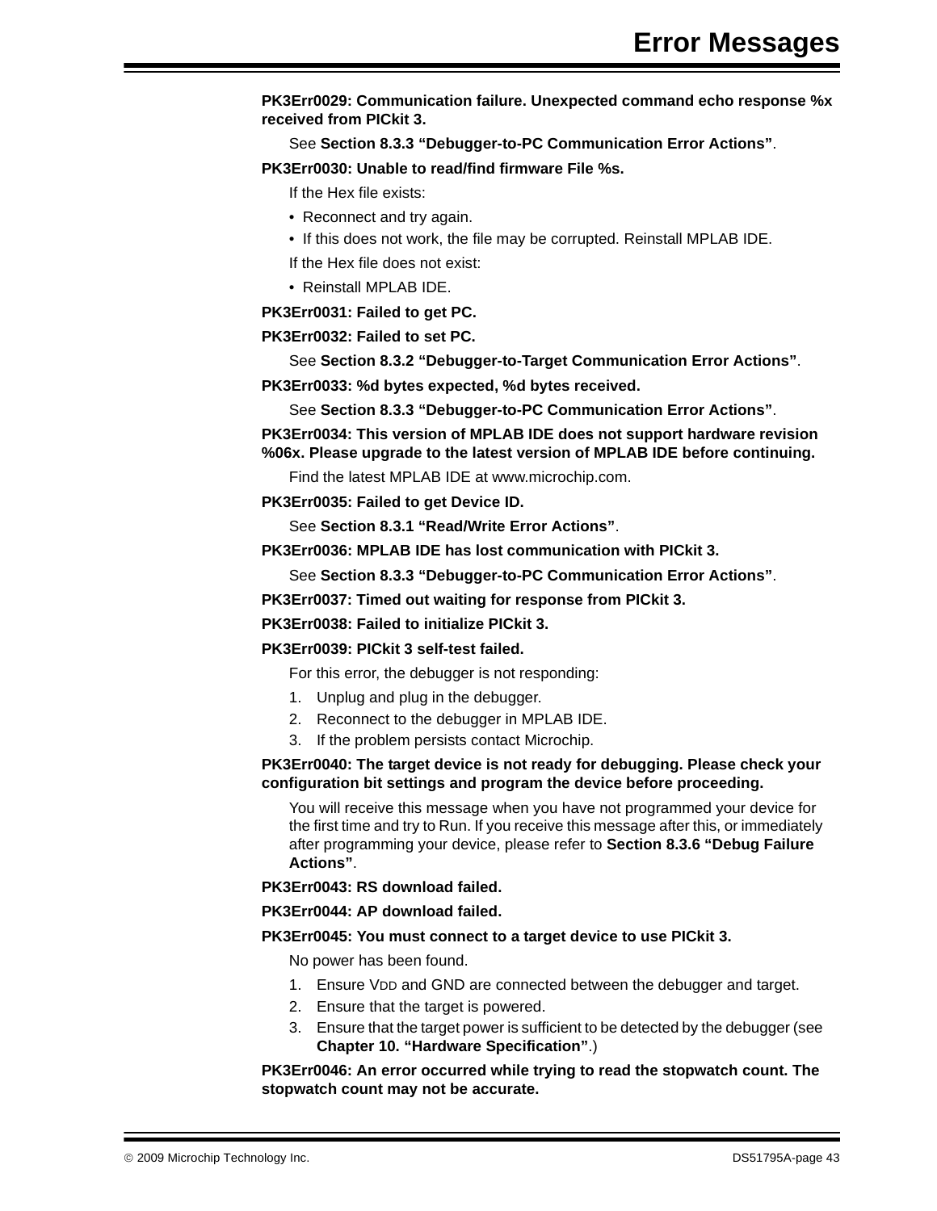**PK3Err0029: Communication failure. Unexpected command echo response %x received from PICkit 3.**

See **Section 8.3.3 "Debugger-to-PC Communication Error Actions"**.

**PK3Err0030: Unable to read/find firmware File %s.**

If the Hex file exists:

- Reconnect and try again.
- If this does not work, the file may be corrupted. Reinstall MPLAB IDE.

If the Hex file does not exist:

- Reinstall MPLAB IDE.

**PK3Err0031: Failed to get PC.**

**PK3Err0032: Failed to set PC.**

See **Section 8.3.2 "Debugger-to-Target Communication Error Actions"**.

**PK3Err0033: %d bytes expected, %d bytes received.**

See **Section 8.3.3 "Debugger-to-PC Communication Error Actions"**.

**PK3Err0034: This version of MPLAB IDE does not support hardware revision %06x. Please upgrade to the latest version of MPLAB IDE before continuing.**

Find the latest MPLAB IDE at www.microchip.com.

**PK3Err0035: Failed to get Device ID.**

See **Section 8.3.1 "Read/Write Error Actions"**.

**PK3Err0036: MPLAB IDE has lost communication with PICkit 3.**

See **Section 8.3.3 "Debugger-to-PC Communication Error Actions"**.

**PK3Err0037: Timed out waiting for response from PICkit 3.**

**PK3Err0038: Failed to initialize PICkit 3.**

**PK3Err0039: PICkit 3 self-test failed.**

For this error, the debugger is not responding:

1. Unplug and plug in the debugger.
2. Reconnect to the debugger in MPLAB IDE.
3. If the problem persists contact Microchip.

**PK3Err0040: The target device is not ready for debugging. Please check your configuration bit settings and program the device before proceeding.**

You will receive this message when you have not programmed your device for the first time and try to Run. If you receive this message after this, or immediately after programming your device, please refer to **Section 8.3.6 "Debug Failure Actions"**.

**PK3Err0043: RS download failed.**

**PK3Err0044: AP download failed.**

**PK3Err0045: You must connect to a target device to use PICkit 3.**

No power has been found.

1. Ensure $V_{DD}$ and GND are connected between the debugger and target.
2. Ensure that the target is powered.
3. Ensure that the target power is sufficient to be detected by the debugger (see **Chapter 10. "Hardware Specification"**.)

**PK3Err0046: An error occurred while trying to read the stopwatch count. The stopwatch count may not be accurate.**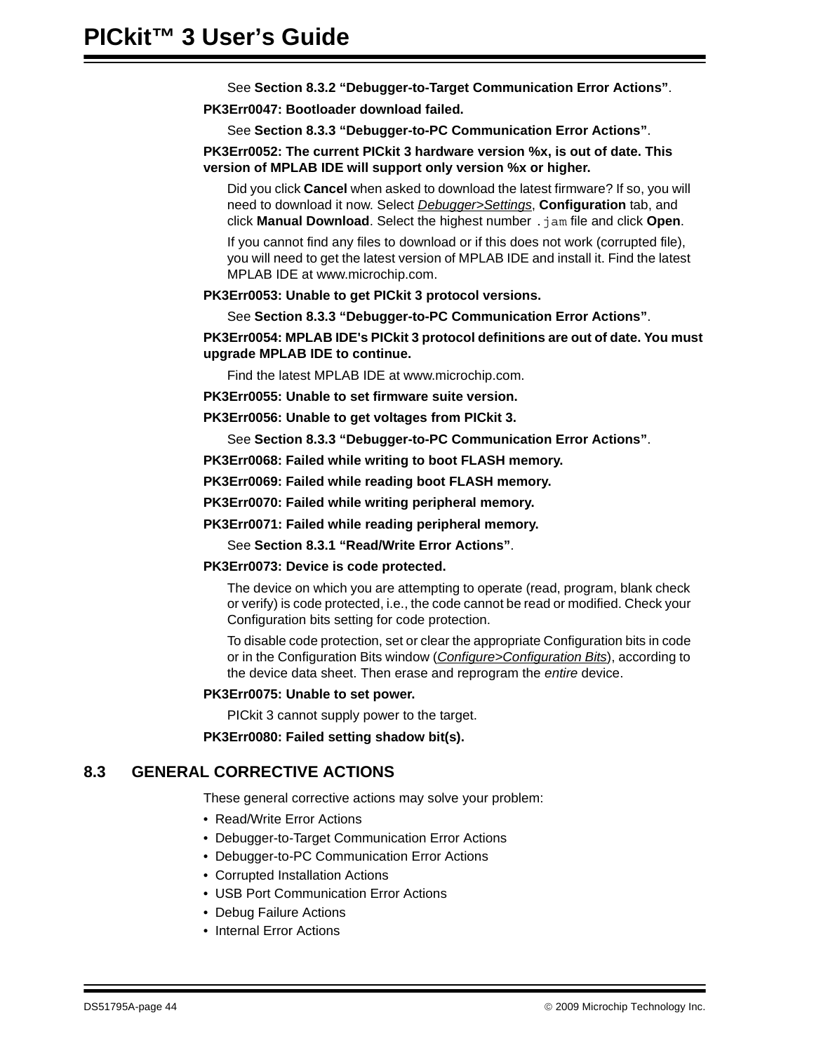See **Section 8.3.2 “Debugger-to-Target Communication Error Actions”**.

**PK3Err0047: Bootloader download failed.**

See **Section 8.3.3 “Debugger-to-PC Communication Error Actions”**.

**PK3Err0052: The current PICkit 3 hardware version %x, is out of date. This version of MPLAB IDE will support only version %x or higher.**

Did you click **Cancel** when asked to download the latest firmware? If so, you will need to download it now. Select *Debugger>Settings*, **Configuration** tab, and click **Manual Download**. Select the highest number `.jam` file and click **Open**.

If you cannot find any files to download or if this does not work (corrupted file), you will need to get the latest version of MPLAB IDE and install it. Find the latest MPLAB IDE at www.microchip.com.

**PK3Err0053: Unable to get PICkit 3 protocol versions.**

See **Section 8.3.3 “Debugger-to-PC Communication Error Actions”**.

**PK3Err0054: MPLAB IDE's PICkit 3 protocol definitions are out of date. You must upgrade MPLAB IDE to continue.**

Find the latest MPLAB IDE at www.microchip.com.

**PK3Err0055: Unable to set firmware suite version.**

**PK3Err0056: Unable to get voltages from PICkit 3.**

See **Section 8.3.3 “Debugger-to-PC Communication Error Actions”**.

**PK3Err0068: Failed while writing to boot FLASH memory.**

**PK3Err0069: Failed while reading boot FLASH memory.**

**PK3Err0070: Failed while writing peripheral memory.**

**PK3Err0071: Failed while reading peripheral memory.**

See **Section 8.3.1 “Read/Write Error Actions”**.

**PK3Err0073: Device is code protected.**

The device on which you are attempting to operate (read, program, blank check or verify) is code protected, i.e., the code cannot be read or modified. Check your Configuration bits setting for code protection.

To disable code protection, set or clear the appropriate Configuration bits in code or in the Configuration Bits window (*Configure>Configuration Bits*), according to the device data sheet. Then erase and reprogram the *entire* device.

**PK3Err0075: Unable to set power.**

PICkit 3 cannot supply power to the target.

**PK3Err0080: Failed setting shadow bit(s).**

## 8.3 GENERAL CORRECTIVE ACTIONS

These general corrective actions may solve your problem:

- Read/Write Error Actions
- Debugger-to-Target Communication Error Actions
- Debugger-to-PC Communication Error Actions
- Corrupted Installation Actions
- USB Port Communication Error Actions
- Debug Failure Actions
- Internal Error Actions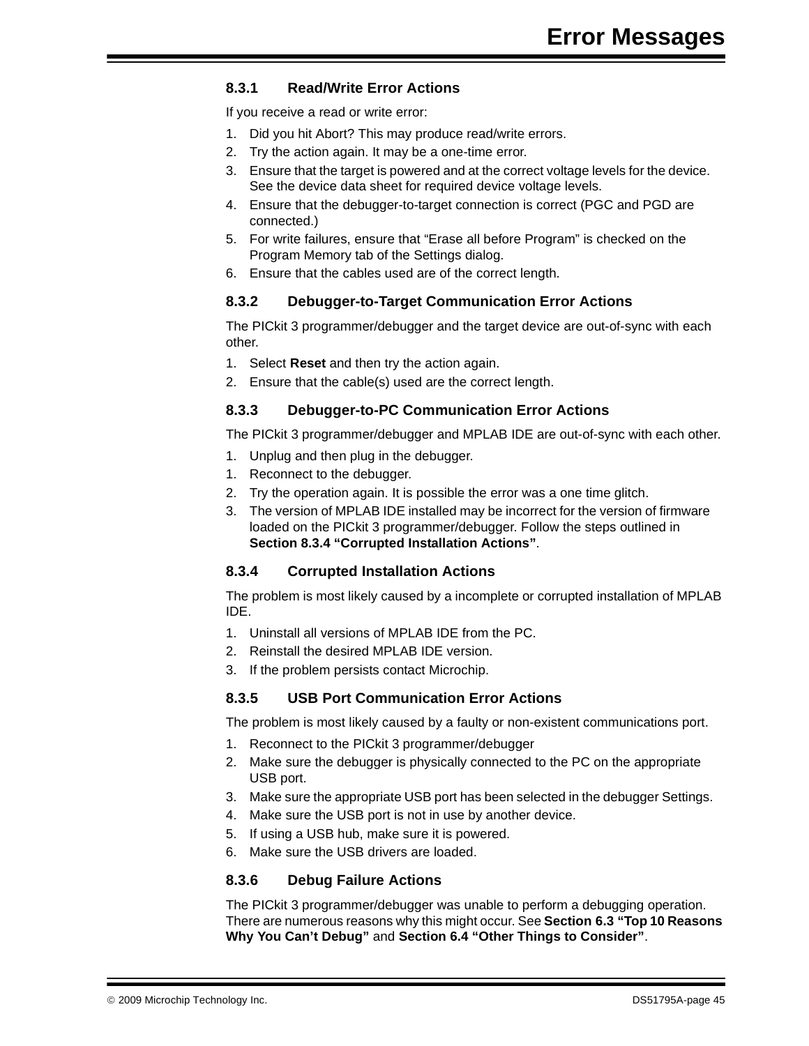### 8.3.1 Read/Write Error Actions

If you receive a read or write error:

1. Did you hit Abort? This may produce read/write errors.
2. Try the action again. It may be a one-time error.
3. Ensure that the target is powered and at the correct voltage levels for the device. See the device data sheet for required device voltage levels.
4. Ensure that the debugger-to-target connection is correct (PGC and PGD are connected.)
5. For write failures, ensure that “Erase all before Program” is checked on the Program Memory tab of the Settings dialog.
6. Ensure that the cables used are of the correct length.

### 8.3.2 Debugger-to-Target Communication Error Actions

The PICkit 3 programmer/debugger and the target device are out-of-sync with each other.

1. Select **Reset** and then try the action again.
2. Ensure that the cable(s) used are the correct length.

### 8.3.3 Debugger-to-PC Communication Error Actions

The PICkit 3 programmer/debugger and MPLAB IDE are out-of-sync with each other.

1. Unplug and then plug in the debugger.
1. Reconnect to the debugger.
2. Try the operation again. It is possible the error was a one time glitch.
3. The version of MPLAB IDE installed may be incorrect for the version of firmware loaded on the PICkit 3 programmer/debugger. Follow the steps outlined in **Section 8.3.4 “Corrupted Installation Actions”**.

### 8.3.4 Corrupted Installation Actions

The problem is most likely caused by a incomplete or corrupted installation of MPLAB IDE.

1. Uninstall all versions of MPLAB IDE from the PC.
2. Reinstall the desired MPLAB IDE version.
3. If the problem persists contact Microchip.

### 8.3.5 USB Port Communication Error Actions

The problem is most likely caused by a faulty or non-existent communications port.

1. Reconnect to the PICkit 3 programmer/debugger
2. Make sure the debugger is physically connected to the PC on the appropriate USB port.
3. Make sure the appropriate USB port has been selected in the debugger Settings.
4. Make sure the USB port is not in use by another device.
5. If using a USB hub, make sure it is powered.
6. Make sure the USB drivers are loaded.

### 8.3.6 Debug Failure Actions

The PICkit 3 programmer/debugger was unable to perform a debugging operation. There are numerous reasons why this might occur. See **Section 6.3 “Top 10 Reasons Why You Can’t Debug”** and **Section 6.4 “Other Things to Consider”**.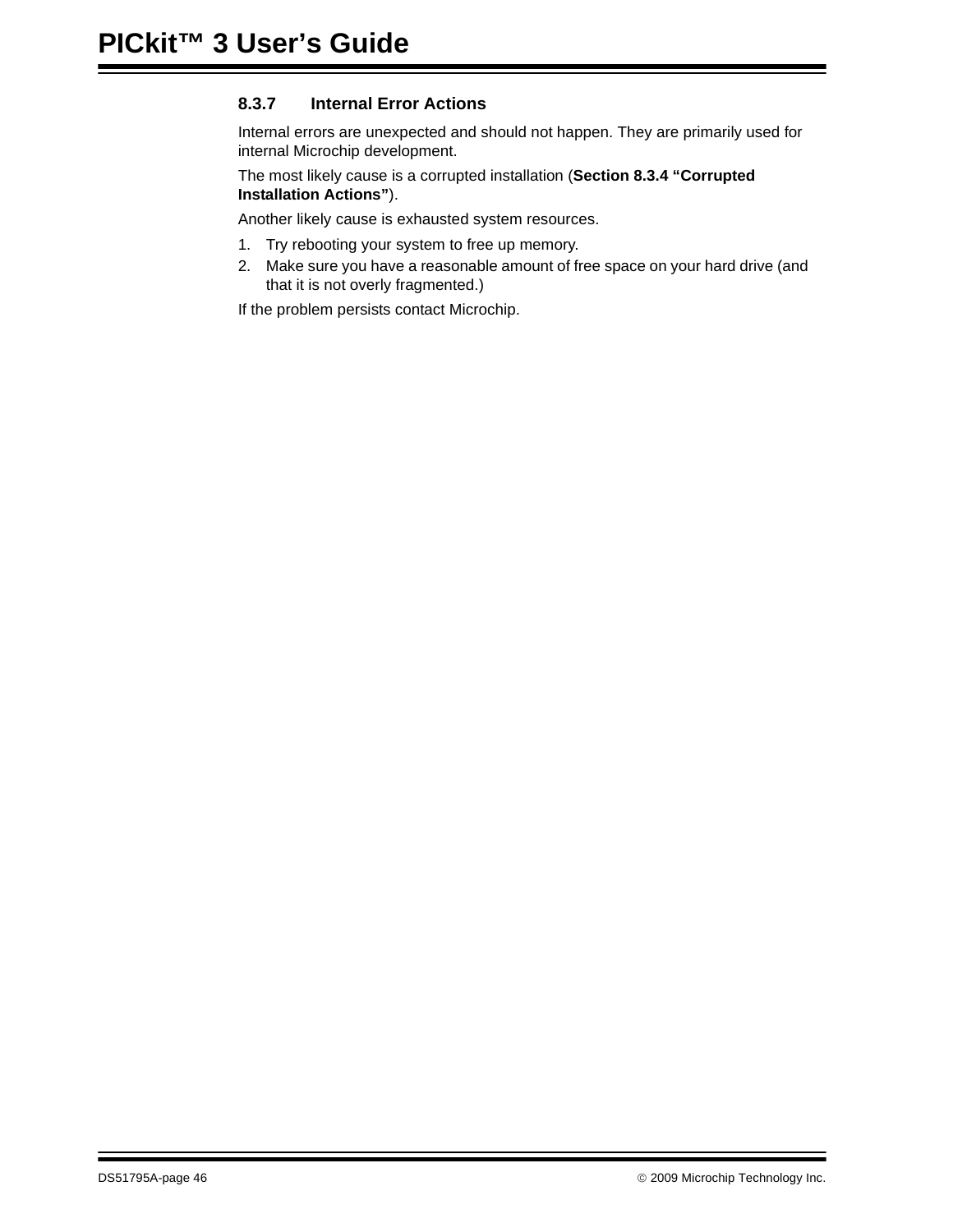### 8.3.7 Internal Error Actions

Internal errors are unexpected and should not happen. They are primarily used for internal Microchip development.

The most likely cause is a corrupted installation (**Section 8.3.4 "Corrupted Installation Actions"**).

Another likely cause is exhausted system resources.

1. Try rebooting your system to free up memory.
2. Make sure you have a reasonable amount of free space on your hard drive (and that it is not overly fragmented.)

If the problem persists contact Microchip.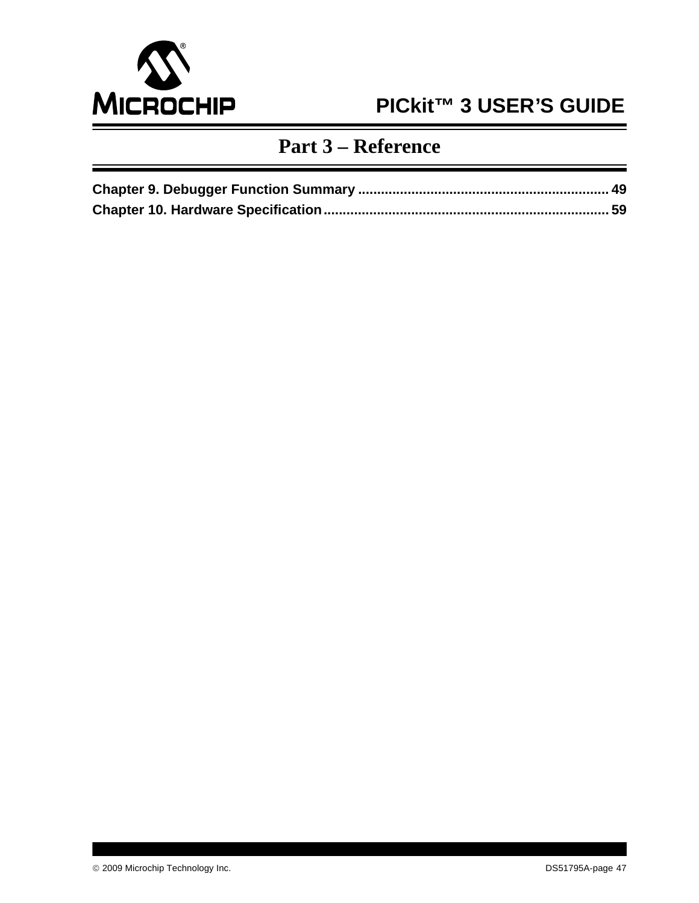# Part 3 – Reference

Chapter 9. Debugger Function Summary ................................................................. 49

Chapter 10. Hardware Specification......................................................................... 59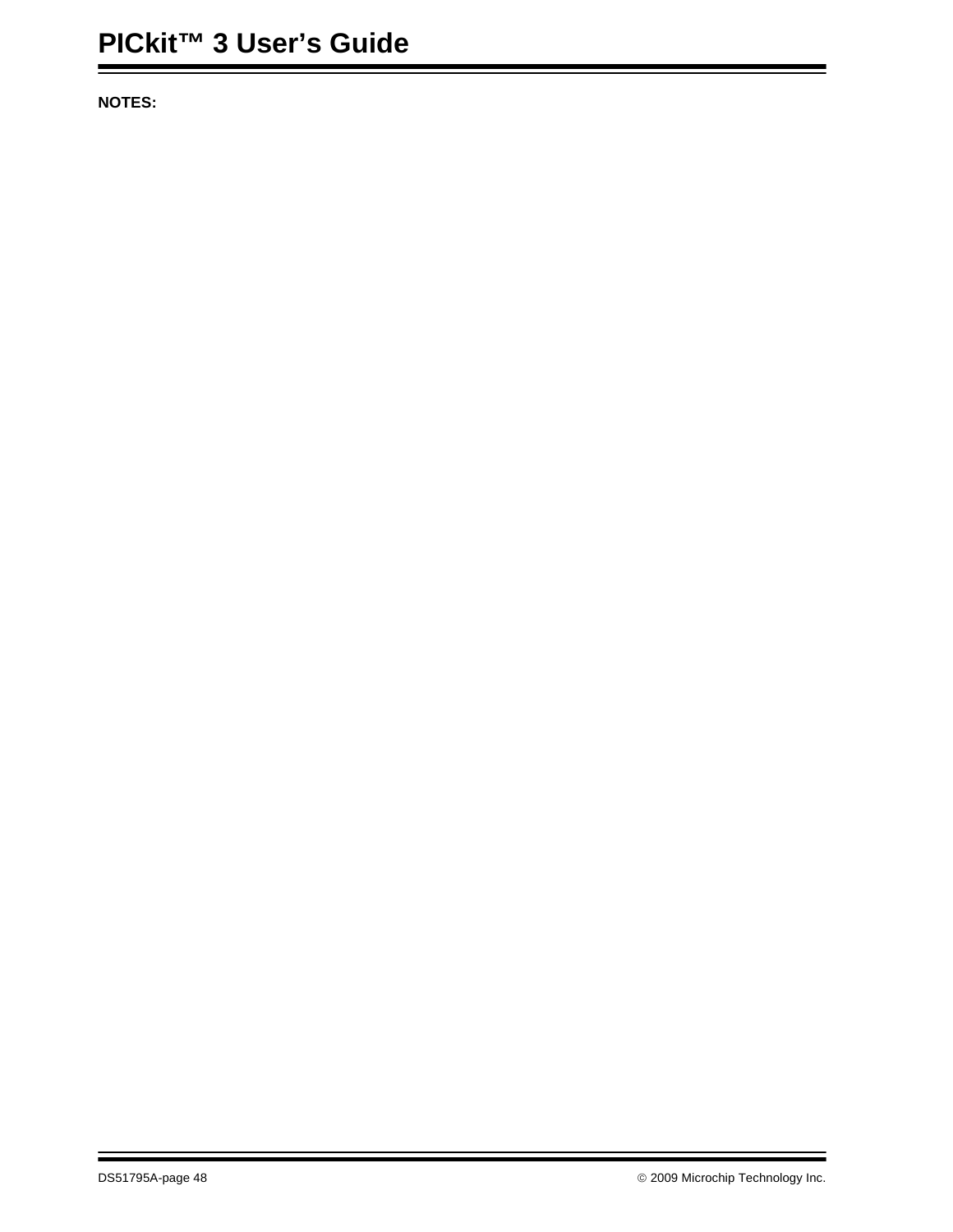**NOTES:**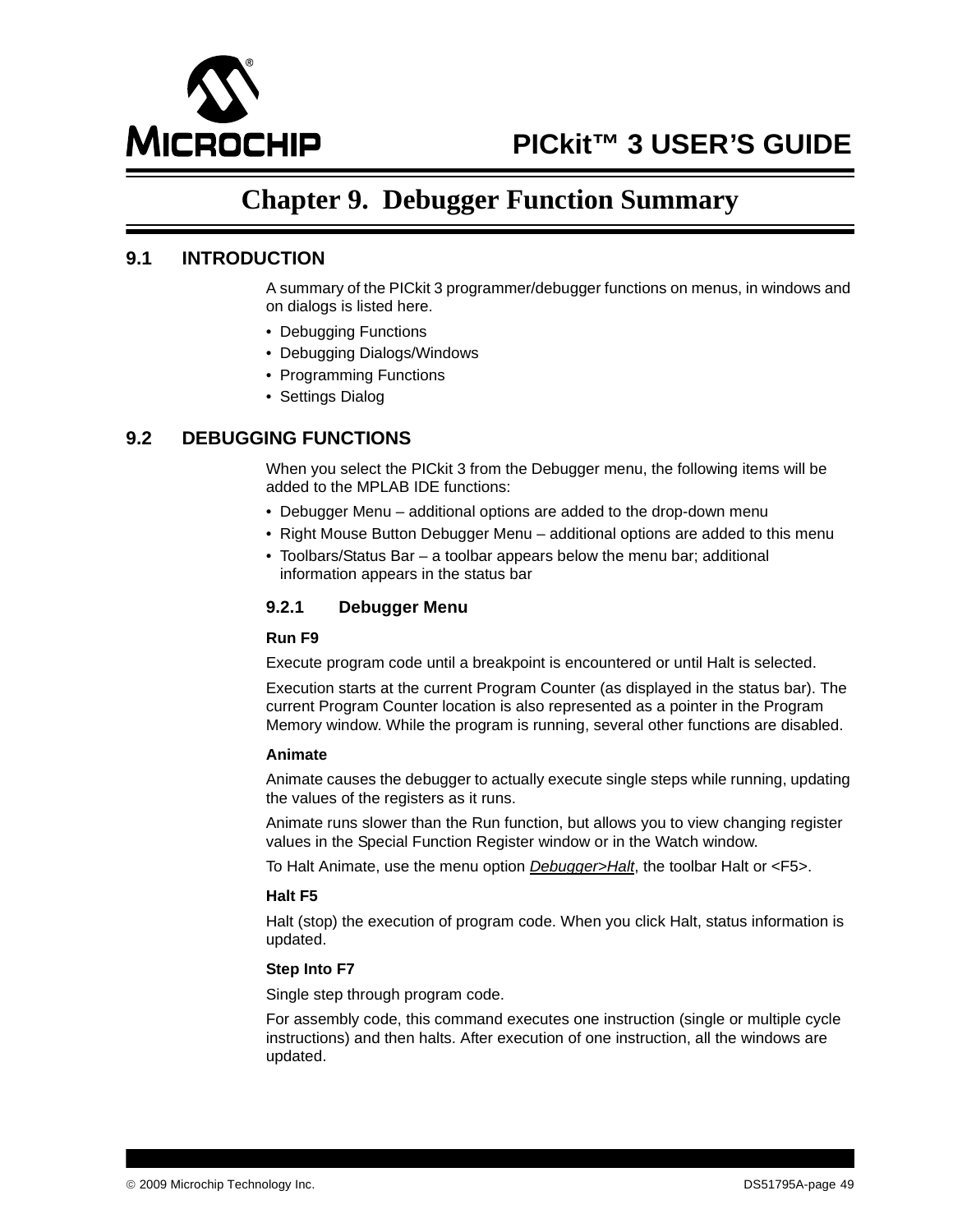# Chapter 9. Debugger Function Summary

## 9.1 INTRODUCTION

A summary of the PICkit 3 programmer/debugger functions on menus, in windows and on dialogs is listed here.

- Debugging Functions
- Debugging Dialogs/Windows
- Programming Functions
- Settings Dialog

## 9.2 DEBUGGING FUNCTIONS

When you select the PICkit 3 from the Debugger menu, the following items will be added to the MPLAB IDE functions:

- Debugger Menu – additional options are added to the drop-down menu
- Right Mouse Button Debugger Menu – additional options are added to this menu
- Toolbars/Status Bar – a toolbar appears below the menu bar; additional information appears in the status bar

### 9.2.1 Debugger Menu

**Run F9**

Execute program code until a breakpoint is encountered or until Halt is selected.

Execution starts at the current Program Counter (as displayed in the status bar). The current Program Counter location is also represented as a pointer in the Program Memory window. While the program is running, several other functions are disabled.

**Animate**

Animate causes the debugger to actually execute single steps while running, updating the values of the registers as it runs.

Animate runs slower than the Run function, but allows you to view changing register values in the Special Function Register window or in the Watch window.

To Halt Animate, use the menu option *Debugger>Halt*, the toolbar Halt or <F5>.

**Halt F5**

Halt (stop) the execution of program code. When you click Halt, status information is updated.

**Step Into F7**

Single step through program code.

For assembly code, this command executes one instruction (single or multiple cycle instructions) and then halts. After execution of one instruction, all the windows are updated.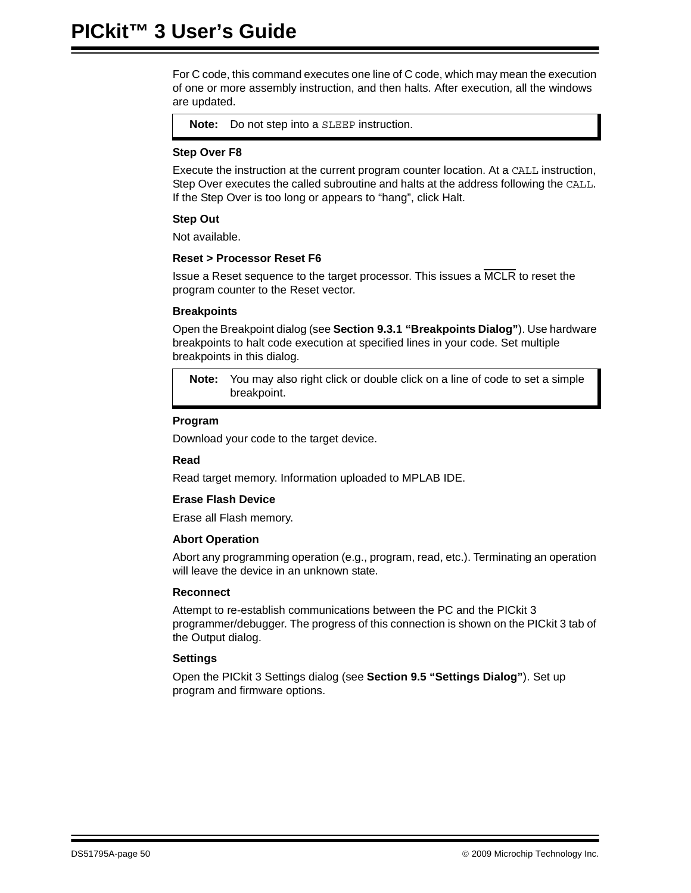For C code, this command executes one line of C code, which may mean the execution of one or more assembly instruction, and then halts. After execution, all the windows are updated.

> **Note:** Do not step into a `SLEEP` instruction.

**Step Over F8**

Execute the instruction at the current program counter location. At a `CALL` instruction, Step Over executes the called subroutine and halts at the address following the `CALL`. If the Step Over is too long or appears to “hang”, click Halt.

**Step Out**

Not available.

**Reset > Processor Reset F6**

Issue a Reset sequence to the target processor. This issues a $\overline{\text{MCLR}}$ to reset the program counter to the Reset vector.

**Breakpoints**

Open the Breakpoint dialog (see **Section 9.3.1 “Breakpoints Dialog”**). Use hardware breakpoints to halt code execution at specified lines in your code. Set multiple breakpoints in this dialog.

> **Note:** You may also right click or double click on a line of code to set a simple breakpoint.

**Program**

Download your code to the target device.

**Read**

Read target memory. Information uploaded to MPLAB IDE.

**Erase Flash Device**

Erase all Flash memory.

**Abort Operation**

Abort any programming operation (e.g., program, read, etc.). Terminating an operation will leave the device in an unknown state.

**Reconnect**

Attempt to re-establish communications between the PC and the PICkit 3 programmer/debugger. The progress of this connection is shown on the PICkit 3 tab of the Output dialog.

**Settings**

Open the PICkit 3 Settings dialog (see **Section 9.5 “Settings Dialog”**). Set up program and firmware options.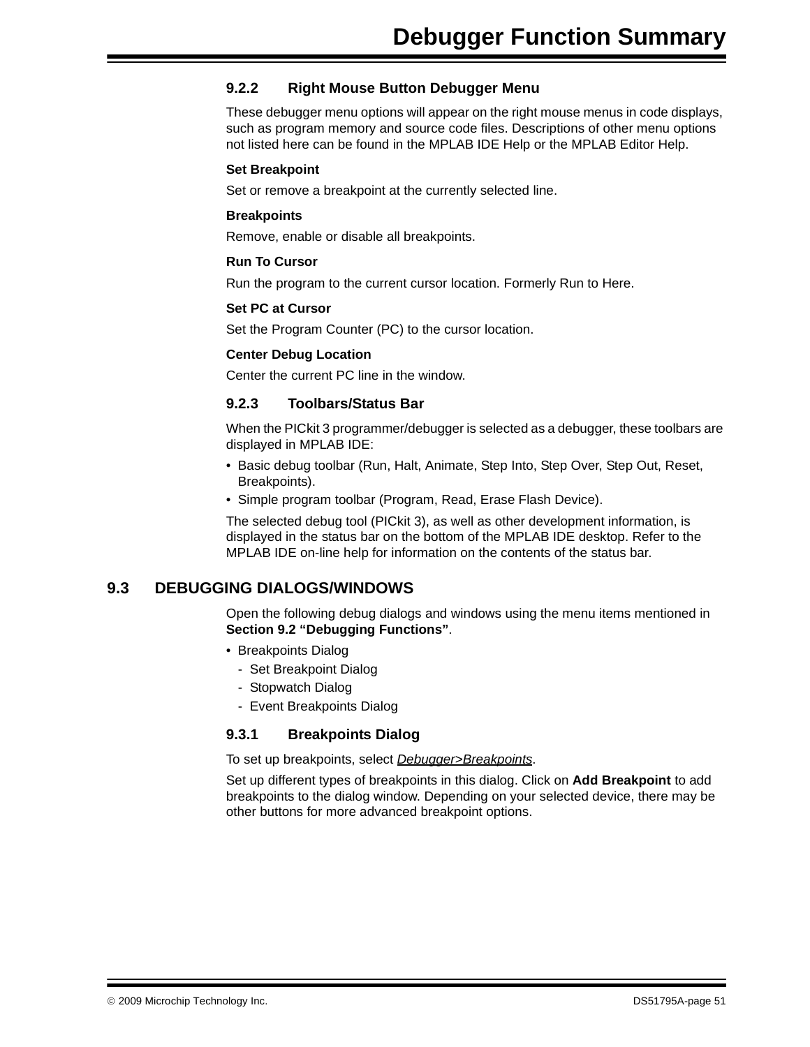### 9.2.2 Right Mouse Button Debugger Menu

These debugger menu options will appear on the right mouse menus in code displays, such as program memory and source code files. Descriptions of other menu options not listed here can be found in the MPLAB IDE Help or the MPLAB Editor Help.

**Set Breakpoint**

Set or remove a breakpoint at the currently selected line.

**Breakpoints**

Remove, enable or disable all breakpoints.

**Run To Cursor**

Run the program to the current cursor location. Formerly Run to Here.

**Set PC at Cursor**

Set the Program Counter (PC) to the cursor location.

**Center Debug Location**

Center the current PC line in the window.

### 9.2.3 Toolbars/Status Bar

When the PICkit 3 programmer/debugger is selected as a debugger, these toolbars are displayed in MPLAB IDE:

- Basic debug toolbar (Run, Halt, Animate, Step Into, Step Over, Step Out, Reset, Breakpoints).
- Simple program toolbar (Program, Read, Erase Flash Device).

The selected debug tool (PICkit 3), as well as other development information, is displayed in the status bar on the bottom of the MPLAB IDE desktop. Refer to the MPLAB IDE on-line help for information on the contents of the status bar.

## 9.3 DEBUGGING DIALOGS/WINDOWS

Open the following debug dialogs and windows using the menu items mentioned in **Section 9.2 "Debugging Functions"**.

- Breakpoints Dialog
  - Set Breakpoint Dialog
  - Stopwatch Dialog
  - Event Breakpoints Dialog

### 9.3.1 Breakpoints Dialog

To set up breakpoints, select *Debugger>Breakpoints*.

Set up different types of breakpoints in this dialog. Click on **Add Breakpoint** to add breakpoints to the dialog window. Depending on your selected device, there may be other buttons for more advanced breakpoint options.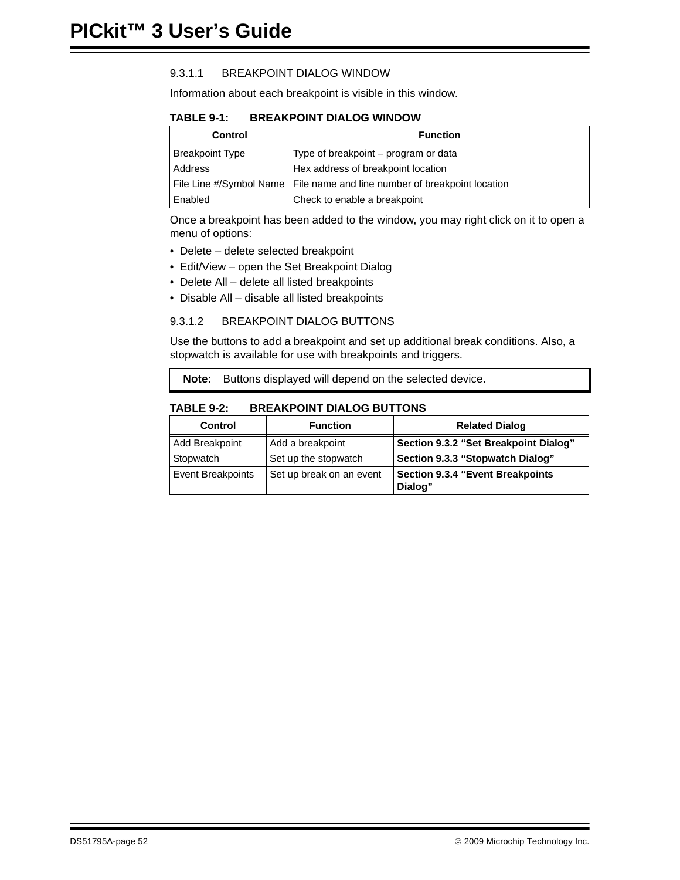#### 9.3.1.1 BREAKPOINT DIALOG WINDOW

Information about each breakpoint is visible in this window.

**TABLE 9-1: BREAKPOINT DIALOG WINDOW**

| Control | Function |
|---|---|
| Breakpoint Type | Type of breakpoint – program or data |
| Address | Hex address of breakpoint location |
| File Line #/Symbol Name | File name and line number of breakpoint location |
| Enabled | Check to enable a breakpoint |

Once a breakpoint has been added to the window, you may right click on it to open a menu of options:

- Delete – delete selected breakpoint
- Edit/View – open the Set Breakpoint Dialog
- Delete All – delete all listed breakpoints
- Disable All – disable all listed breakpoints

#### 9.3.1.2 BREAKPOINT DIALOG BUTTONS

Use the buttons to add a breakpoint and set up additional break conditions. Also, a stopwatch is available for use with breakpoints and triggers.

> **Note:** Buttons displayed will depend on the selected device.

**TABLE 9-2: BREAKPOINT DIALOG BUTTONS**

| Control | Function | Related Dialog |
|---|---|---|
| Add Breakpoint | Add a breakpoint | **Section 9.3.2 “Set Breakpoint Dialog”** |
| Stopwatch | Set up the stopwatch | **Section 9.3.3 “Stopwatch Dialog”** |
| Event Breakpoints | Set up break on an event | **Section 9.3.4 “Event Breakpoints Dialog”** |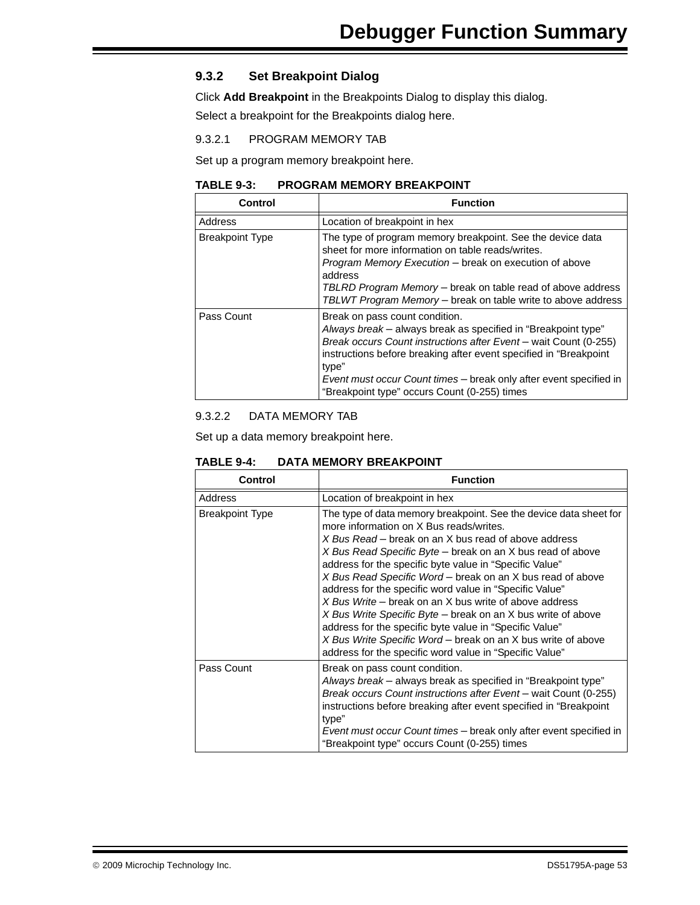### 9.3.2 Set Breakpoint Dialog

Click **Add Breakpoint** in the Breakpoints Dialog to display this dialog.

Select a breakpoint for the Breakpoints dialog here.

#### 9.3.2.1 PROGRAM MEMORY TAB

Set up a program memory breakpoint here.

**TABLE 9-3: PROGRAM MEMORY BREAKPOINT**

| Control | Function |
|---|---|
| Address | Location of breakpoint in hex |
| Breakpoint Type | The type of program memory breakpoint. See the device data sheet for more information on table reads/writes.<br>*Program Memory Execution* – break on execution of above address<br>*TBLRD Program Memory* – break on table read of above address<br>*TBLWT Program Memory* – break on table write to above address |
| Pass Count | Break on pass count condition.<br>*Always break* – always break as specified in “Breakpoint type”<br>*Break occurs Count instructions after Event* – wait Count (0-255) instructions before breaking after event specified in “Breakpoint type”<br>*Event must occur Count times* – break only after event specified in “Breakpoint type” occurs Count (0-255) times |

#### 9.3.2.2 DATA MEMORY TAB

Set up a data memory breakpoint here.

**TABLE 9-4: DATA MEMORY BREAKPOINT**

| Control | Function |
|---|---|
| Address | Location of breakpoint in hex |
| Breakpoint Type | The type of data memory breakpoint. See the device data sheet for more information on X Bus reads/writes.<br>*X Bus Read* – break on an X bus read of above address<br>*X Bus Read Specific Byte* – break on an X bus read of above address for the specific byte value in “Specific Value”<br>*X Bus Read Specific Word* – break on an X bus read of above address for the specific word value in “Specific Value”<br>*X Bus Write* – break on an X bus write of above address<br>*X Bus Write Specific Byte* – break on an X bus write of above address for the specific byte value in “Specific Value”<br>*X Bus Write Specific Word* – break on an X bus write of above address for the specific word value in “Specific Value” |
| Pass Count | Break on pass count condition.<br>*Always break* – always break as specified in “Breakpoint type”<br>*Break occurs Count instructions after Event* – wait Count (0-255) instructions before breaking after event specified in “Breakpoint type”<br>*Event must occur Count times* – break only after event specified in “Breakpoint type” occurs Count (0-255) times |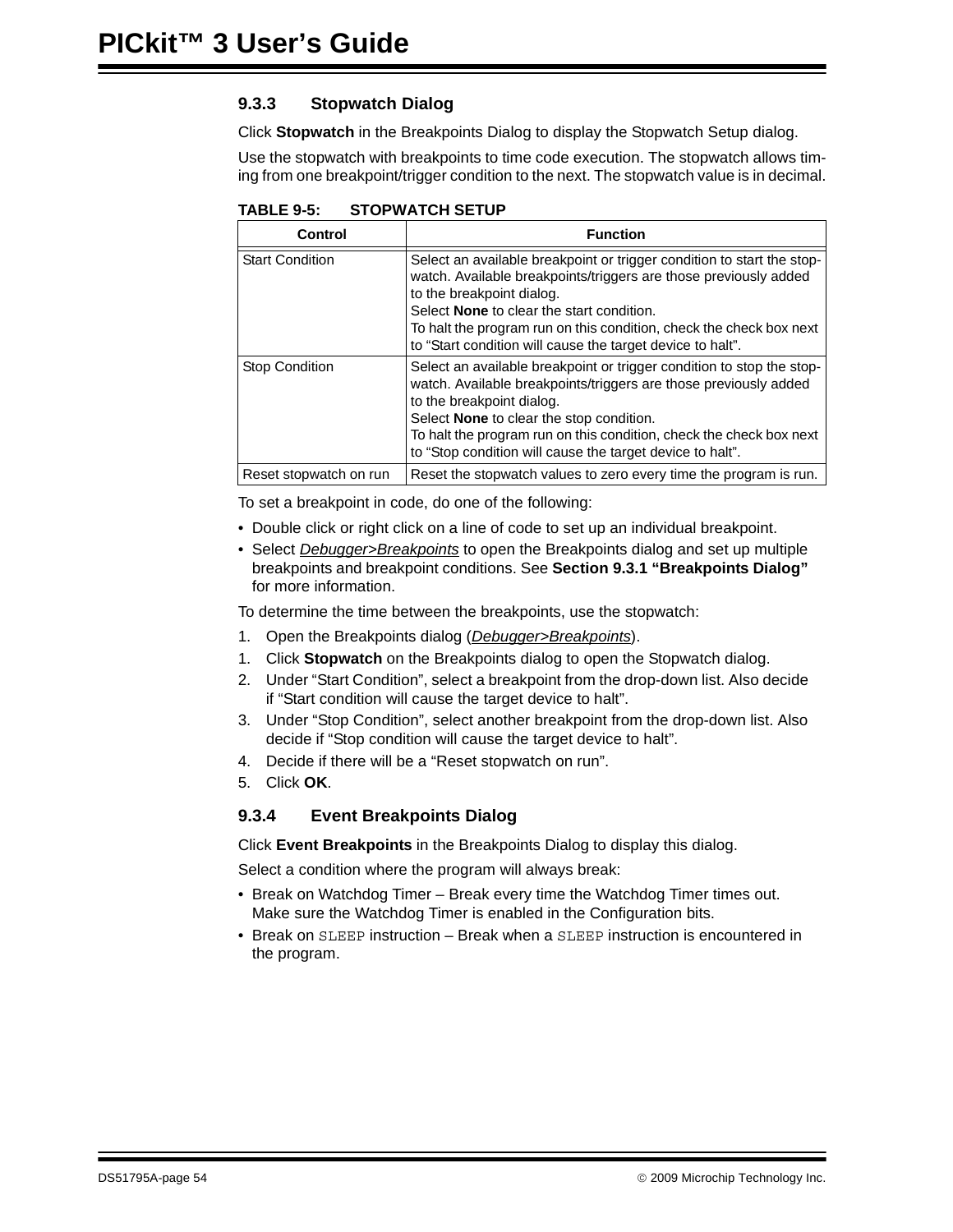### 9.3.3 Stopwatch Dialog

Click **Stopwatch** in the Breakpoints Dialog to display the Stopwatch Setup dialog.

Use the stopwatch with breakpoints to time code execution. The stopwatch allows timing from one breakpoint/trigger condition to the next. The stopwatch value is in decimal.

**TABLE 9-5: STOPWATCH SETUP**

| Control | Function |
|---|---|
| Start Condition | Select an available breakpoint or trigger condition to start the stopwatch. Available breakpoints/triggers are those previously added to the breakpoint dialog.<br>Select **None** to clear the start condition.<br>To halt the program run on this condition, check the check box next to “Start condition will cause the target device to halt”. |
| Stop Condition | Select an available breakpoint or trigger condition to stop the stopwatch. Available breakpoints/triggers are those previously added to the breakpoint dialog.<br>Select **None** to clear the stop condition.<br>To halt the program run on this condition, check the check box next to “Stop condition will cause the target device to halt”. |
| Reset stopwatch on run | Reset the stopwatch values to zero every time the program is run. |

To set a breakpoint in code, do one of the following:

- Double click or right click on a line of code to set up an individual breakpoint.
- Select *Debugger>Breakpoints* to open the Breakpoints dialog and set up multiple breakpoints and breakpoint conditions. See **Section 9.3.1 “Breakpoints Dialog”** for more information.

To determine the time between the breakpoints, use the stopwatch:

1. Open the Breakpoints dialog (*Debugger>Breakpoints*).
1. Click **Stopwatch** on the Breakpoints dialog to open the Stopwatch dialog.
2. Under “Start Condition”, select a breakpoint from the drop-down list. Also decide if “Start condition will cause the target device to halt”.
3. Under “Stop Condition”, select another breakpoint from the drop-down list. Also decide if “Stop condition will cause the target device to halt”.
4. Decide if there will be a “Reset stopwatch on run”.
5. Click **OK**.

### 9.3.4 Event Breakpoints Dialog

Click **Event Breakpoints** in the Breakpoints Dialog to display this dialog.

Select a condition where the program will always break:

- Break on Watchdog Timer – Break every time the Watchdog Timer times out. Make sure the Watchdog Timer is enabled in the Configuration bits.
- Break on `SLEEP` instruction – Break when a `SLEEP` instruction is encountered in the program.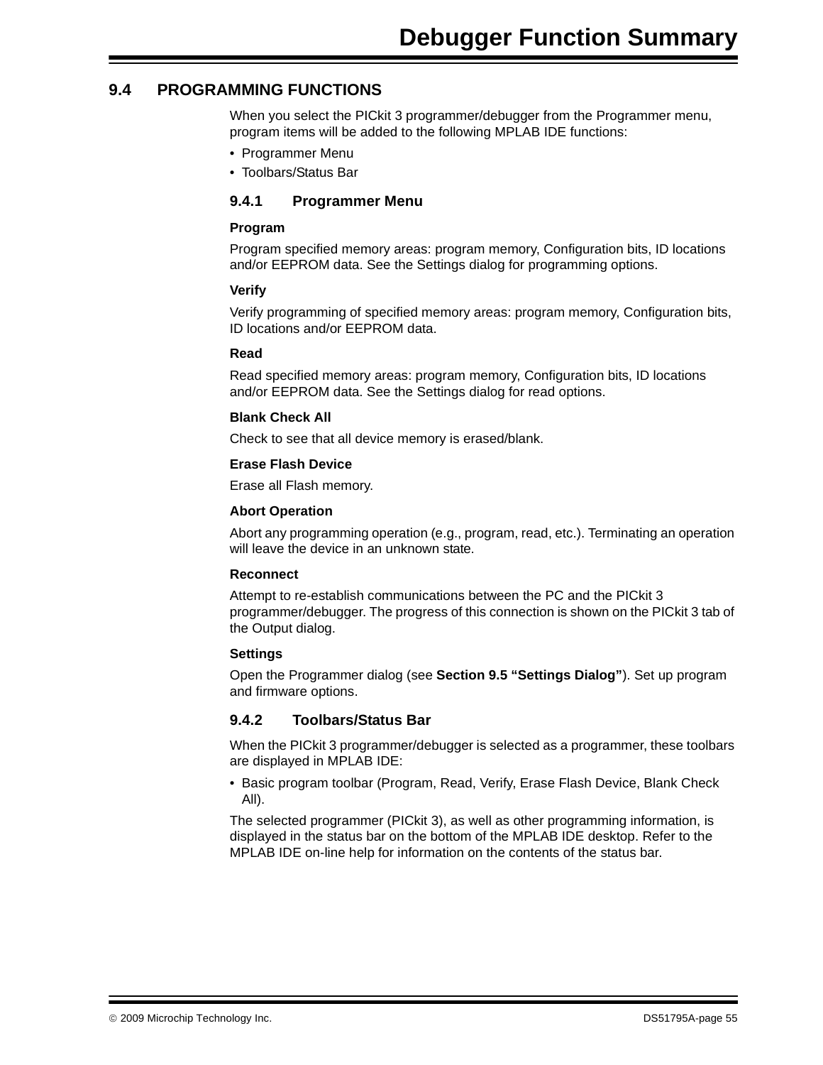## 9.4 PROGRAMMING FUNCTIONS

When you select the PICkit 3 programmer/debugger from the Programmer menu, program items will be added to the following MPLAB IDE functions:

- Programmer Menu
- Toolbars/Status Bar

### 9.4.1 Programmer Menu

**Program**

Program specified memory areas: program memory, Configuration bits, ID locations and/or EEPROM data. See the Settings dialog for programming options.

**Verify**

Verify programming of specified memory areas: program memory, Configuration bits, ID locations and/or EEPROM data.

**Read**

Read specified memory areas: program memory, Configuration bits, ID locations and/or EEPROM data. See the Settings dialog for read options.

**Blank Check All**

Check to see that all device memory is erased/blank.

**Erase Flash Device**

Erase all Flash memory.

**Abort Operation**

Abort any programming operation (e.g., program, read, etc.). Terminating an operation will leave the device in an unknown state.

**Reconnect**

Attempt to re-establish communications between the PC and the PICkit 3 programmer/debugger. The progress of this connection is shown on the PICkit 3 tab of the Output dialog.

**Settings**

Open the Programmer dialog (see **Section 9.5 "Settings Dialog"**). Set up program and firmware options.

### 9.4.2 Toolbars/Status Bar

When the PICkit 3 programmer/debugger is selected as a programmer, these toolbars are displayed in MPLAB IDE:

- Basic program toolbar (Program, Read, Verify, Erase Flash Device, Blank Check All).

The selected programmer (PICkit 3), as well as other programming information, is displayed in the status bar on the bottom of the MPLAB IDE desktop. Refer to the MPLAB IDE on-line help for information on the contents of the status bar.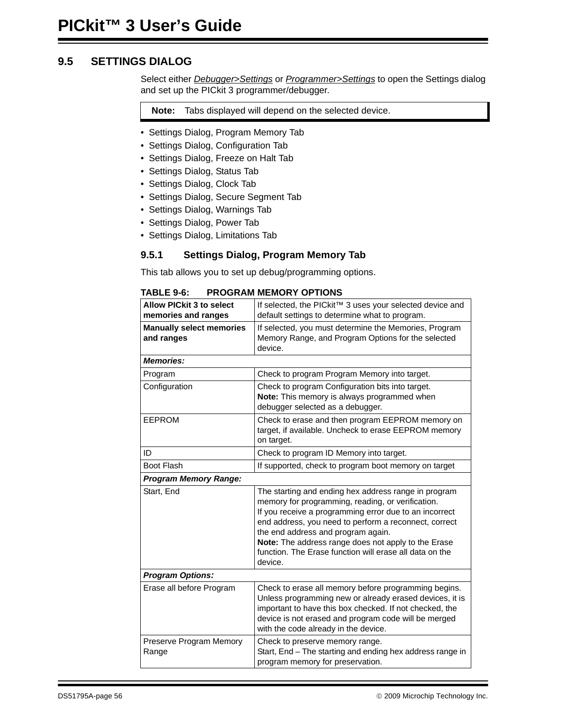## 9.5 SETTINGS DIALOG

Select either *Debugger>Settings* or *Programmer>Settings* to open the Settings dialog and set up the PICkit 3 programmer/debugger.

| **Note:** | Tabs displayed will depend on the selected device. |
|---|---|

- Settings Dialog, Program Memory Tab
- Settings Dialog, Configuration Tab
- Settings Dialog, Freeze on Halt Tab
- Settings Dialog, Status Tab
- Settings Dialog, Clock Tab
- Settings Dialog, Secure Segment Tab
- Settings Dialog, Warnings Tab
- Settings Dialog, Power Tab
- Settings Dialog, Limitations Tab

### 9.5.1 Settings Dialog, Program Memory Tab

This tab allows you to set up debug/programming options.

**TABLE 9-6: PROGRAM MEMORY OPTIONS**

| | |
|---|---|
| **Allow PICkit 3 to select memories and ranges** | If selected, the PICkit™ 3 uses your selected device and default settings to determine what to program. |
| **Manually select memories and ranges** | If selected, you must determine the Memories, Program Memory Range, and Program Options for the selected device. |
| ***Memories:*** | |
| Program | Check to program Program Memory into target. |
| Configuration | Check to program Configuration bits into target.<br>**Note:** This memory is always programmed when debugger selected as a debugger. |
| EEPROM | Check to erase and then program EEPROM memory on target, if available. Uncheck to erase EEPROM memory on target. |
| ID | Check to program ID Memory into target. |
| Boot Flash | If supported, check to program boot memory on target |
| ***Program Memory Range:*** | |
| Start, End | The starting and ending hex address range in program memory for programming, reading, or verification.<br>If you receive a programming error due to an incorrect end address, you need to perform a reconnect, correct the end address and program again.<br>**Note:** The address range does not apply to the Erase function. The Erase function will erase all data on the device. |
| ***Program Options:*** | |
| Erase all before Program | Check to erase all memory before programming begins. Unless programming new or already erased devices, it is important to have this box checked. If not checked, the device is not erased and program code will be merged with the code already in the device. |
| Preserve Program Memory Range | Check to preserve memory range.<br>Start, End – The starting and ending hex address range in program memory for preservation. |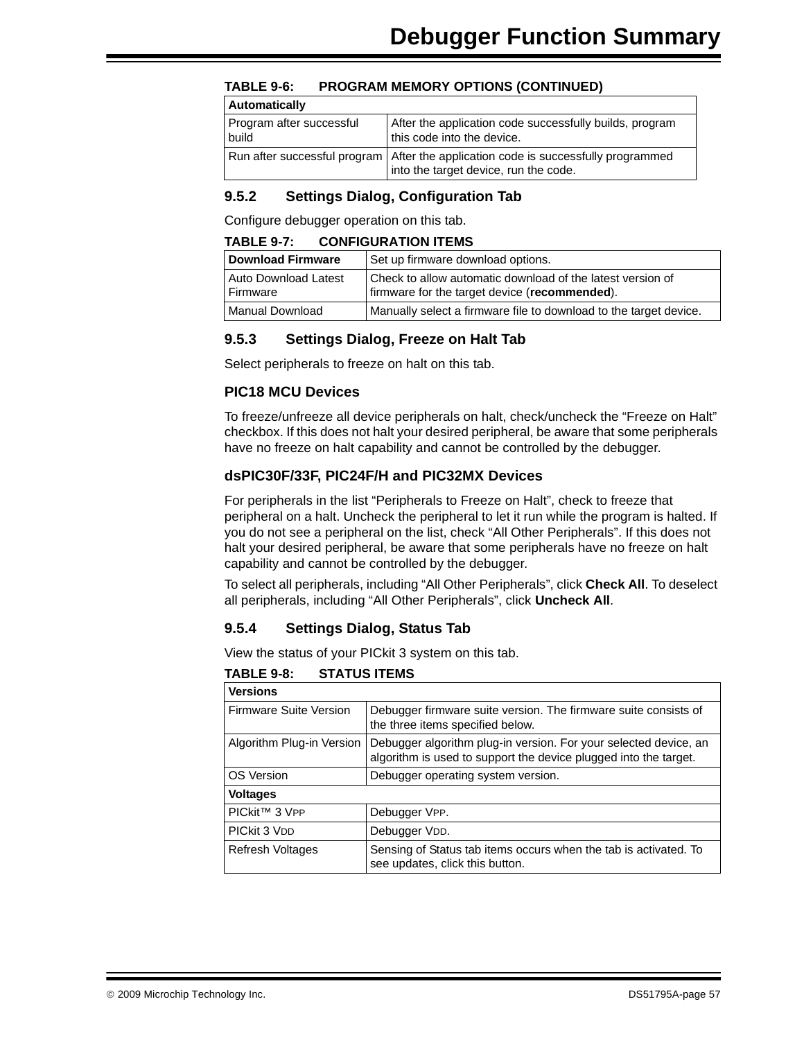**TABLE 9-6: PROGRAM MEMORY OPTIONS (CONTINUED)**

| **Automatically** | |
|---|---|
| Program after successful build | After the application code successfully builds, program this code into the device. |
| Run after successful program | After the application code is successfully programmed into the target device, run the code. |

### 9.5.2 Settings Dialog, Configuration Tab

Configure debugger operation on this tab.

**TABLE 9-7: CONFIGURATION ITEMS**

| **Download Firmware** | Set up firmware download options. |
|---|---|
| Auto Download Latest Firmware | Check to allow automatic download of the latest version of firmware for the target device (**recommended**). |
| Manual Download | Manually select a firmware file to download to the target device. |

### 9.5.3 Settings Dialog, Freeze on Halt Tab

Select peripherals to freeze on halt on this tab.

#### PIC18 MCU Devices

To freeze/unfreeze all device peripherals on halt, check/uncheck the “Freeze on Halt” checkbox. If this does not halt your desired peripheral, be aware that some peripherals have no freeze on halt capability and cannot be controlled by the debugger.

#### dsPIC30F/33F, PIC24F/H and PIC32MX Devices

For peripherals in the list “Peripherals to Freeze on Halt”, check to freeze that peripheral on a halt. Uncheck the peripheral to let it run while the program is halted. If you do not see a peripheral on the list, check “All Other Peripherals”. If this does not halt your desired peripheral, be aware that some peripherals have no freeze on halt capability and cannot be controlled by the debugger.

To select all peripherals, including “All Other Peripherals”, click **Check All**. To deselect all peripherals, including “All Other Peripherals”, click **Uncheck All**.

### 9.5.4 Settings Dialog, Status Tab

View the status of your PICkit 3 system on this tab.

**TABLE 9-8: STATUS ITEMS**

| **Versions** | |
|---|---|
| Firmware Suite Version | Debugger firmware suite version. The firmware suite consists of the three items specified below. |
| Algorithm Plug-in Version | Debugger algorithm plug-in version. For your selected device, an algorithm is used to support the device plugged into the target. |
| OS Version | Debugger operating system version. |
| **Voltages** | |
| PICkit™ 3 VPP | Debugger VPP. |
| PICkit 3 VDD | Debugger VDD. |
| Refresh Voltages | Sensing of Status tab items occurs when the tab is activated. To see updates, click this button. |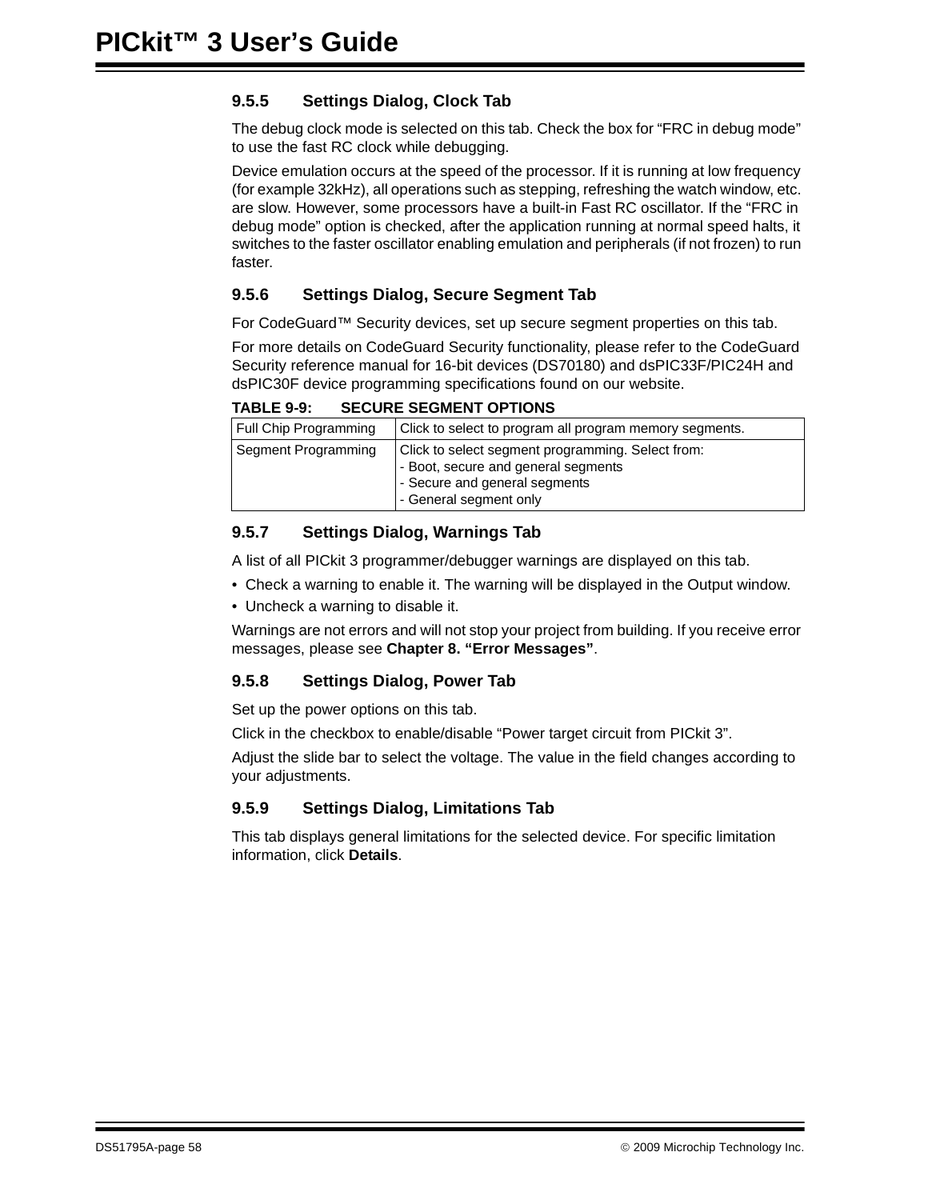### 9.5.5 Settings Dialog, Clock Tab

The debug clock mode is selected on this tab. Check the box for “FRC in debug mode” to use the fast RC clock while debugging.

Device emulation occurs at the speed of the processor. If it is running at low frequency (for example 32kHz), all operations such as stepping, refreshing the watch window, etc. are slow. However, some processors have a built-in Fast RC oscillator. If the “FRC in debug mode” option is checked, after the application running at normal speed halts, it switches to the faster oscillator enabling emulation and peripherals (if not frozen) to run faster.

### 9.5.6 Settings Dialog, Secure Segment Tab

For CodeGuard™ Security devices, set up secure segment properties on this tab.

For more details on CodeGuard Security functionality, please refer to the CodeGuard Security reference manual for 16-bit devices (DS70180) and dsPIC33F/PIC24H and dsPIC30F device programming specifications found on our website.

**TABLE 9-9: SECURE SEGMENT OPTIONS**

| | |
|---|---|
| Full Chip Programming | Click to select to program all program memory segments. |
| Segment Programming | Click to select segment programming. Select from:<br>- Boot, secure and general segments<br>- Secure and general segments<br>- General segment only |

### 9.5.7 Settings Dialog, Warnings Tab

A list of all PICkit 3 programmer/debugger warnings are displayed on this tab.

- Check a warning to enable it. The warning will be displayed in the Output window.
- Uncheck a warning to disable it.

Warnings are not errors and will not stop your project from building. If you receive error messages, please see **Chapter 8. “Error Messages”**.

### 9.5.8 Settings Dialog, Power Tab

Set up the power options on this tab.

Click in the checkbox to enable/disable “Power target circuit from PICkit 3”.

Adjust the slide bar to select the voltage. The value in the field changes according to your adjustments.

### 9.5.9 Settings Dialog, Limitations Tab

This tab displays general limitations for the selected device. For specific limitation information, click **Details**.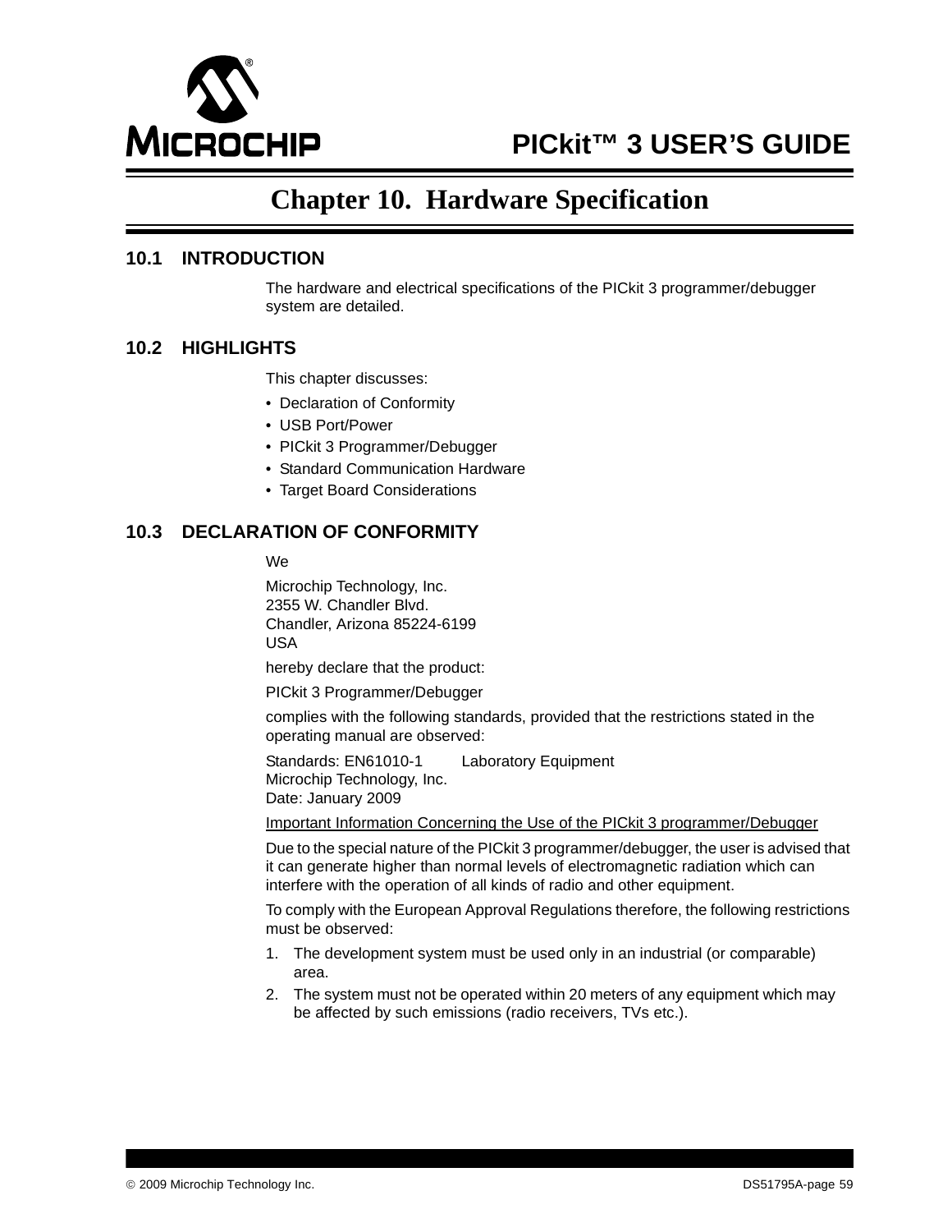# Chapter 10. Hardware Specification

## 10.1 INTRODUCTION

The hardware and electrical specifications of the PICkit 3 programmer/debugger system are detailed.

## 10.2 HIGHLIGHTS

This chapter discusses:

- Declaration of Conformity
- USB Port/Power
- PICkit 3 Programmer/Debugger
- Standard Communication Hardware
- Target Board Considerations

## 10.3 DECLARATION OF CONFORMITY

We

Microchip Technology, Inc.
2355 W. Chandler Blvd.
Chandler, Arizona 85224-6199
USA

hereby declare that the product:

PICkit 3 Programmer/Debugger

complies with the following standards, provided that the restrictions stated in the operating manual are observed:

Standards: EN61010-1 Laboratory Equipment
Microchip Technology, Inc.
Date: January 2009

Important Information Concerning the Use of the PICkit 3 programmer/Debugger

Due to the special nature of the PICkit 3 programmer/debugger, the user is advised that it can generate higher than normal levels of electromagnetic radiation which can interfere with the operation of all kinds of radio and other equipment.

To comply with the European Approval Regulations therefore, the following restrictions must be observed:

1. The development system must be used only in an industrial (or comparable) area.
2. The system must not be operated within 20 meters of any equipment which may be affected by such emissions (radio receivers, TVs etc.).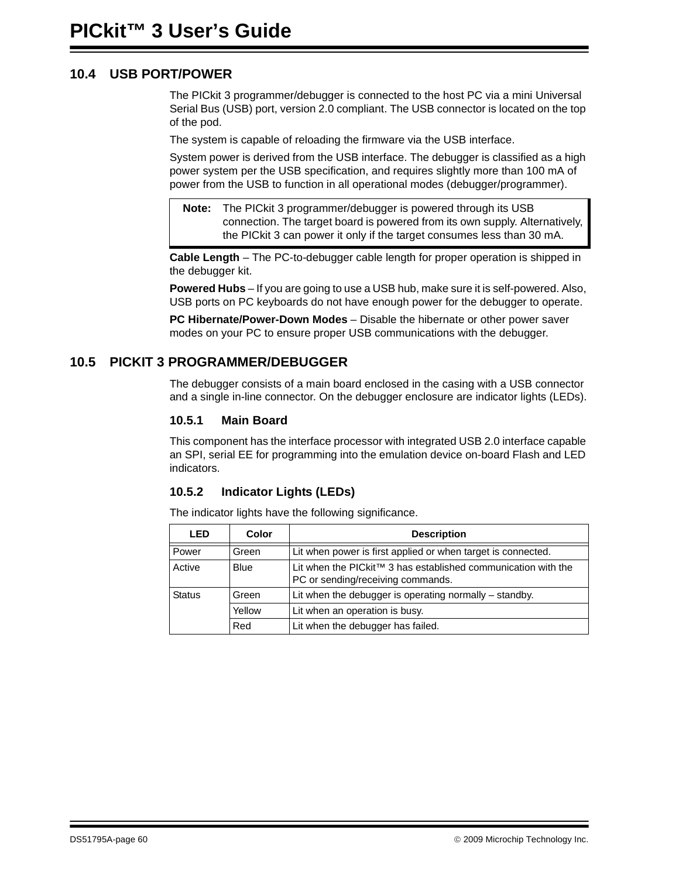## 10.4 USB PORT/POWER

The PICkit 3 programmer/debugger is connected to the host PC via a mini Universal Serial Bus (USB) port, version 2.0 compliant. The USB connector is located on the top of the pod.

The system is capable of reloading the firmware via the USB interface.

System power is derived from the USB interface. The debugger is classified as a high power system per the USB specification, and requires slightly more than 100 mA of power from the USB to function in all operational modes (debugger/programmer).

> **Note:** The PICkit 3 programmer/debugger is powered through its USB connection. The target board is powered from its own supply. Alternatively, the PICkit 3 can power it only if the target consumes less than 30 mA.

**Cable Length** – The PC-to-debugger cable length for proper operation is shipped in the debugger kit.

**Powered Hubs** – If you are going to use a USB hub, make sure it is self-powered. Also, USB ports on PC keyboards do not have enough power for the debugger to operate.

**PC Hibernate/Power-Down Modes** – Disable the hibernate or other power saver modes on your PC to ensure proper USB communications with the debugger.

## 10.5 PICKIT 3 PROGRAMMER/DEBUGGER

The debugger consists of a main board enclosed in the casing with a USB connector and a single in-line connector. On the debugger enclosure are indicator lights (LEDs).

### 10.5.1 Main Board

This component has the interface processor with integrated USB 2.0 interface capable an SPI, serial EE for programming into the emulation device on-board Flash and LED indicators.

### 10.5.2 Indicator Lights (LEDs)

The indicator lights have the following significance.

| LED | Color | Description |
|---|---|---|
| Power | Green | Lit when power is first applied or when target is connected. |
| Active | Blue | Lit when the PICkit™ 3 has established communication with the PC or sending/receiving commands. |
| Status | Green | Lit when the debugger is operating normally – standby. |
| | Yellow | Lit when an operation is busy. |
| | Red | Lit when the debugger has failed. |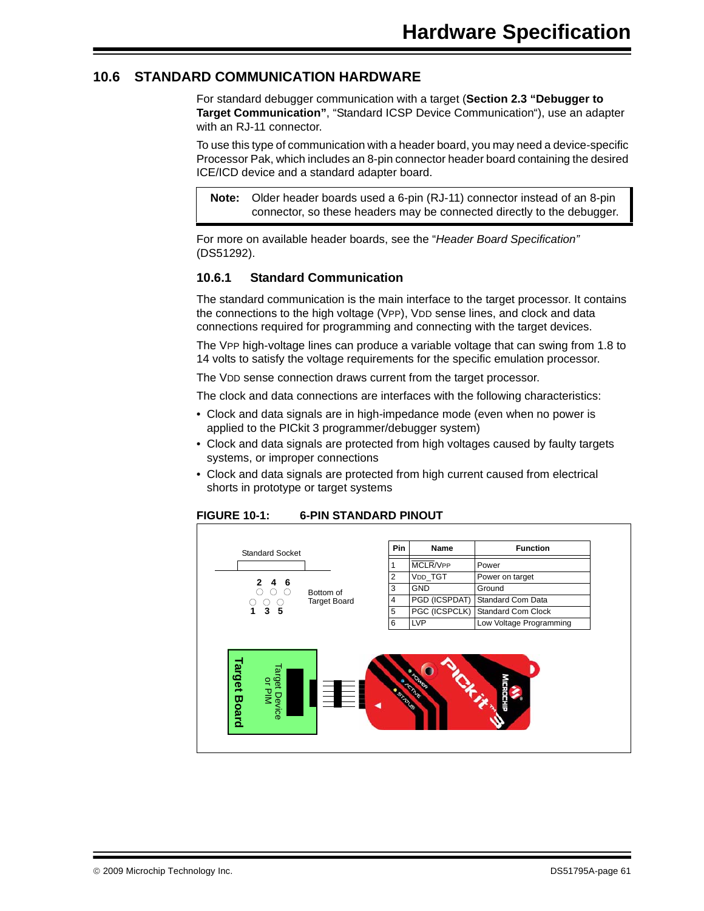## 10.6 STANDARD COMMUNICATION HARDWARE

For standard debugger communication with a target (**Section 2.3 "Debugger to Target Communication"**, "Standard ICSP Device Communication"), use an adapter with an RJ-11 connector.

To use this type of communication with a header board, you may need a device-specific Processor Pak, which includes an 8-pin connector header board containing the desired ICE/ICD device and a standard adapter board.

> **Note:** Older header boards used a 6-pin (RJ-11) connector instead of an 8-pin connector, so these headers may be connected directly to the debugger.

For more on available header boards, see the "*Header Board Specification"* (DS51292).

### 10.6.1 Standard Communication

The standard communication is the main interface to the target processor. It contains the connections to the high voltage (VPP), VDD sense lines, and clock and data connections required for programming and connecting with the target devices.

The VPP high-voltage lines can produce a variable voltage that can swing from 1.8 to 14 volts to satisfy the voltage requirements for the specific emulation processor.

The VDD sense connection draws current from the target processor.

The clock and data connections are interfaces with the following characteristics:

- Clock and data signals are in high-impedance mode (even when no power is applied to the PICkit 3 programmer/debugger system)
- Clock and data signals are protected from high voltages caused by faulty targets systems, or improper connections
- Clock and data signals are protected from high current caused from electrical shorts in prototype or target systems

**FIGURE 10-1: 6-PIN STANDARD PINOUT**

Standard Socket

2 4 6

1 3 5

Bottom of Target Board

| Pin | Name | Function |
|---|---|---|
| 1 | MCLR/VPP | Power |
| 2 | VDD_TGT | Power on target |
| 3 | GND | Ground |
| 4 | PGD (ICSPDAT) | Standard Com Data |
| 5 | PGC (ICSPCLK) | Standard Com Clock |
| 6 | LVP | Low Voltage Programming |

Target Board

Target Device or PIM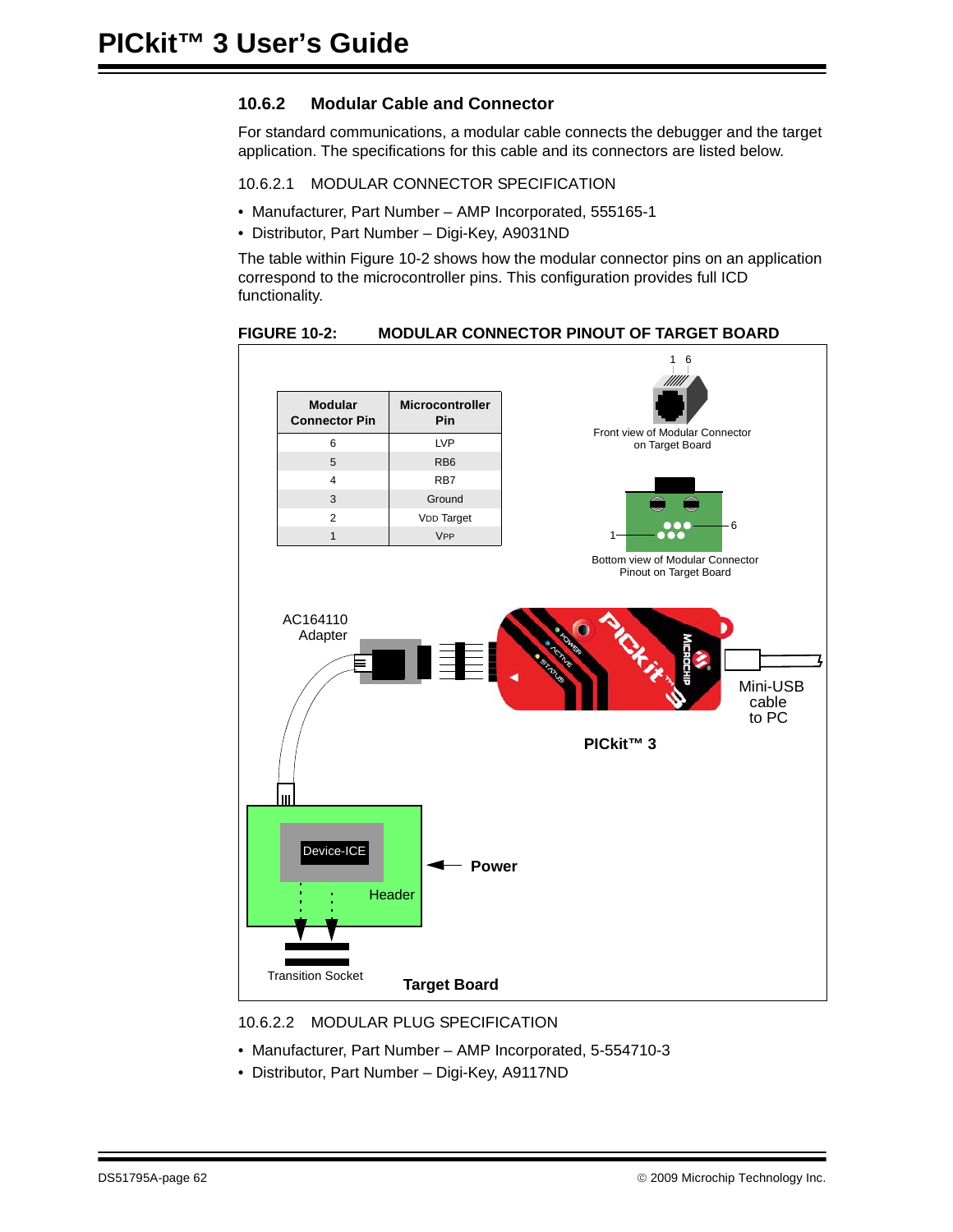### 10.6.2 Modular Cable and Connector

For standard communications, a modular cable connects the debugger and the target application. The specifications for this cable and its connectors are listed below.

#### 10.6.2.1 MODULAR CONNECTOR SPECIFICATION

- Manufacturer, Part Number – AMP Incorporated, 555165-1
- Distributor, Part Number – Digi-Key, A9031ND

The table within Figure 10-2 shows how the modular connector pins on an application correspond to the microcontroller pins. This configuration provides full ICD functionality.

**FIGURE 10-2: MODULAR CONNECTOR PINOUT OF TARGET BOARD**

| Modular Connector Pin | Microcontroller Pin |
|---|---|
| 6 | LVP |
| 5 | RB6 |
| 4 | RB7 |
| 3 | Ground |
| 2 | VDD Target |
| 1 | VPP |

1 6

Front view of Modular Connector on Target Board

1 6

Bottom view of Modular Connector Pinout on Target Board

AC164110 Adapter

Mini-USB cable to PC

PICkit™ 3

Device-ICE

Header

Power

Transition Socket

Target Board

#### 10.6.2.2 MODULAR PLUG SPECIFICATION

- Manufacturer, Part Number – AMP Incorporated, 5-554710-3
- Distributor, Part Number – Digi-Key, A9117ND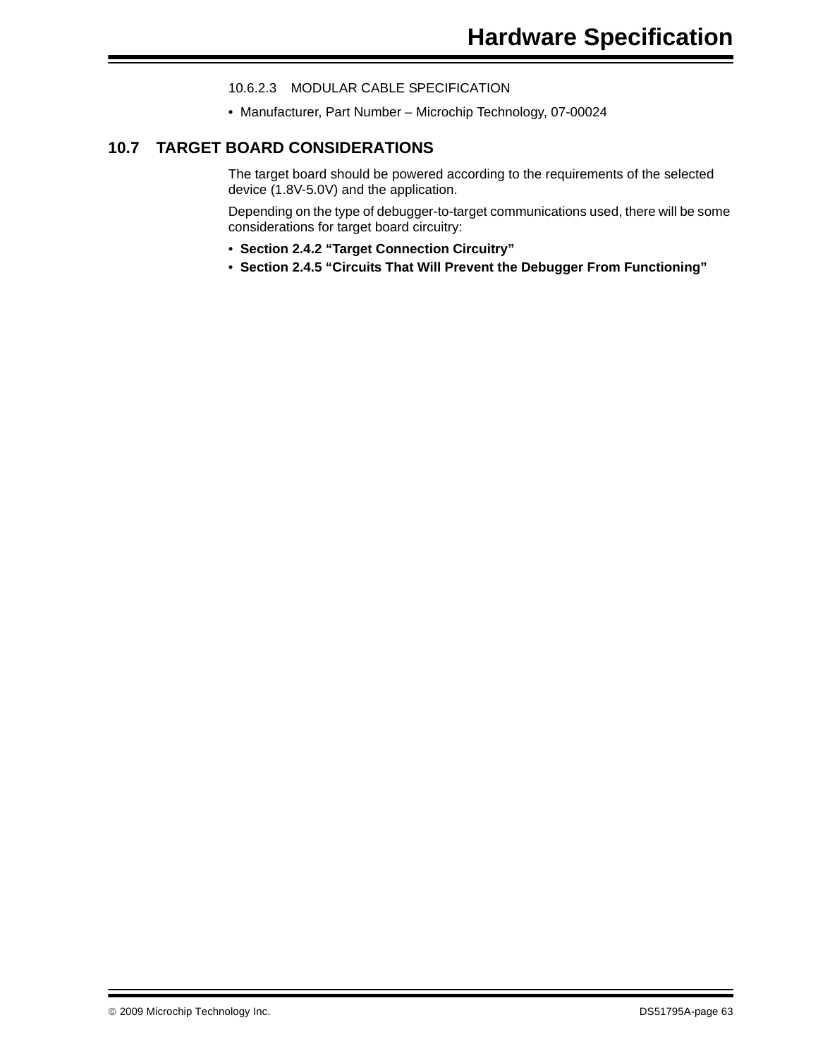#### 10.6.2.3 MODULAR CABLE SPECIFICATION

- Manufacturer, Part Number – Microchip Technology, 07-00024

## 10.7 TARGET BOARD CONSIDERATIONS

The target board should be powered according to the requirements of the selected device (1.8V-5.0V) and the application.

Depending on the type of debugger-to-target communications used, there will be some considerations for target board circuitry:

- **Section 2.4.2 “Target Connection Circuitry”**
- **Section 2.4.5 “Circuits That Will Prevent the Debugger From Functioning”**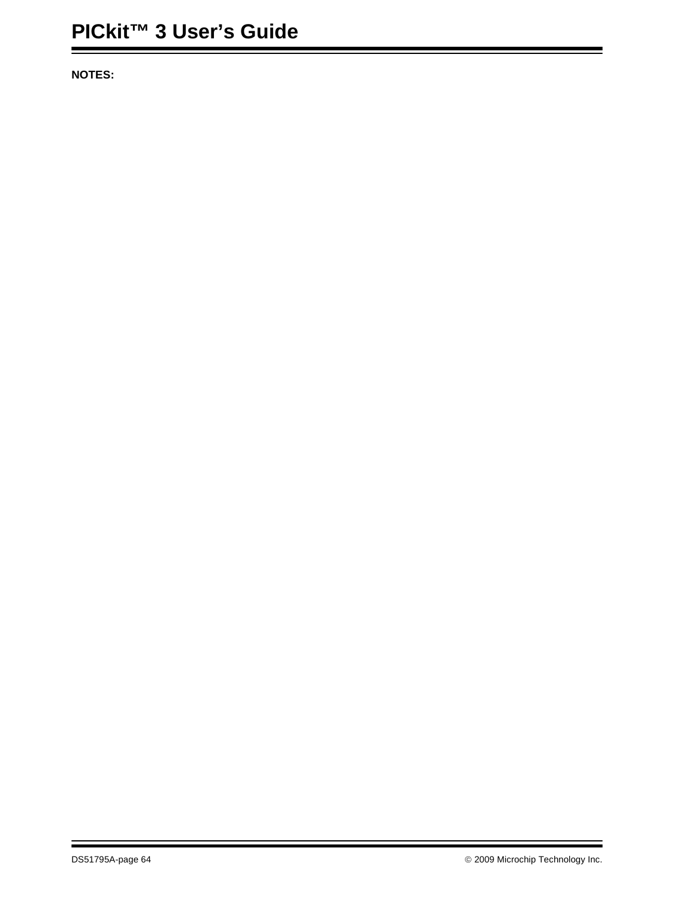**NOTES:**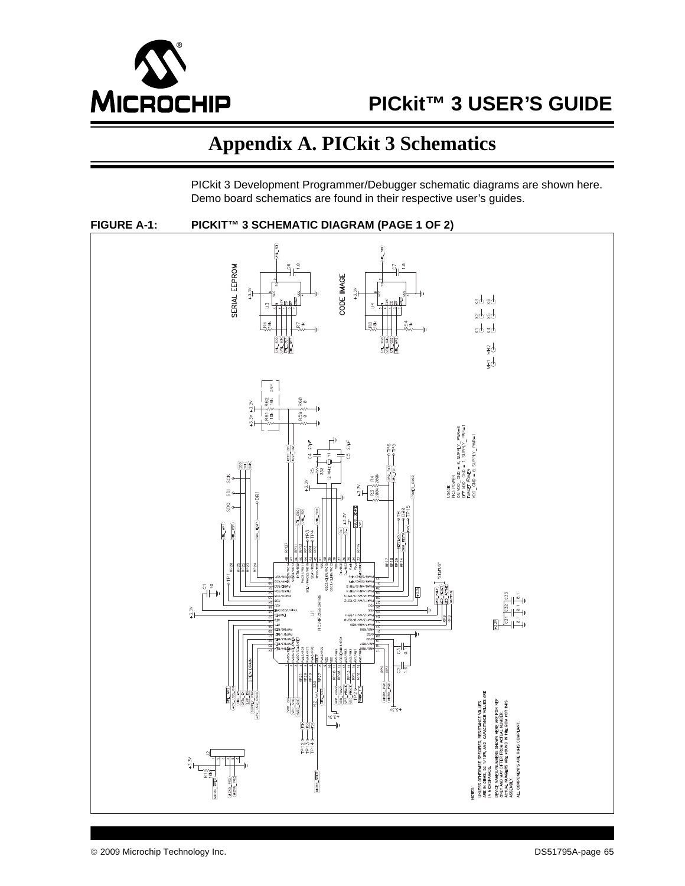# Appendix A. PICkit 3 Schematics

PICkit 3 Development Programmer/Debugger schematic diagrams are shown here. Demo board schematics are found in their respective user's guides.

**FIGURE A-1: PICKIT™ 3 SCHEMATIC DIAGRAM (PAGE 1 OF 2)**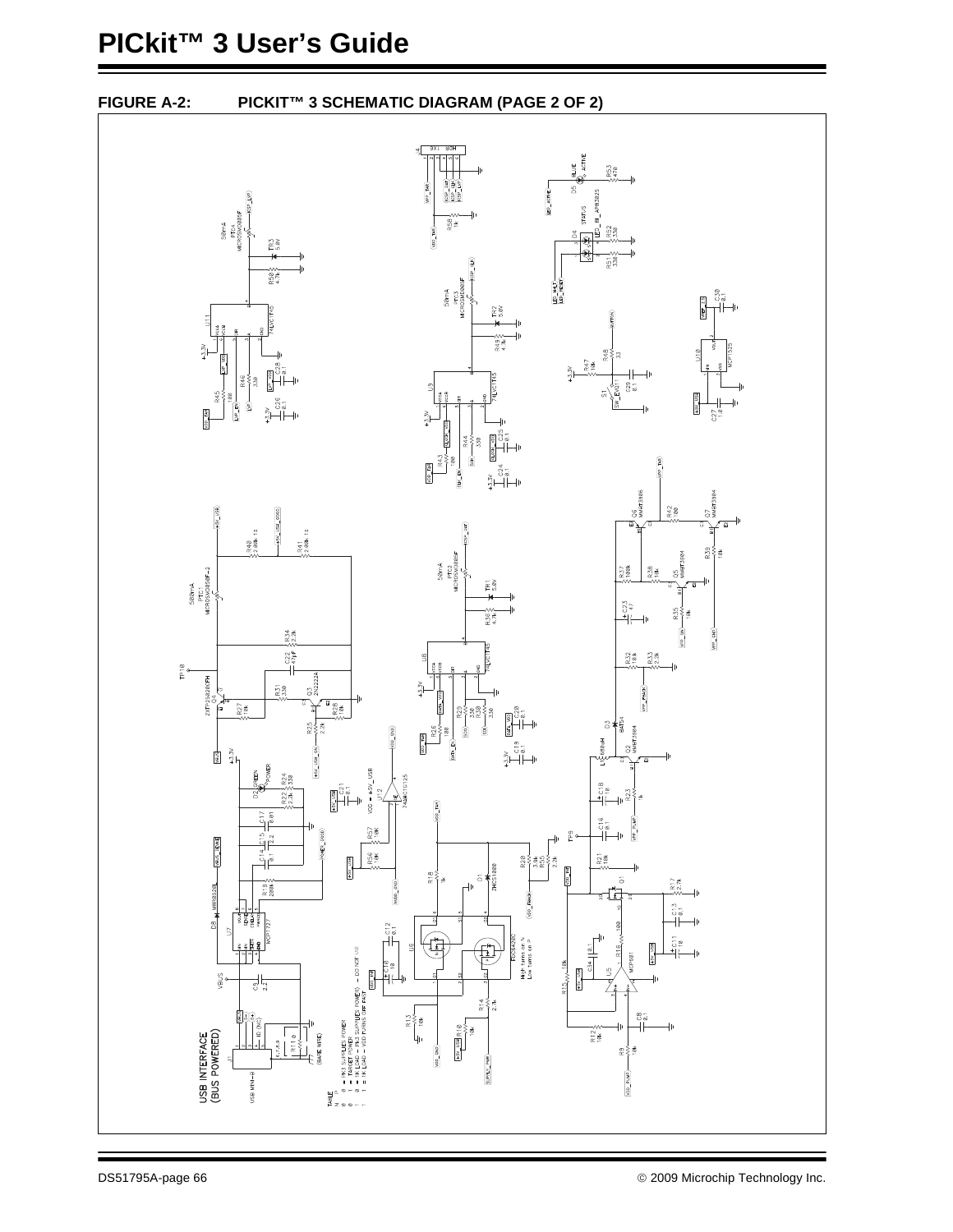**FIGURE A-2: PICKIT™ 3 SCHEMATIC DIAGRAM (PAGE 2 OF 2)**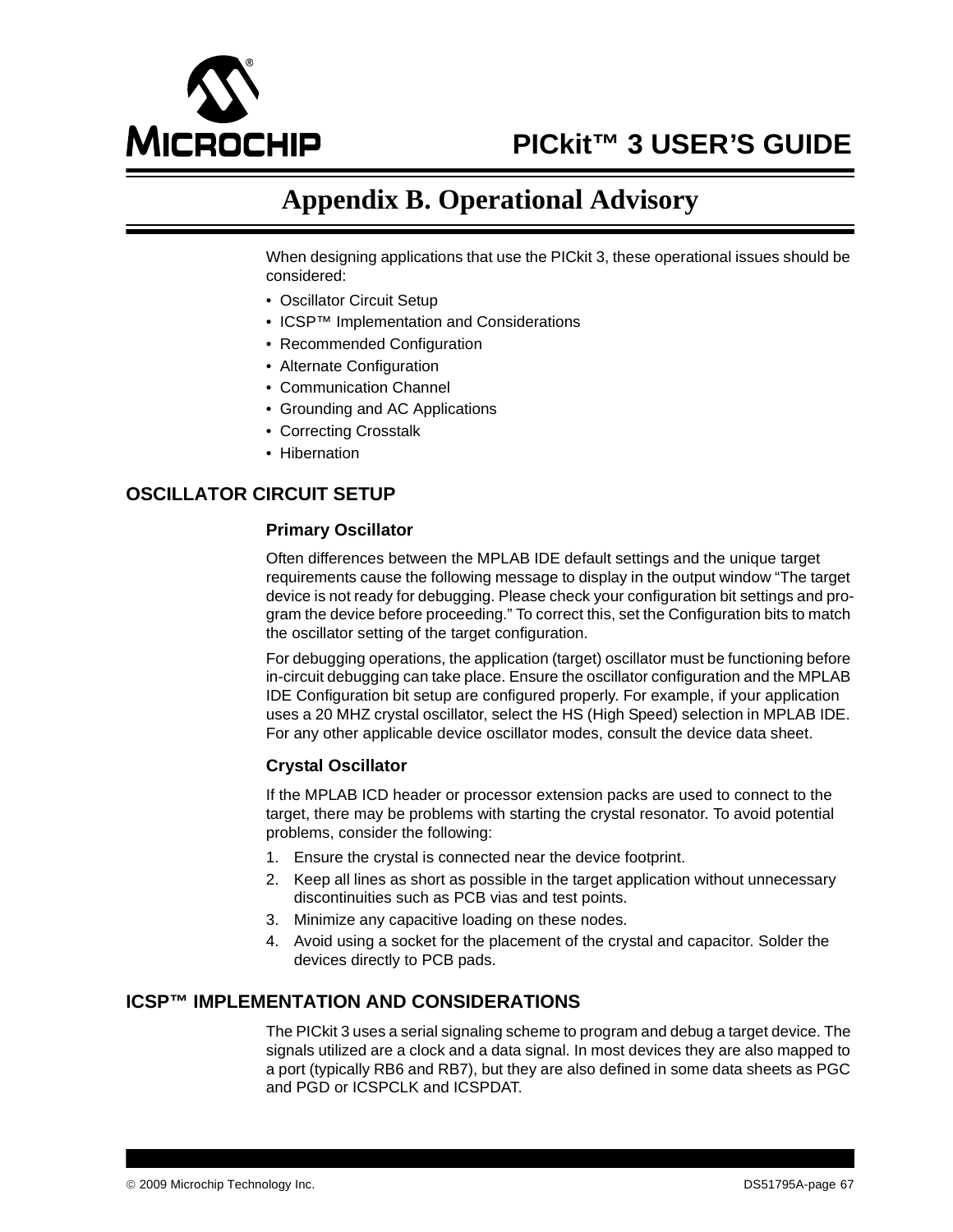# Appendix B. Operational Advisory

When designing applications that use the PICkit 3, these operational issues should be considered:

- Oscillator Circuit Setup
- ICSP™ Implementation and Considerations
- Recommended Configuration
- Alternate Configuration
- Communication Channel
- Grounding and AC Applications
- Correcting Crosstalk
- Hibernation

## OSCILLATOR CIRCUIT SETUP

### Primary Oscillator

Often differences between the MPLAB IDE default settings and the unique target requirements cause the following message to display in the output window "The target device is not ready for debugging. Please check your configuration bit settings and program the device before proceeding." To correct this, set the Configuration bits to match the oscillator setting of the target configuration.

For debugging operations, the application (target) oscillator must be functioning before in-circuit debugging can take place. Ensure the oscillator configuration and the MPLAB IDE Configuration bit setup are configured properly. For example, if your application uses a 20 MHZ crystal oscillator, select the HS (High Speed) selection in MPLAB IDE. For any other applicable device oscillator modes, consult the device data sheet.

### Crystal Oscillator

If the MPLAB ICD header or processor extension packs are used to connect to the target, there may be problems with starting the crystal resonator. To avoid potential problems, consider the following:

1. Ensure the crystal is connected near the device footprint.
2. Keep all lines as short as possible in the target application without unnecessary discontinuities such as PCB vias and test points.
3. Minimize any capacitive loading on these nodes.
4. Avoid using a socket for the placement of the crystal and capacitor. Solder the devices directly to PCB pads.

## ICSP™ IMPLEMENTATION AND CONSIDERATIONS

The PICkit 3 uses a serial signaling scheme to program and debug a target device. The signals utilized are a clock and a data signal. In most devices they are also mapped to a port (typically RB6 and RB7), but they are also defined in some data sheets as PGC and PGD or ICSPCLK and ICSPDAT.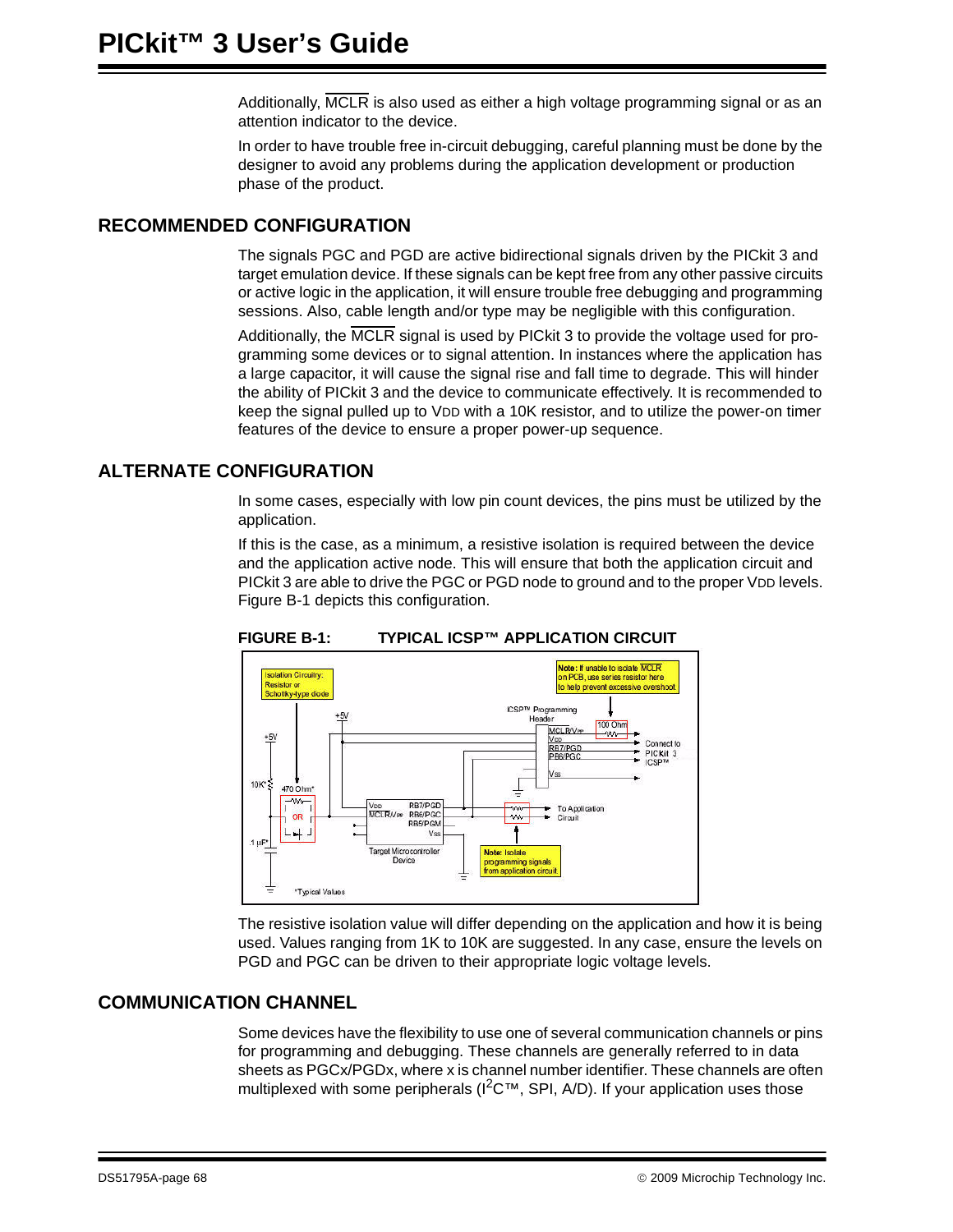Additionally, $\overline{MCLR}$ is also used as either a high voltage programming signal or as an attention indicator to the device.

In order to have trouble free in-circuit debugging, careful planning must be done by the designer to avoid any problems during the application development or production phase of the product.

## RECOMMENDED CONFIGURATION

The signals PGC and PGD are active bidirectional signals driven by the PICkit 3 and target emulation device. If these signals can be kept free from any other passive circuits or active logic in the application, it will ensure trouble free debugging and programming sessions. Also, cable length and/or type may be negligible with this configuration.

Additionally, the $\overline{MCLR}$ signal is used by PICkit 3 to provide the voltage used for programming some devices or to signal attention. In instances where the application has a large capacitor, it will cause the signal rise and fall time to degrade. This will hinder the ability of PICkit 3 and the device to communicate effectively. It is recommended to keep the signal pulled up to $V_{DD}$ with a 10K resistor, and to utilize the power-on timer features of the device to ensure a proper power-up sequence.

## ALTERNATE CONFIGURATION

In some cases, especially with low pin count devices, the pins must be utilized by the application.

If this is the case, as a minimum, a resistive isolation is required between the device and the application active node. This will ensure that both the application circuit and PICkit 3 are able to drive the PGC or PGD node to ground and to the proper $V_{DD}$ levels. Figure B-1 depicts this configuration.

**FIGURE B-1: TYPICAL ICSP™ APPLICATION CIRCUIT**

The resistive isolation value will differ depending on the application and how it is being used. Values ranging from 1K to 10K are suggested. In any case, ensure the levels on PGD and PGC can be driven to their appropriate logic voltage levels.

## COMMUNICATION CHANNEL

Some devices have the flexibility to use one of several communication channels or pins for programming and debugging. These channels are generally referred to in data sheets as PGCx/PGDx, where x is channel number identifier. These channels are often multiplexed with some peripherals ($I^2C$™, SPI, A/D). If your application uses those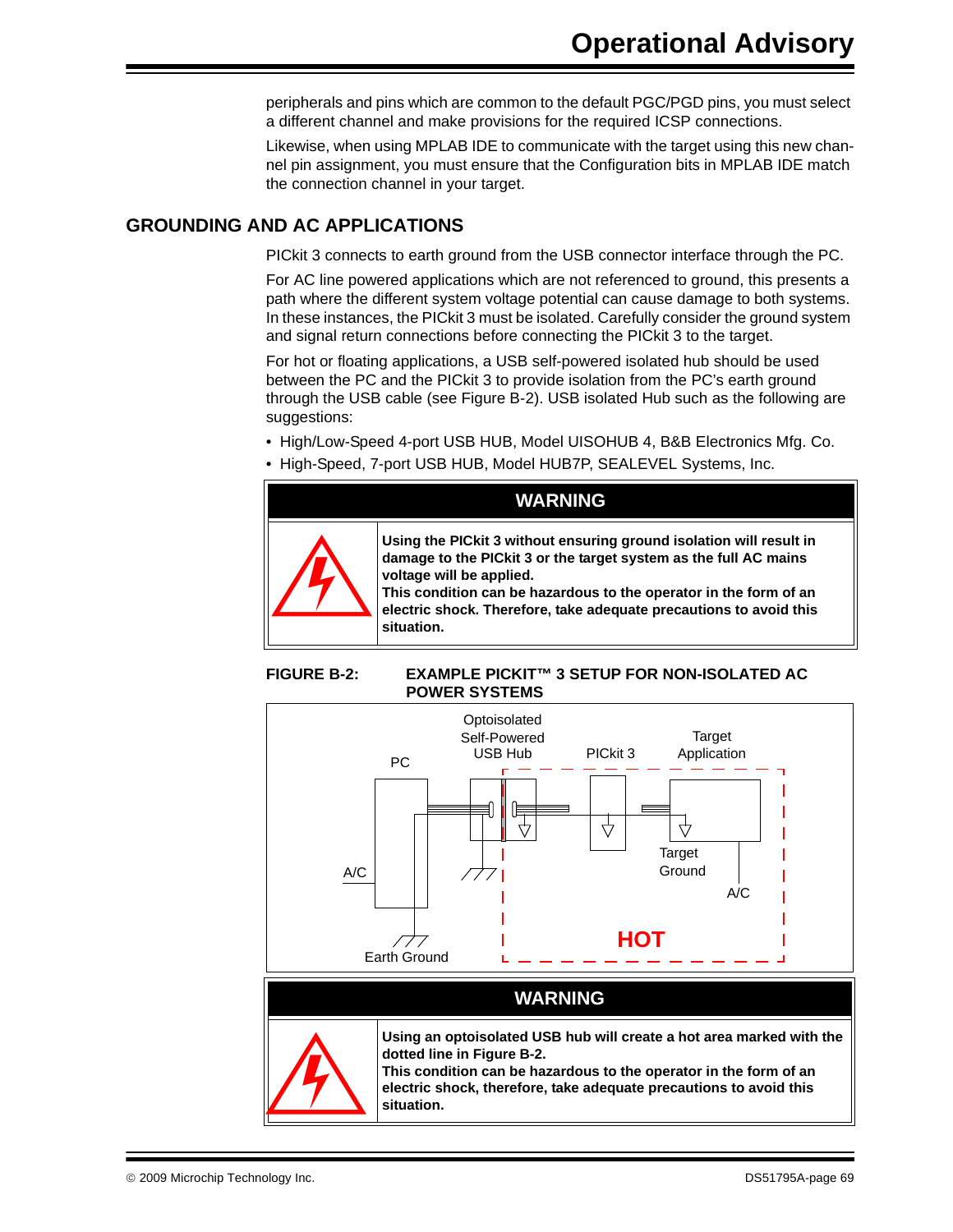peripherals and pins which are common to the default PGC/PGD pins, you must select a different channel and make provisions for the required ICSP connections.

Likewise, when using MPLAB IDE to communicate with the target using this new channel pin assignment, you must ensure that the Configuration bits in MPLAB IDE match the connection channel in your target.

## GROUNDING AND AC APPLICATIONS

PICkit 3 connects to earth ground from the USB connector interface through the PC.

For AC line powered applications which are not referenced to ground, this presents a path where the different system voltage potential can cause damage to both systems. In these instances, the PICkit 3 must be isolated. Carefully consider the ground system and signal return connections before connecting the PICkit 3 to the target.

For hot or floating applications, a USB self-powered isolated hub should be used between the PC and the PICkit 3 to provide isolation from the PC's earth ground through the USB cable (see Figure B-2). USB isolated Hub such as the following are suggestions:

- High/Low-Speed 4-port USB HUB, Model UISOHUB 4, B&B Electronics Mfg. Co.
- High-Speed, 7-port USB HUB, Model HUB7P, SEALEVEL Systems, Inc.

**WARNING**

**Using the PICkit 3 without ensuring ground isolation will result in damage to the PICkit 3 or the target system as the full AC mains voltage will be applied.**
**This condition can be hazardous to the operator in the form of an electric shock. Therefore, take adequate precautions to avoid this situation.**

**FIGURE B-2: EXAMPLE PICKIT™ 3 SETUP FOR NON-ISOLATED AC POWER SYSTEMS**

PC, Optoisolated Self-Powered USB Hub, PICkit 3, Target Application, A/C, Target Ground, A/C, Earth Ground, HOT

**WARNING**

**Using an optoisolated USB hub will create a hot area marked with the dotted line in Figure B-2.**
**This condition can be hazardous to the operator in the form of an electric shock, therefore, take adequate precautions to avoid this situation.**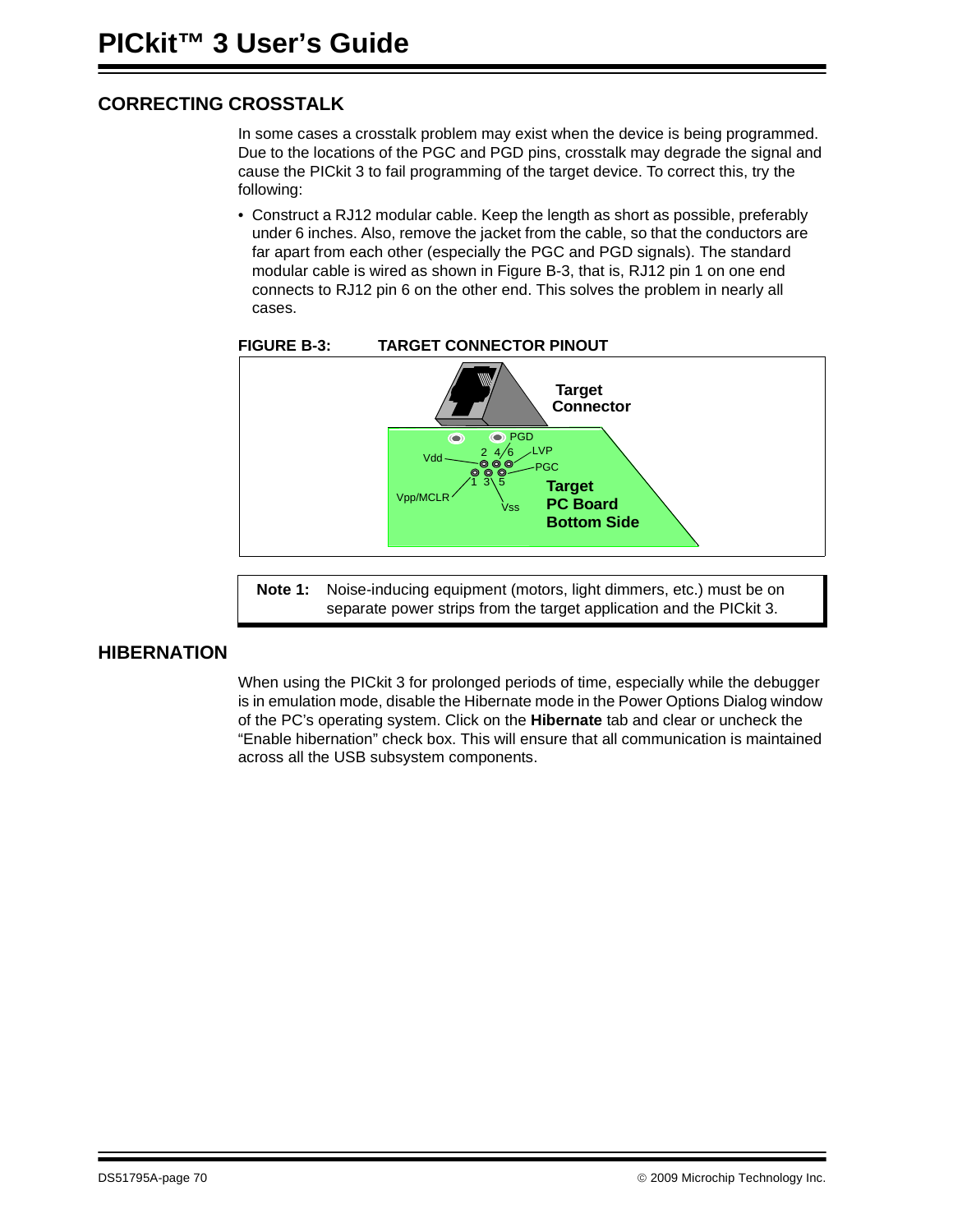## CORRECTING CROSSTALK

In some cases a crosstalk problem may exist when the device is being programmed. Due to the locations of the PGC and PGD pins, crosstalk may degrade the signal and cause the PICkit 3 to fail programming of the target device. To correct this, try the following:

- Construct a RJ12 modular cable. Keep the length as short as possible, preferably under 6 inches. Also, remove the jacket from the cable, so that the conductors are far apart from each other (especially the PGC and PGD signals). The standard modular cable is wired as shown in Figure B-3, that is, RJ12 pin 1 on one end connects to RJ12 pin 6 on the other end. This solves the problem in nearly all cases.

**FIGURE B-3: TARGET CONNECTOR PINOUT**

Target Connector

PGD, LVP, PGC, Vdd, Vpp/MCLR, Vss, 2 4 6, 1 3 5

Target PC Board Bottom Side

**Note 1:** Noise-inducing equipment (motors, light dimmers, etc.) must be on separate power strips from the target application and the PICkit 3.

## HIBERNATION

When using the PICkit 3 for prolonged periods of time, especially while the debugger is in emulation mode, disable the Hibernate mode in the Power Options Dialog window of the PC's operating system. Click on the **Hibernate** tab and clear or uncheck the "Enable hibernation" check box. This will ensure that all communication is maintained across all the USB subsystem components.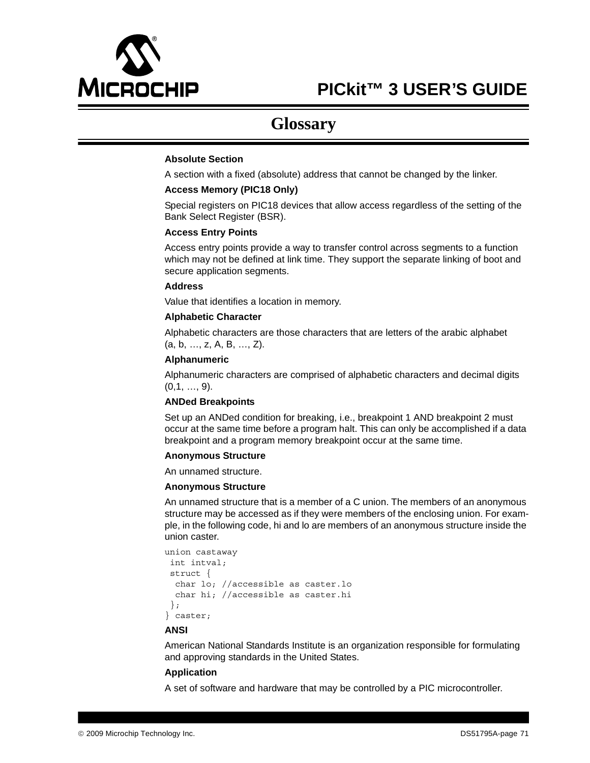# Glossary

**Absolute Section**

A section with a fixed (absolute) address that cannot be changed by the linker.

**Access Memory (PIC18 Only)**

Special registers on PIC18 devices that allow access regardless of the setting of the Bank Select Register (BSR).

**Access Entry Points**

Access entry points provide a way to transfer control across segments to a function which may not be defined at link time. They support the separate linking of boot and secure application segments.

**Address**

Value that identifies a location in memory.

**Alphabetic Character**

Alphabetic characters are those characters that are letters of the arabic alphabet (a, b, …, z, A, B, …, Z).

**Alphanumeric**

Alphanumeric characters are comprised of alphabetic characters and decimal digits (0,1, …, 9).

**ANDed Breakpoints**

Set up an ANDed condition for breaking, i.e., breakpoint 1 AND breakpoint 2 must occur at the same time before a program halt. This can only be accomplished if a data breakpoint and a program memory breakpoint occur at the same time.

**Anonymous Structure**

An unnamed structure.

**Anonymous Structure**

An unnamed structure that is a member of a C union. The members of an anonymous structure may be accessed as if they were members of the enclosing union. For example, in the following code, hi and lo are members of an anonymous structure inside the union caster.

```
union castaway
 int intval;
 struct {
  char lo; //accessible as caster.lo
  char hi; //accessible as caster.hi
 };
} caster;
```

**ANSI**

American National Standards Institute is an organization responsible for formulating and approving standards in the United States.

**Application**

A set of software and hardware that may be controlled by a PIC microcontroller.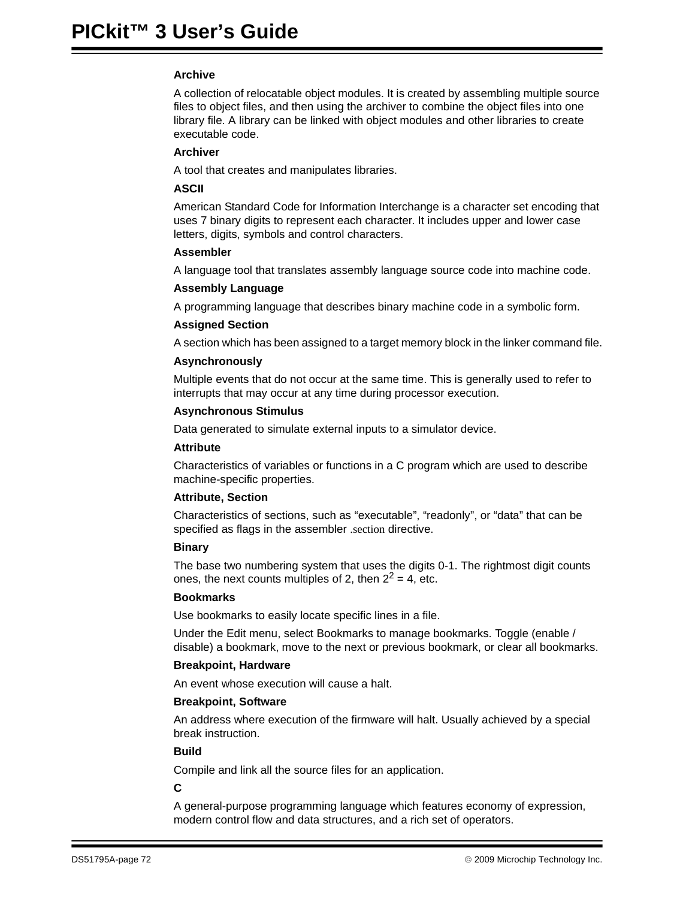**Archive**

A collection of relocatable object modules. It is created by assembling multiple source files to object files, and then using the archiver to combine the object files into one library file. A library can be linked with object modules and other libraries to create executable code.

**Archiver**

A tool that creates and manipulates libraries.

**ASCII**

American Standard Code for Information Interchange is a character set encoding that uses 7 binary digits to represent each character. It includes upper and lower case letters, digits, symbols and control characters.

**Assembler**

A language tool that translates assembly language source code into machine code.

**Assembly Language**

A programming language that describes binary machine code in a symbolic form.

**Assigned Section**

A section which has been assigned to a target memory block in the linker command file.

**Asynchronously**

Multiple events that do not occur at the same time. This is generally used to refer to interrupts that may occur at any time during processor execution.

**Asynchronous Stimulus**

Data generated to simulate external inputs to a simulator device.

**Attribute**

Characteristics of variables or functions in a C program which are used to describe machine-specific properties.

**Attribute, Section**

Characteristics of sections, such as “executable”, “readonly”, or “data” that can be specified as flags in the assembler .section directive.

**Binary**

The base two numbering system that uses the digits 0-1. The rightmost digit counts ones, the next counts multiples of 2, then $2^2 = 4$, etc.

**Bookmarks**

Use bookmarks to easily locate specific lines in a file.

Under the Edit menu, select Bookmarks to manage bookmarks. Toggle (enable / disable) a bookmark, move to the next or previous bookmark, or clear all bookmarks.

**Breakpoint, Hardware**

An event whose execution will cause a halt.

**Breakpoint, Software**

An address where execution of the firmware will halt. Usually achieved by a special break instruction.

**Build**

Compile and link all the source files for an application.

**C**

A general-purpose programming language which features economy of expression, modern control flow and data structures, and a rich set of operators.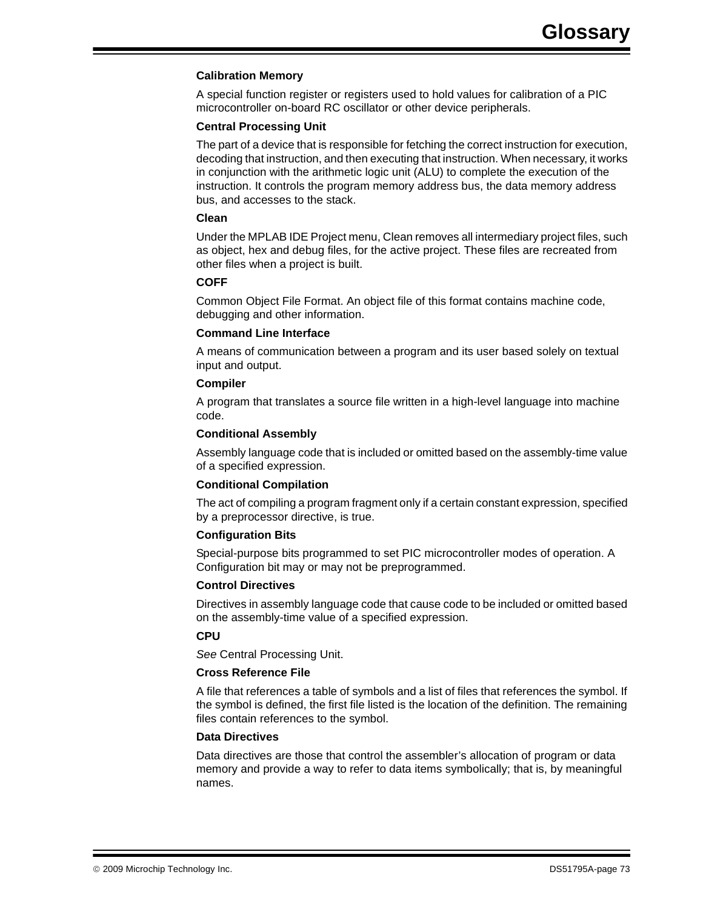**Calibration Memory**

A special function register or registers used to hold values for calibration of a PIC microcontroller on-board RC oscillator or other device peripherals.

**Central Processing Unit**

The part of a device that is responsible for fetching the correct instruction for execution, decoding that instruction, and then executing that instruction. When necessary, it works in conjunction with the arithmetic logic unit (ALU) to complete the execution of the instruction. It controls the program memory address bus, the data memory address bus, and accesses to the stack.

**Clean**

Under the MPLAB IDE Project menu, Clean removes all intermediary project files, such as object, hex and debug files, for the active project. These files are recreated from other files when a project is built.

**COFF**

Common Object File Format. An object file of this format contains machine code, debugging and other information.

**Command Line Interface**

A means of communication between a program and its user based solely on textual input and output.

**Compiler**

A program that translates a source file written in a high-level language into machine code.

**Conditional Assembly**

Assembly language code that is included or omitted based on the assembly-time value of a specified expression.

**Conditional Compilation**

The act of compiling a program fragment only if a certain constant expression, specified by a preprocessor directive, is true.

**Configuration Bits**

Special-purpose bits programmed to set PIC microcontroller modes of operation. A Configuration bit may or may not be preprogrammed.

**Control Directives**

Directives in assembly language code that cause code to be included or omitted based on the assembly-time value of a specified expression.

**CPU**

*See* Central Processing Unit.

**Cross Reference File**

A file that references a table of symbols and a list of files that references the symbol. If the symbol is defined, the first file listed is the location of the definition. The remaining files contain references to the symbol.

**Data Directives**

Data directives are those that control the assembler's allocation of program or data memory and provide a way to refer to data items symbolically; that is, by meaningful names.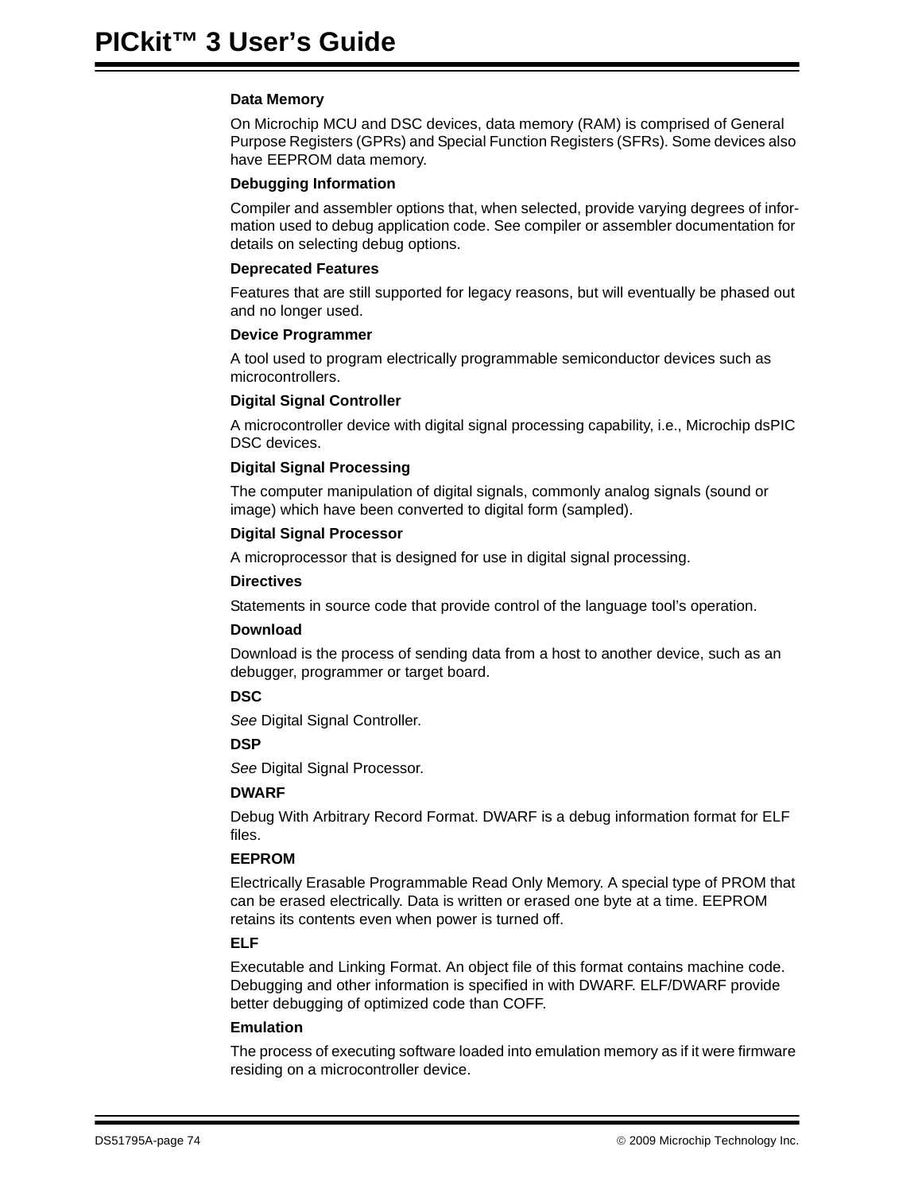**Data Memory**

On Microchip MCU and DSC devices, data memory (RAM) is comprised of General Purpose Registers (GPRs) and Special Function Registers (SFRs). Some devices also have EEPROM data memory.

**Debugging Information**

Compiler and assembler options that, when selected, provide varying degrees of information used to debug application code. See compiler or assembler documentation for details on selecting debug options.

**Deprecated Features**

Features that are still supported for legacy reasons, but will eventually be phased out and no longer used.

**Device Programmer**

A tool used to program electrically programmable semiconductor devices such as microcontrollers.

**Digital Signal Controller**

A microcontroller device with digital signal processing capability, i.e., Microchip dsPIC DSC devices.

**Digital Signal Processing**

The computer manipulation of digital signals, commonly analog signals (sound or image) which have been converted to digital form (sampled).

**Digital Signal Processor**

A microprocessor that is designed for use in digital signal processing.

**Directives**

Statements in source code that provide control of the language tool's operation.

**Download**

Download is the process of sending data from a host to another device, such as an debugger, programmer or target board.

**DSC**

*See* Digital Signal Controller.

**DSP**

*See* Digital Signal Processor.

**DWARF**

Debug With Arbitrary Record Format. DWARF is a debug information format for ELF files.

**EEPROM**

Electrically Erasable Programmable Read Only Memory. A special type of PROM that can be erased electrically. Data is written or erased one byte at a time. EEPROM retains its contents even when power is turned off.

**ELF**

Executable and Linking Format. An object file of this format contains machine code. Debugging and other information is specified in with DWARF. ELF/DWARF provide better debugging of optimized code than COFF.

**Emulation**

The process of executing software loaded into emulation memory as if it were firmware residing on a microcontroller device.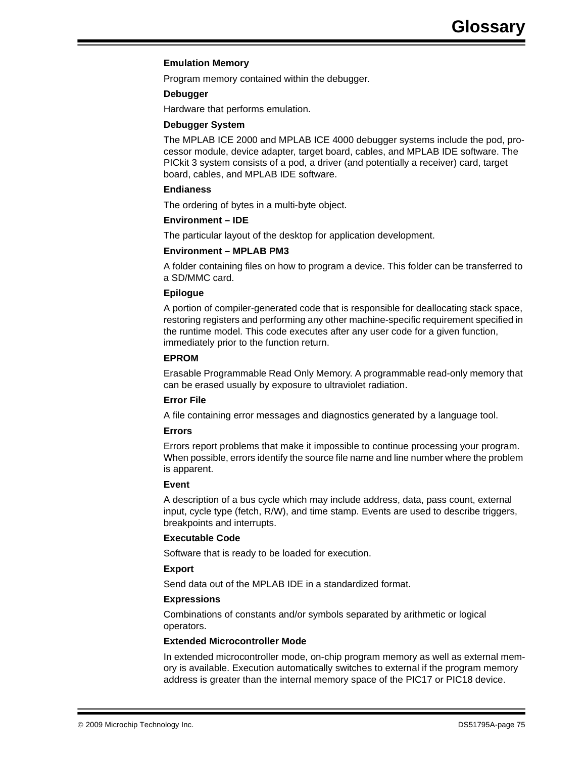**Emulation Memory**

Program memory contained within the debugger.

**Debugger**

Hardware that performs emulation.

**Debugger System**

The MPLAB ICE 2000 and MPLAB ICE 4000 debugger systems include the pod, processor module, device adapter, target board, cables, and MPLAB IDE software. The PICkit 3 system consists of a pod, a driver (and potentially a receiver) card, target board, cables, and MPLAB IDE software.

**Endianess**

The ordering of bytes in a multi-byte object.

**Environment – IDE**

The particular layout of the desktop for application development.

**Environment – MPLAB PM3**

A folder containing files on how to program a device. This folder can be transferred to a SD/MMC card.

**Epilogue**

A portion of compiler-generated code that is responsible for deallocating stack space, restoring registers and performing any other machine-specific requirement specified in the runtime model. This code executes after any user code for a given function, immediately prior to the function return.

**EPROM**

Erasable Programmable Read Only Memory. A programmable read-only memory that can be erased usually by exposure to ultraviolet radiation.

**Error File**

A file containing error messages and diagnostics generated by a language tool.

**Errors**

Errors report problems that make it impossible to continue processing your program. When possible, errors identify the source file name and line number where the problem is apparent.

**Event**

A description of a bus cycle which may include address, data, pass count, external input, cycle type (fetch, R/W), and time stamp. Events are used to describe triggers, breakpoints and interrupts.

**Executable Code**

Software that is ready to be loaded for execution.

**Export**

Send data out of the MPLAB IDE in a standardized format.

**Expressions**

Combinations of constants and/or symbols separated by arithmetic or logical operators.

**Extended Microcontroller Mode**

In extended microcontroller mode, on-chip program memory as well as external memory is available. Execution automatically switches to external if the program memory address is greater than the internal memory space of the PIC17 or PIC18 device.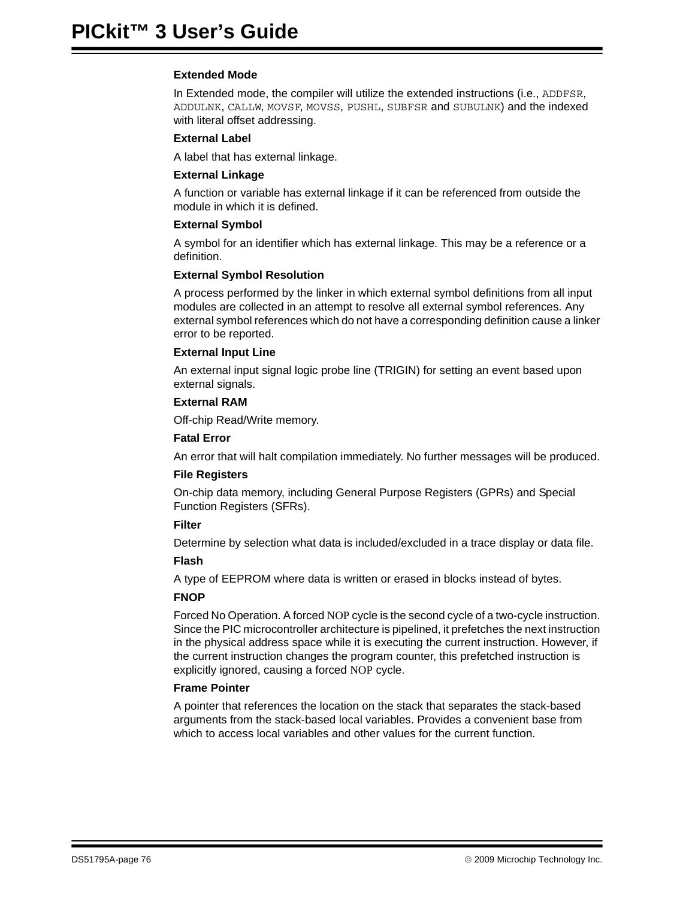**Extended Mode**

In Extended mode, the compiler will utilize the extended instructions (i.e., `ADDFSR`, `ADDULNK`, `CALLW`, `MOVSF`, `MOVSS`, `PUSHL`, `SUBFSR` and `SUBULNK`) and the indexed with literal offset addressing.

**External Label**

A label that has external linkage.

**External Linkage**

A function or variable has external linkage if it can be referenced from outside the module in which it is defined.

**External Symbol**

A symbol for an identifier which has external linkage. This may be a reference or a definition.

**External Symbol Resolution**

A process performed by the linker in which external symbol definitions from all input modules are collected in an attempt to resolve all external symbol references. Any external symbol references which do not have a corresponding definition cause a linker error to be reported.

**External Input Line**

An external input signal logic probe line (TRIGIN) for setting an event based upon external signals.

**External RAM**

Off-chip Read/Write memory.

**Fatal Error**

An error that will halt compilation immediately. No further messages will be produced.

**File Registers**

On-chip data memory, including General Purpose Registers (GPRs) and Special Function Registers (SFRs).

**Filter**

Determine by selection what data is included/excluded in a trace display or data file.

**Flash**

A type of EEPROM where data is written or erased in blocks instead of bytes.

**FNOP**

Forced No Operation. A forced NOP cycle is the second cycle of a two-cycle instruction. Since the PIC microcontroller architecture is pipelined, it prefetches the next instruction in the physical address space while it is executing the current instruction. However, if the current instruction changes the program counter, this prefetched instruction is explicitly ignored, causing a forced NOP cycle.

**Frame Pointer**

A pointer that references the location on the stack that separates the stack-based arguments from the stack-based local variables. Provides a convenient base from which to access local variables and other values for the current function.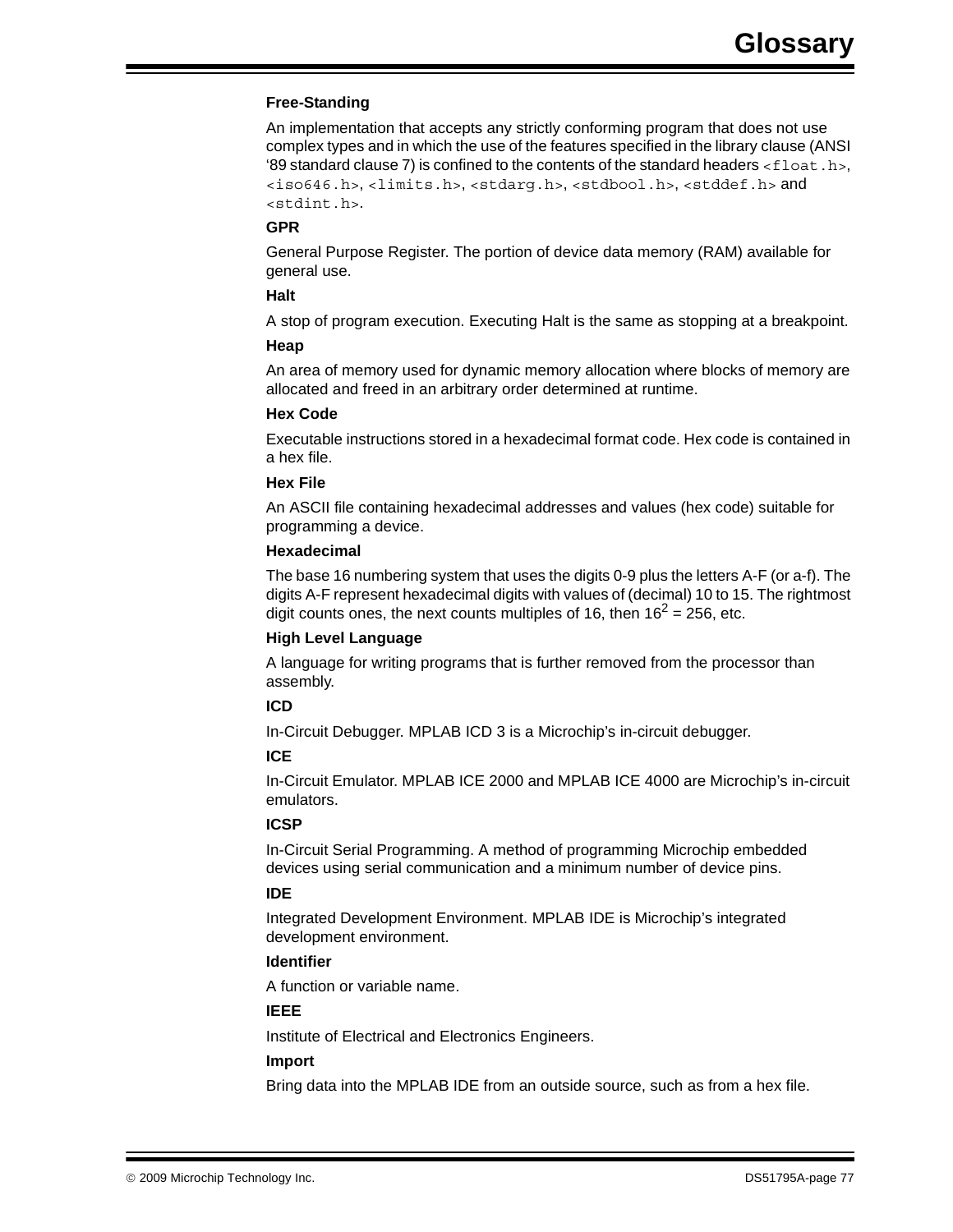**Free-Standing**

An implementation that accepts any strictly conforming program that does not use complex types and in which the use of the features specified in the library clause (ANSI '89 standard clause 7) is confined to the contents of the standard headers `<float.h>`, `<iso646.h>`, `<limits.h>`, `<stdarg.h>`, `<stdbool.h>`, `<stddef.h>` and `<stdint.h>`.

**GPR**

General Purpose Register. The portion of device data memory (RAM) available for general use.

**Halt**

A stop of program execution. Executing Halt is the same as stopping at a breakpoint.

**Heap**

An area of memory used for dynamic memory allocation where blocks of memory are allocated and freed in an arbitrary order determined at runtime.

**Hex Code**

Executable instructions stored in a hexadecimal format code. Hex code is contained in a hex file.

**Hex File**

An ASCII file containing hexadecimal addresses and values (hex code) suitable for programming a device.

**Hexadecimal**

The base 16 numbering system that uses the digits 0-9 plus the letters A-F (or a-f). The digits A-F represent hexadecimal digits with values of (decimal) 10 to 15. The rightmost digit counts ones, the next counts multiples of 16, then $16^2 = 256$, etc.

**High Level Language**

A language for writing programs that is further removed from the processor than assembly.

**ICD**

In-Circuit Debugger. MPLAB ICD 3 is a Microchip's in-circuit debugger.

**ICE**

In-Circuit Emulator. MPLAB ICE 2000 and MPLAB ICE 4000 are Microchip's in-circuit emulators.

**ICSP**

In-Circuit Serial Programming. A method of programming Microchip embedded devices using serial communication and a minimum number of device pins.

**IDE**

Integrated Development Environment. MPLAB IDE is Microchip's integrated development environment.

**Identifier**

A function or variable name.

**IEEE**

Institute of Electrical and Electronics Engineers.

**Import**

Bring data into the MPLAB IDE from an outside source, such as from a hex file.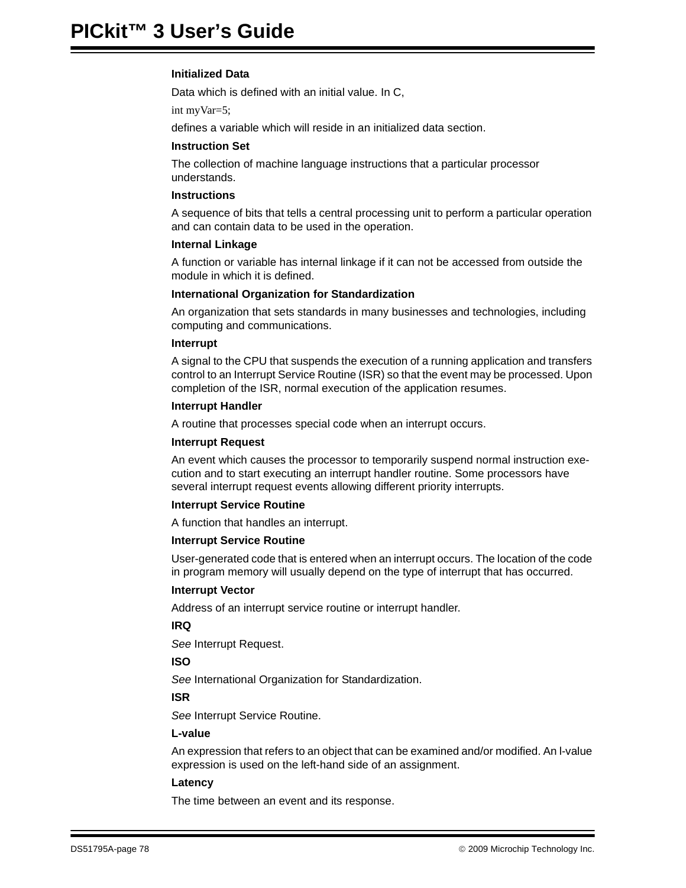**Initialized Data**

Data which is defined with an initial value. In C,

```
int myVar=5;
```

defines a variable which will reside in an initialized data section.

**Instruction Set**

The collection of machine language instructions that a particular processor understands.

**Instructions**

A sequence of bits that tells a central processing unit to perform a particular operation and can contain data to be used in the operation.

**Internal Linkage**

A function or variable has internal linkage if it can not be accessed from outside the module in which it is defined.

**International Organization for Standardization**

An organization that sets standards in many businesses and technologies, including computing and communications.

**Interrupt**

A signal to the CPU that suspends the execution of a running application and transfers control to an Interrupt Service Routine (ISR) so that the event may be processed. Upon completion of the ISR, normal execution of the application resumes.

**Interrupt Handler**

A routine that processes special code when an interrupt occurs.

**Interrupt Request**

An event which causes the processor to temporarily suspend normal instruction execution and to start executing an interrupt handler routine. Some processors have several interrupt request events allowing different priority interrupts.

**Interrupt Service Routine**

A function that handles an interrupt.

**Interrupt Service Routine**

User-generated code that is entered when an interrupt occurs. The location of the code in program memory will usually depend on the type of interrupt that has occurred.

**Interrupt Vector**

Address of an interrupt service routine or interrupt handler.

**IRQ**

*See* Interrupt Request.

**ISO**

*See* International Organization for Standardization.

**ISR**

*See* Interrupt Service Routine.

**L-value**

An expression that refers to an object that can be examined and/or modified. An l-value expression is used on the left-hand side of an assignment.

**Latency**

The time between an event and its response.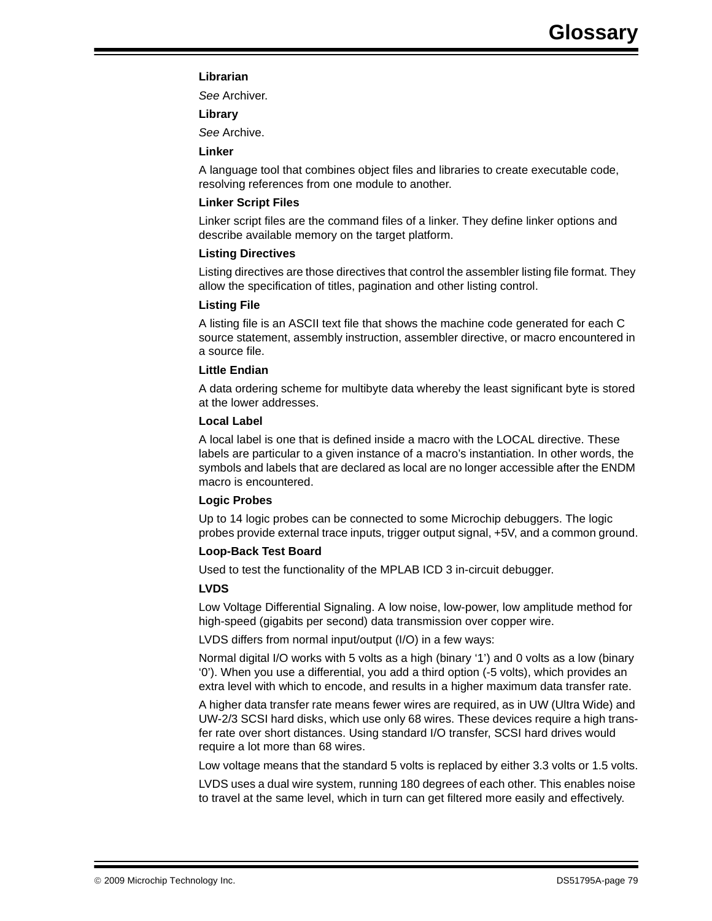**Librarian**

*See* Archiver.

**Library**

*See* Archive.

**Linker**

A language tool that combines object files and libraries to create executable code, resolving references from one module to another.

**Linker Script Files**

Linker script files are the command files of a linker. They define linker options and describe available memory on the target platform.

**Listing Directives**

Listing directives are those directives that control the assembler listing file format. They allow the specification of titles, pagination and other listing control.

**Listing File**

A listing file is an ASCII text file that shows the machine code generated for each C source statement, assembly instruction, assembler directive, or macro encountered in a source file.

**Little Endian**

A data ordering scheme for multibyte data whereby the least significant byte is stored at the lower addresses.

**Local Label**

A local label is one that is defined inside a macro with the LOCAL directive. These labels are particular to a given instance of a macro's instantiation. In other words, the symbols and labels that are declared as local are no longer accessible after the ENDM macro is encountered.

**Logic Probes**

Up to 14 logic probes can be connected to some Microchip debuggers. The logic probes provide external trace inputs, trigger output signal, +5V, and a common ground.

**Loop-Back Test Board**

Used to test the functionality of the MPLAB ICD 3 in-circuit debugger.

**LVDS**

Low Voltage Differential Signaling. A low noise, low-power, low amplitude method for high-speed (gigabits per second) data transmission over copper wire.

LVDS differs from normal input/output (I/O) in a few ways:

Normal digital I/O works with 5 volts as a high (binary '1') and 0 volts as a low (binary '0'). When you use a differential, you add a third option (-5 volts), which provides an extra level with which to encode, and results in a higher maximum data transfer rate.

A higher data transfer rate means fewer wires are required, as in UW (Ultra Wide) and UW-2/3 SCSI hard disks, which use only 68 wires. These devices require a high transfer rate over short distances. Using standard I/O transfer, SCSI hard drives would require a lot more than 68 wires.

Low voltage means that the standard 5 volts is replaced by either 3.3 volts or 1.5 volts.

LVDS uses a dual wire system, running 180 degrees of each other. This enables noise to travel at the same level, which in turn can get filtered more easily and effectively.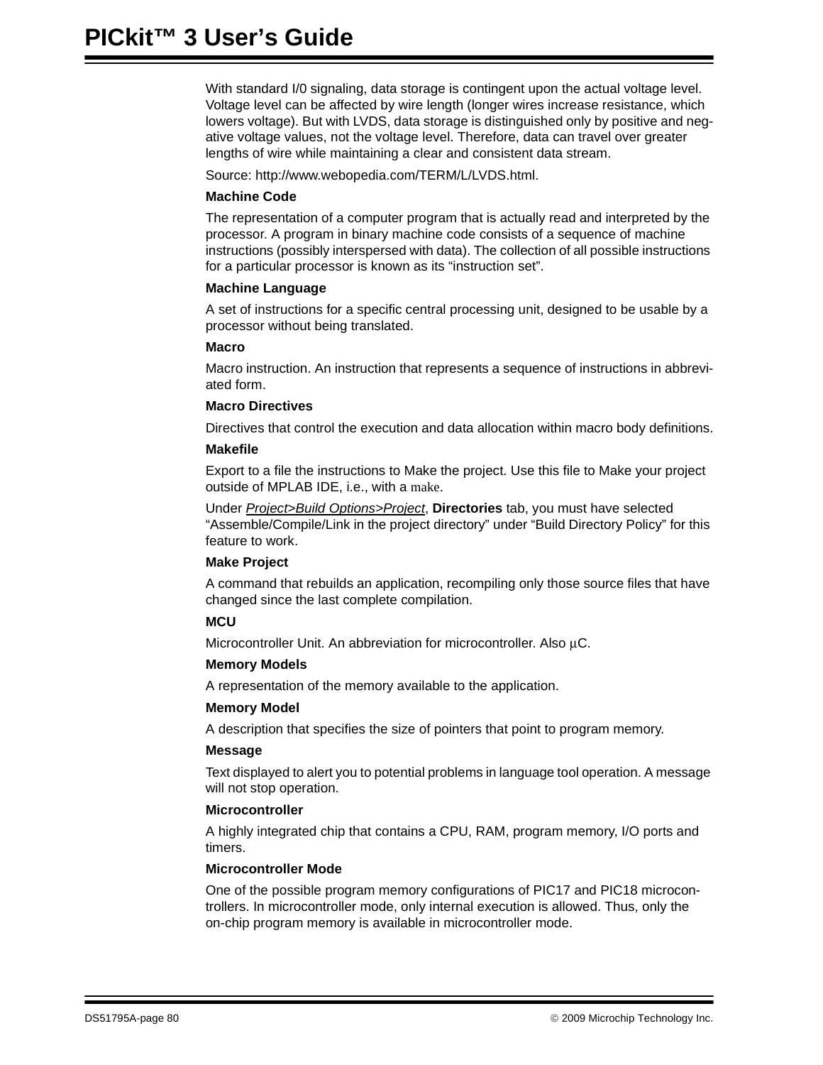With standard I/0 signaling, data storage is contingent upon the actual voltage level. Voltage level can be affected by wire length (longer wires increase resistance, which lowers voltage). But with LVDS, data storage is distinguished only by positive and negative voltage values, not the voltage level. Therefore, data can travel over greater lengths of wire while maintaining a clear and consistent data stream.

Source: http://www.webopedia.com/TERM/L/LVDS.html.

**Machine Code**

The representation of a computer program that is actually read and interpreted by the processor. A program in binary machine code consists of a sequence of machine instructions (possibly interspersed with data). The collection of all possible instructions for a particular processor is known as its “instruction set”.

**Machine Language**

A set of instructions for a specific central processing unit, designed to be usable by a processor without being translated.

**Macro**

Macro instruction. An instruction that represents a sequence of instructions in abbreviated form.

**Macro Directives**

Directives that control the execution and data allocation within macro body definitions.

**Makefile**

Export to a file the instructions to Make the project. Use this file to Make your project outside of MPLAB IDE, i.e., with a make.

Under *Project>Build Options>Project*, **Directories** tab, you must have selected “Assemble/Compile/Link in the project directory” under “Build Directory Policy” for this feature to work.

**Make Project**

A command that rebuilds an application, recompiling only those source files that have changed since the last complete compilation.

**MCU**

Microcontroller Unit. An abbreviation for microcontroller. Also μC.

**Memory Models**

A representation of the memory available to the application.

**Memory Model**

A description that specifies the size of pointers that point to program memory.

**Message**

Text displayed to alert you to potential problems in language tool operation. A message will not stop operation.

**Microcontroller**

A highly integrated chip that contains a CPU, RAM, program memory, I/O ports and timers.

**Microcontroller Mode**

One of the possible program memory configurations of PIC17 and PIC18 microcontrollers. In microcontroller mode, only internal execution is allowed. Thus, only the on-chip program memory is available in microcontroller mode.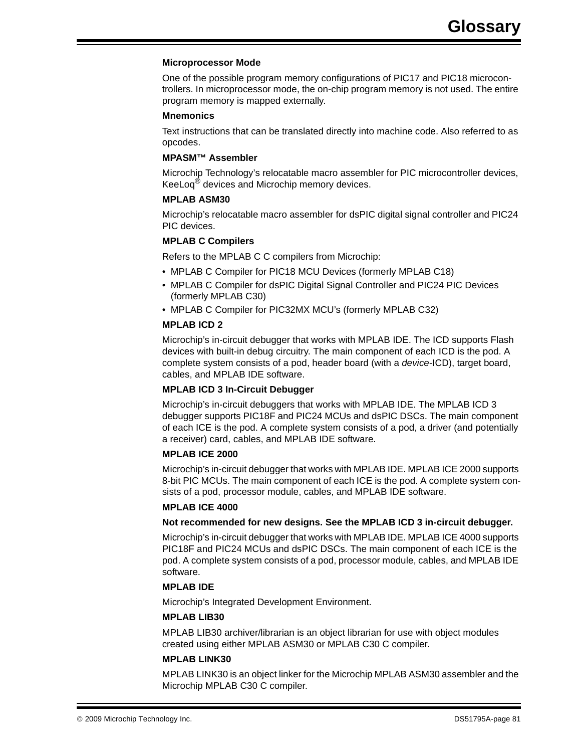**Microprocessor Mode**

One of the possible program memory configurations of PIC17 and PIC18 microcontrollers. In microprocessor mode, the on-chip program memory is not used. The entire program memory is mapped externally.

**Mnemonics**

Text instructions that can be translated directly into machine code. Also referred to as opcodes.

**MPASM™ Assembler**

Microchip Technology's relocatable macro assembler for PIC microcontroller devices, KeeLoq® devices and Microchip memory devices.

**MPLAB ASM30**

Microchip's relocatable macro assembler for dsPIC digital signal controller and PIC24 PIC devices.

**MPLAB C Compilers**

Refers to the MPLAB C C compilers from Microchip:

- MPLAB C Compiler for PIC18 MCU Devices (formerly MPLAB C18)
- MPLAB C Compiler for dsPIC Digital Signal Controller and PIC24 PIC Devices (formerly MPLAB C30)
- MPLAB C Compiler for PIC32MX MCU's (formerly MPLAB C32)

**MPLAB ICD 2**

Microchip's in-circuit debugger that works with MPLAB IDE. The ICD supports Flash devices with built-in debug circuitry. The main component of each ICD is the pod. A complete system consists of a pod, header board (with a *device*-ICD), target board, cables, and MPLAB IDE software.

**MPLAB ICD 3 In-Circuit Debugger**

Microchip's in-circuit debuggers that works with MPLAB IDE. The MPLAB ICD 3 debugger supports PIC18F and PIC24 MCUs and dsPIC DSCs. The main component of each ICE is the pod. A complete system consists of a pod, a driver (and potentially a receiver) card, cables, and MPLAB IDE software.

**MPLAB ICE 2000**

Microchip's in-circuit debugger that works with MPLAB IDE. MPLAB ICE 2000 supports 8-bit PIC MCUs. The main component of each ICE is the pod. A complete system consists of a pod, processor module, cables, and MPLAB IDE software.

**MPLAB ICE 4000**

**Not recommended for new designs. See the MPLAB ICD 3 in-circuit debugger.**

Microchip's in-circuit debugger that works with MPLAB IDE. MPLAB ICE 4000 supports PIC18F and PIC24 MCUs and dsPIC DSCs. The main component of each ICE is the pod. A complete system consists of a pod, processor module, cables, and MPLAB IDE software.

**MPLAB IDE**

Microchip's Integrated Development Environment.

**MPLAB LIB30**

MPLAB LIB30 archiver/librarian is an object librarian for use with object modules created using either MPLAB ASM30 or MPLAB C30 C compiler.

**MPLAB LINK30**

MPLAB LINK30 is an object linker for the Microchip MPLAB ASM30 assembler and the Microchip MPLAB C30 C compiler.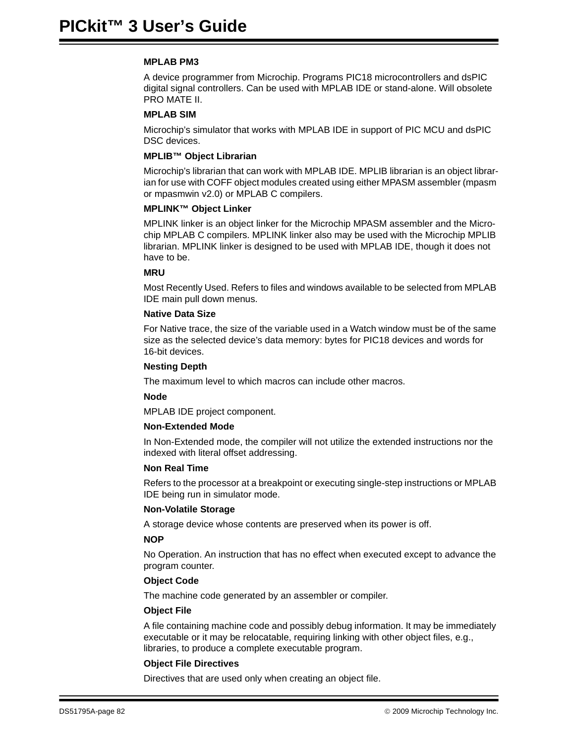**MPLAB PM3**

A device programmer from Microchip. Programs PIC18 microcontrollers and dsPIC digital signal controllers. Can be used with MPLAB IDE or stand-alone. Will obsolete PRO MATE II.

**MPLAB SIM**

Microchip's simulator that works with MPLAB IDE in support of PIC MCU and dsPIC DSC devices.

**MPLIB™ Object Librarian**

Microchip's librarian that can work with MPLAB IDE. MPLIB librarian is an object librarian for use with COFF object modules created using either MPASM assembler (mpasm or mpasmwin v2.0) or MPLAB C compilers.

**MPLINK™ Object Linker**

MPLINK linker is an object linker for the Microchip MPASM assembler and the Microchip MPLAB C compilers. MPLINK linker also may be used with the Microchip MPLIB librarian. MPLINK linker is designed to be used with MPLAB IDE, though it does not have to be.

**MRU**

Most Recently Used. Refers to files and windows available to be selected from MPLAB IDE main pull down menus.

**Native Data Size**

For Native trace, the size of the variable used in a Watch window must be of the same size as the selected device's data memory: bytes for PIC18 devices and words for 16-bit devices.

**Nesting Depth**

The maximum level to which macros can include other macros.

**Node**

MPLAB IDE project component.

**Non-Extended Mode**

In Non-Extended mode, the compiler will not utilize the extended instructions nor the indexed with literal offset addressing.

**Non Real Time**

Refers to the processor at a breakpoint or executing single-step instructions or MPLAB IDE being run in simulator mode.

**Non-Volatile Storage**

A storage device whose contents are preserved when its power is off.

**NOP**

No Operation. An instruction that has no effect when executed except to advance the program counter.

**Object Code**

The machine code generated by an assembler or compiler.

**Object File**

A file containing machine code and possibly debug information. It may be immediately executable or it may be relocatable, requiring linking with other object files, e.g., libraries, to produce a complete executable program.

**Object File Directives**

Directives that are used only when creating an object file.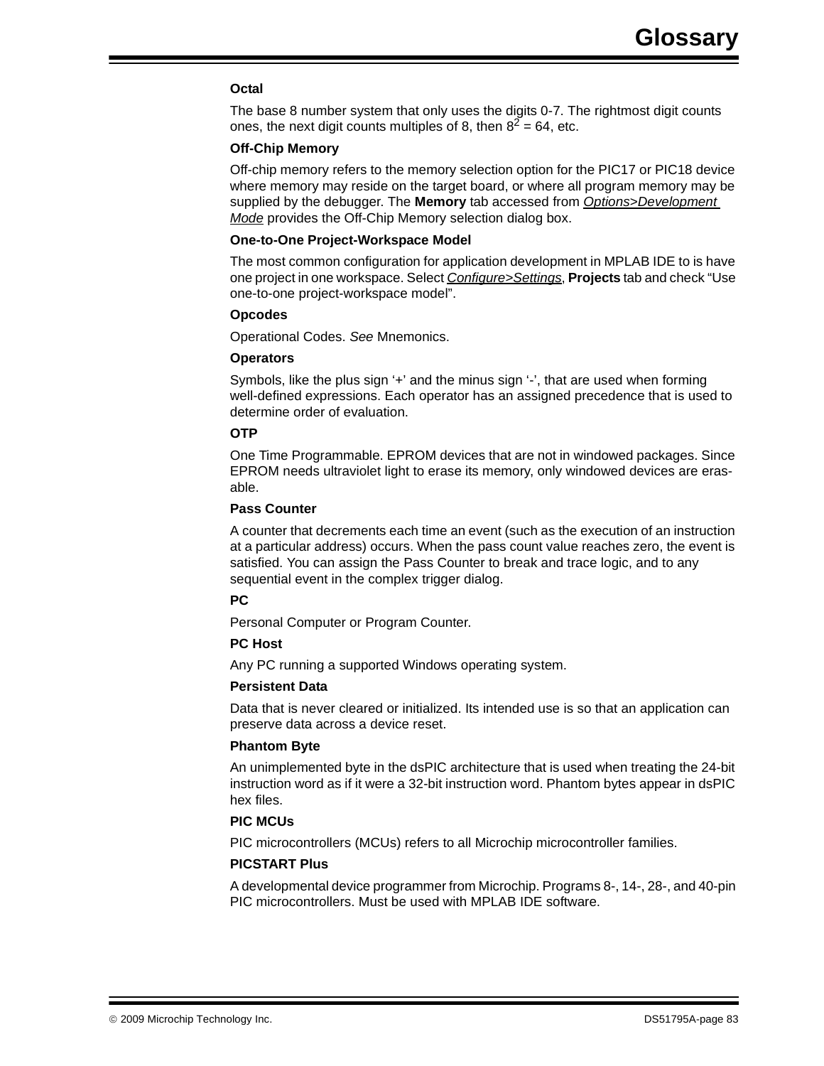**Octal**

The base 8 number system that only uses the digits 0-7. The rightmost digit counts ones, the next digit counts multiples of 8, then $8^2 = 64$, etc.

**Off-Chip Memory**

Off-chip memory refers to the memory selection option for the PIC17 or PIC18 device where memory may reside on the target board, or where all program memory may be supplied by the debugger. The **Memory** tab accessed from *Options>Development Mode* provides the Off-Chip Memory selection dialog box.

**One-to-One Project-Workspace Model**

The most common configuration for application development in MPLAB IDE to is have one project in one workspace. Select *Configure>Settings*, **Projects** tab and check "Use one-to-one project-workspace model".

**Opcodes**

Operational Codes. *See* Mnemonics.

**Operators**

Symbols, like the plus sign '+' and the minus sign '-', that are used when forming well-defined expressions. Each operator has an assigned precedence that is used to determine order of evaluation.

**OTP**

One Time Programmable. EPROM devices that are not in windowed packages. Since EPROM needs ultraviolet light to erase its memory, only windowed devices are erasable.

**Pass Counter**

A counter that decrements each time an event (such as the execution of an instruction at a particular address) occurs. When the pass count value reaches zero, the event is satisfied. You can assign the Pass Counter to break and trace logic, and to any sequential event in the complex trigger dialog.

**PC**

Personal Computer or Program Counter.

**PC Host**

Any PC running a supported Windows operating system.

**Persistent Data**

Data that is never cleared or initialized. Its intended use is so that an application can preserve data across a device reset.

**Phantom Byte**

An unimplemented byte in the dsPIC architecture that is used when treating the 24-bit instruction word as if it were a 32-bit instruction word. Phantom bytes appear in dsPIC hex files.

**PIC MCUs**

PIC microcontrollers (MCUs) refers to all Microchip microcontroller families.

**PICSTART Plus**

A developmental device programmer from Microchip. Programs 8-, 14-, 28-, and 40-pin PIC microcontrollers. Must be used with MPLAB IDE software.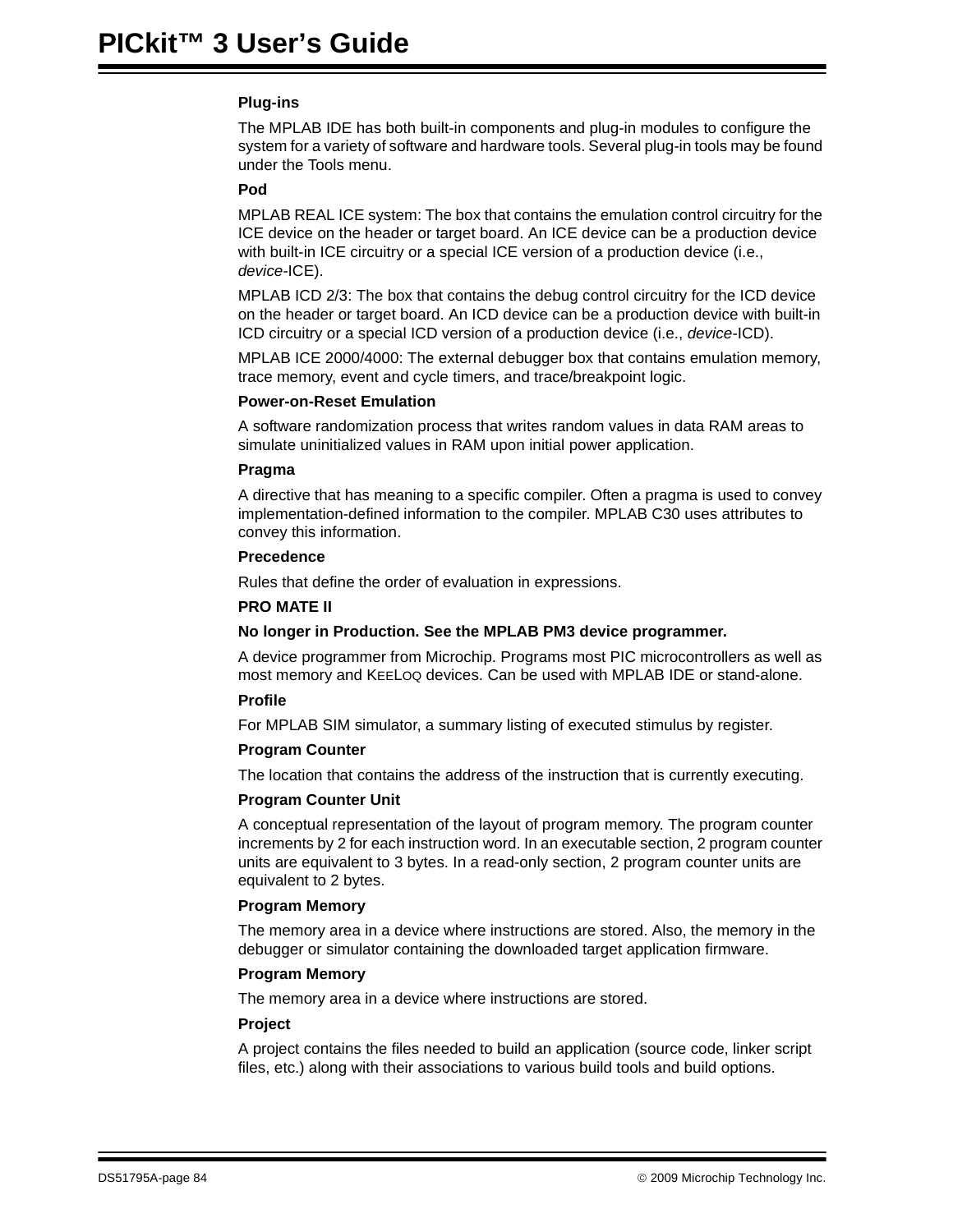**Plug-ins**

The MPLAB IDE has both built-in components and plug-in modules to configure the system for a variety of software and hardware tools. Several plug-in tools may be found under the Tools menu.

**Pod**

MPLAB REAL ICE system: The box that contains the emulation control circuitry for the ICE device on the header or target board. An ICE device can be a production device with built-in ICE circuitry or a special ICE version of a production device (i.e., *device*-ICE).

MPLAB ICD 2/3: The box that contains the debug control circuitry for the ICD device on the header or target board. An ICD device can be a production device with built-in ICD circuitry or a special ICD version of a production device (i.e., *device*-ICD).

MPLAB ICE 2000/4000: The external debugger box that contains emulation memory, trace memory, event and cycle timers, and trace/breakpoint logic.

**Power-on-Reset Emulation**

A software randomization process that writes random values in data RAM areas to simulate uninitialized values in RAM upon initial power application.

**Pragma**

A directive that has meaning to a specific compiler. Often a pragma is used to convey implementation-defined information to the compiler. MPLAB C30 uses attributes to convey this information.

**Precedence**

Rules that define the order of evaluation in expressions.

**PRO MATE II**

**No longer in Production. See the MPLAB PM3 device programmer.**

A device programmer from Microchip. Programs most PIC microcontrollers as well as most memory and KEELOQ devices. Can be used with MPLAB IDE or stand-alone.

**Profile**

For MPLAB SIM simulator, a summary listing of executed stimulus by register.

**Program Counter**

The location that contains the address of the instruction that is currently executing.

**Program Counter Unit**

A conceptual representation of the layout of program memory. The program counter increments by 2 for each instruction word. In an executable section, 2 program counter units are equivalent to 3 bytes. In a read-only section, 2 program counter units are equivalent to 2 bytes.

**Program Memory**

The memory area in a device where instructions are stored. Also, the memory in the debugger or simulator containing the downloaded target application firmware.

**Program Memory**

The memory area in a device where instructions are stored.

**Project**

A project contains the files needed to build an application (source code, linker script files, etc.) along with their associations to various build tools and build options.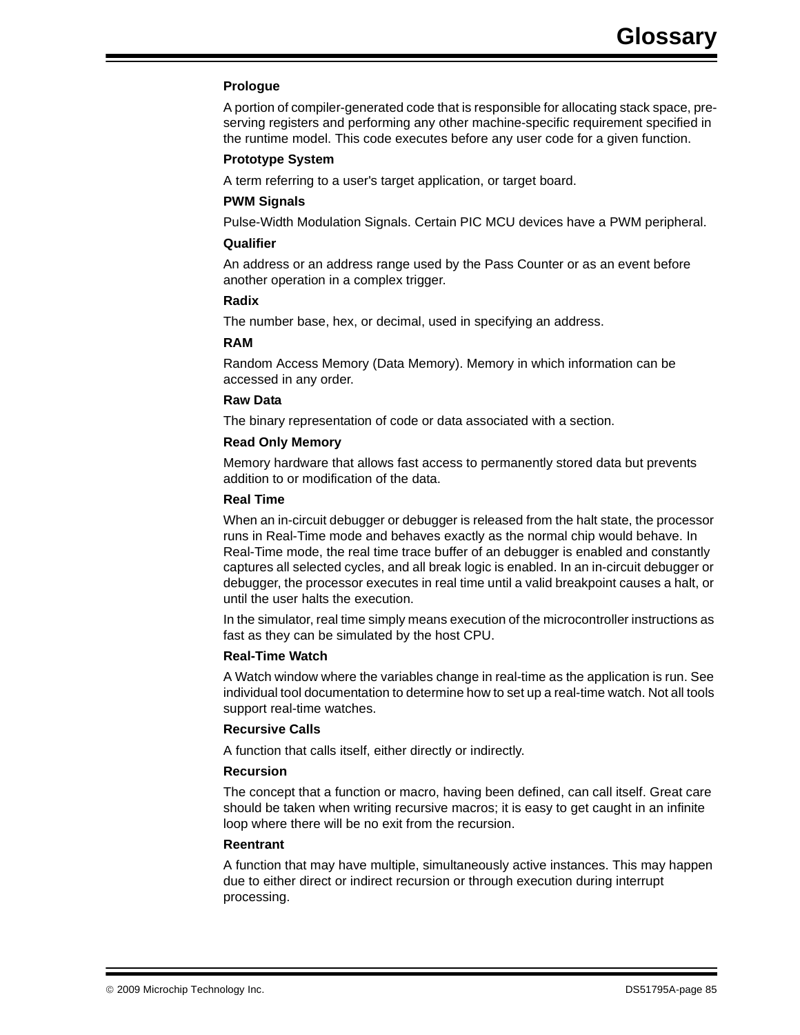**Prologue**

A portion of compiler-generated code that is responsible for allocating stack space, preserving registers and performing any other machine-specific requirement specified in the runtime model. This code executes before any user code for a given function.

**Prototype System**

A term referring to a user's target application, or target board.

**PWM Signals**

Pulse-Width Modulation Signals. Certain PIC MCU devices have a PWM peripheral.

**Qualifier**

An address or an address range used by the Pass Counter or as an event before another operation in a complex trigger.

**Radix**

The number base, hex, or decimal, used in specifying an address.

**RAM**

Random Access Memory (Data Memory). Memory in which information can be accessed in any order.

**Raw Data**

The binary representation of code or data associated with a section.

**Read Only Memory**

Memory hardware that allows fast access to permanently stored data but prevents addition to or modification of the data.

**Real Time**

When an in-circuit debugger or debugger is released from the halt state, the processor runs in Real-Time mode and behaves exactly as the normal chip would behave. In Real-Time mode, the real time trace buffer of an debugger is enabled and constantly captures all selected cycles, and all break logic is enabled. In an in-circuit debugger or debugger, the processor executes in real time until a valid breakpoint causes a halt, or until the user halts the execution.

In the simulator, real time simply means execution of the microcontroller instructions as fast as they can be simulated by the host CPU.

**Real-Time Watch**

A Watch window where the variables change in real-time as the application is run. See individual tool documentation to determine how to set up a real-time watch. Not all tools support real-time watches.

**Recursive Calls**

A function that calls itself, either directly or indirectly.

**Recursion**

The concept that a function or macro, having been defined, can call itself. Great care should be taken when writing recursive macros; it is easy to get caught in an infinite loop where there will be no exit from the recursion.

**Reentrant**

A function that may have multiple, simultaneously active instances. This may happen due to either direct or indirect recursion or through execution during interrupt processing.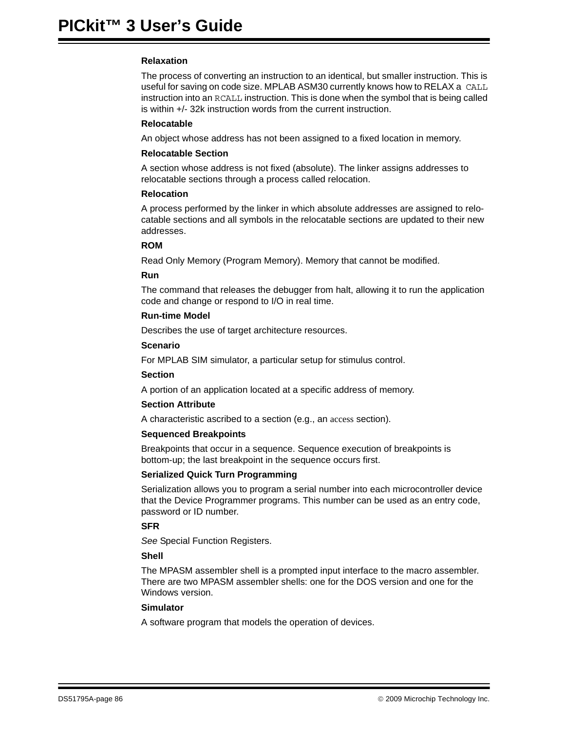**Relaxation**

The process of converting an instruction to an identical, but smaller instruction. This is useful for saving on code size. MPLAB ASM30 currently knows how to RELAX a `CALL` instruction into an `RCALL` instruction. This is done when the symbol that is being called is within +/- 32k instruction words from the current instruction.

**Relocatable**

An object whose address has not been assigned to a fixed location in memory.

**Relocatable Section**

A section whose address is not fixed (absolute). The linker assigns addresses to relocatable sections through a process called relocation.

**Relocation**

A process performed by the linker in which absolute addresses are assigned to relocatable sections and all symbols in the relocatable sections are updated to their new addresses.

**ROM**

Read Only Memory (Program Memory). Memory that cannot be modified.

**Run**

The command that releases the debugger from halt, allowing it to run the application code and change or respond to I/O in real time.

**Run-time Model**

Describes the use of target architecture resources.

**Scenario**

For MPLAB SIM simulator, a particular setup for stimulus control.

**Section**

A portion of an application located at a specific address of memory.

**Section Attribute**

A characteristic ascribed to a section (e.g., an access section).

**Sequenced Breakpoints**

Breakpoints that occur in a sequence. Sequence execution of breakpoints is bottom-up; the last breakpoint in the sequence occurs first.

**Serialized Quick Turn Programming**

Serialization allows you to program a serial number into each microcontroller device that the Device Programmer programs. This number can be used as an entry code, password or ID number.

**SFR**

*See* Special Function Registers.

**Shell**

The MPASM assembler shell is a prompted input interface to the macro assembler. There are two MPASM assembler shells: one for the DOS version and one for the Windows version.

**Simulator**

A software program that models the operation of devices.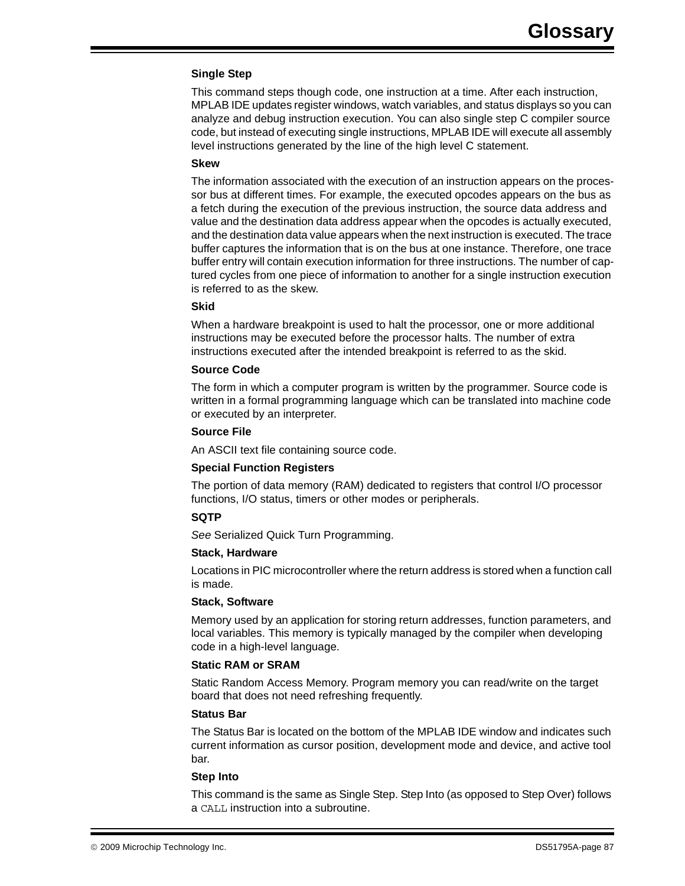**Single Step**

This command steps though code, one instruction at a time. After each instruction, MPLAB IDE updates register windows, watch variables, and status displays so you can analyze and debug instruction execution. You can also single step C compiler source code, but instead of executing single instructions, MPLAB IDE will execute all assembly level instructions generated by the line of the high level C statement.

**Skew**

The information associated with the execution of an instruction appears on the processor bus at different times. For example, the executed opcodes appears on the bus as a fetch during the execution of the previous instruction, the source data address and value and the destination data address appear when the opcodes is actually executed, and the destination data value appears when the next instruction is executed. The trace buffer captures the information that is on the bus at one instance. Therefore, one trace buffer entry will contain execution information for three instructions. The number of captured cycles from one piece of information to another for a single instruction execution is referred to as the skew.

**Skid**

When a hardware breakpoint is used to halt the processor, one or more additional instructions may be executed before the processor halts. The number of extra instructions executed after the intended breakpoint is referred to as the skid.

**Source Code**

The form in which a computer program is written by the programmer. Source code is written in a formal programming language which can be translated into machine code or executed by an interpreter.

**Source File**

An ASCII text file containing source code.

**Special Function Registers**

The portion of data memory (RAM) dedicated to registers that control I/O processor functions, I/O status, timers or other modes or peripherals.

**SQTP**

*See* Serialized Quick Turn Programming.

**Stack, Hardware**

Locations in PIC microcontroller where the return address is stored when a function call is made.

**Stack, Software**

Memory used by an application for storing return addresses, function parameters, and local variables. This memory is typically managed by the compiler when developing code in a high-level language.

**Static RAM or SRAM**

Static Random Access Memory. Program memory you can read/write on the target board that does not need refreshing frequently.

**Status Bar**

The Status Bar is located on the bottom of the MPLAB IDE window and indicates such current information as cursor position, development mode and device, and active tool bar.

**Step Into**

This command is the same as Single Step. Step Into (as opposed to Step Over) follows a `CALL` instruction into a subroutine.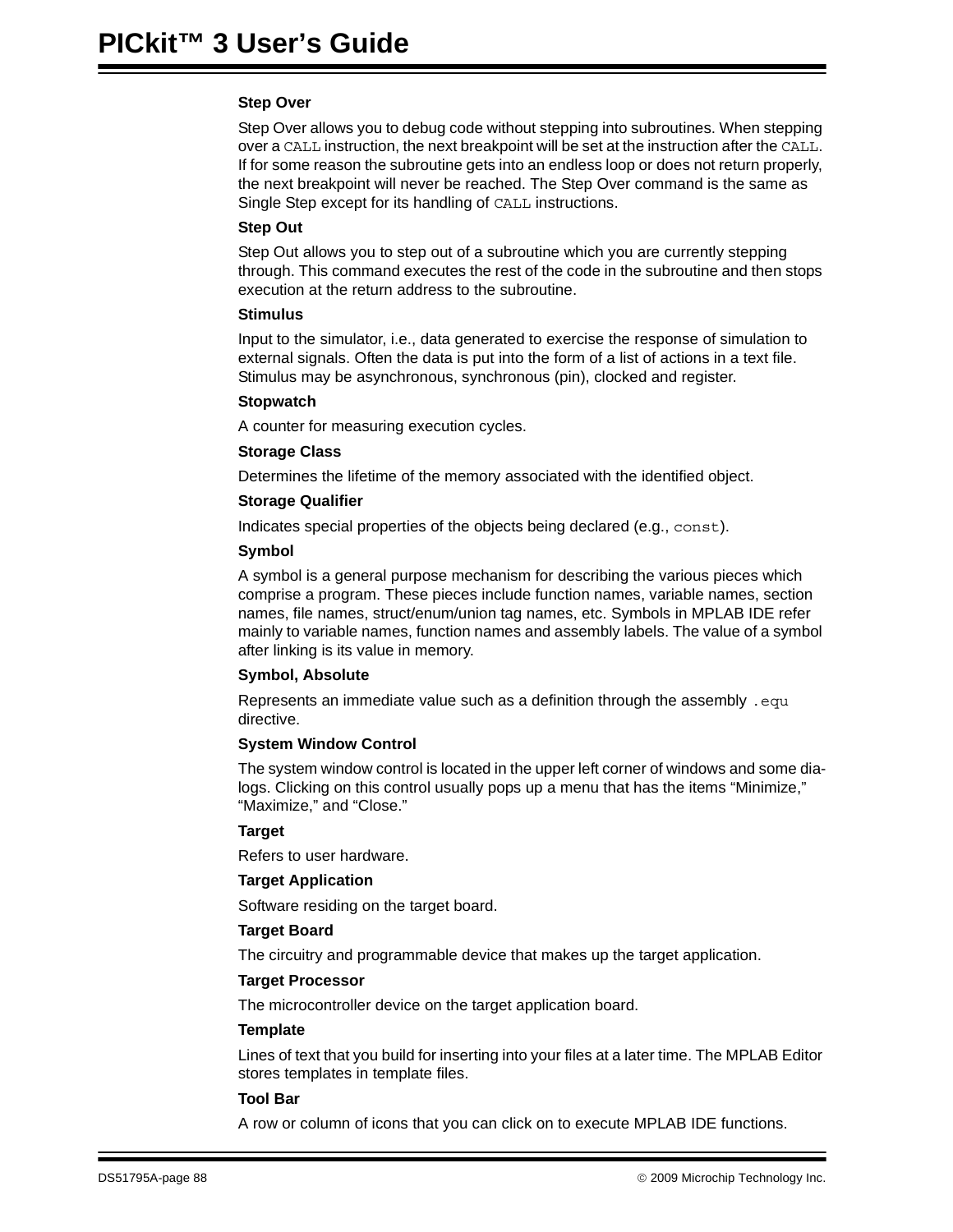**Step Over**

Step Over allows you to debug code without stepping into subroutines. When stepping over a `CALL` instruction, the next breakpoint will be set at the instruction after the `CALL`. If for some reason the subroutine gets into an endless loop or does not return properly, the next breakpoint will never be reached. The Step Over command is the same as Single Step except for its handling of `CALL` instructions.

**Step Out**

Step Out allows you to step out of a subroutine which you are currently stepping through. This command executes the rest of the code in the subroutine and then stops execution at the return address to the subroutine.

**Stimulus**

Input to the simulator, i.e., data generated to exercise the response of simulation to external signals. Often the data is put into the form of a list of actions in a text file. Stimulus may be asynchronous, synchronous (pin), clocked and register.

**Stopwatch**

A counter for measuring execution cycles.

**Storage Class**

Determines the lifetime of the memory associated with the identified object.

**Storage Qualifier**

Indicates special properties of the objects being declared (e.g., `const`).

**Symbol**

A symbol is a general purpose mechanism for describing the various pieces which comprise a program. These pieces include function names, variable names, section names, file names, struct/enum/union tag names, etc. Symbols in MPLAB IDE refer mainly to variable names, function names and assembly labels. The value of a symbol after linking is its value in memory.

**Symbol, Absolute**

Represents an immediate value such as a definition through the assembly `.equ` directive.

**System Window Control**

The system window control is located in the upper left corner of windows and some dialogs. Clicking on this control usually pops up a menu that has the items "Minimize," "Maximize," and "Close."

**Target**

Refers to user hardware.

**Target Application**

Software residing on the target board.

**Target Board**

The circuitry and programmable device that makes up the target application.

**Target Processor**

The microcontroller device on the target application board.

**Template**

Lines of text that you build for inserting into your files at a later time. The MPLAB Editor stores templates in template files.

**Tool Bar**

A row or column of icons that you can click on to execute MPLAB IDE functions.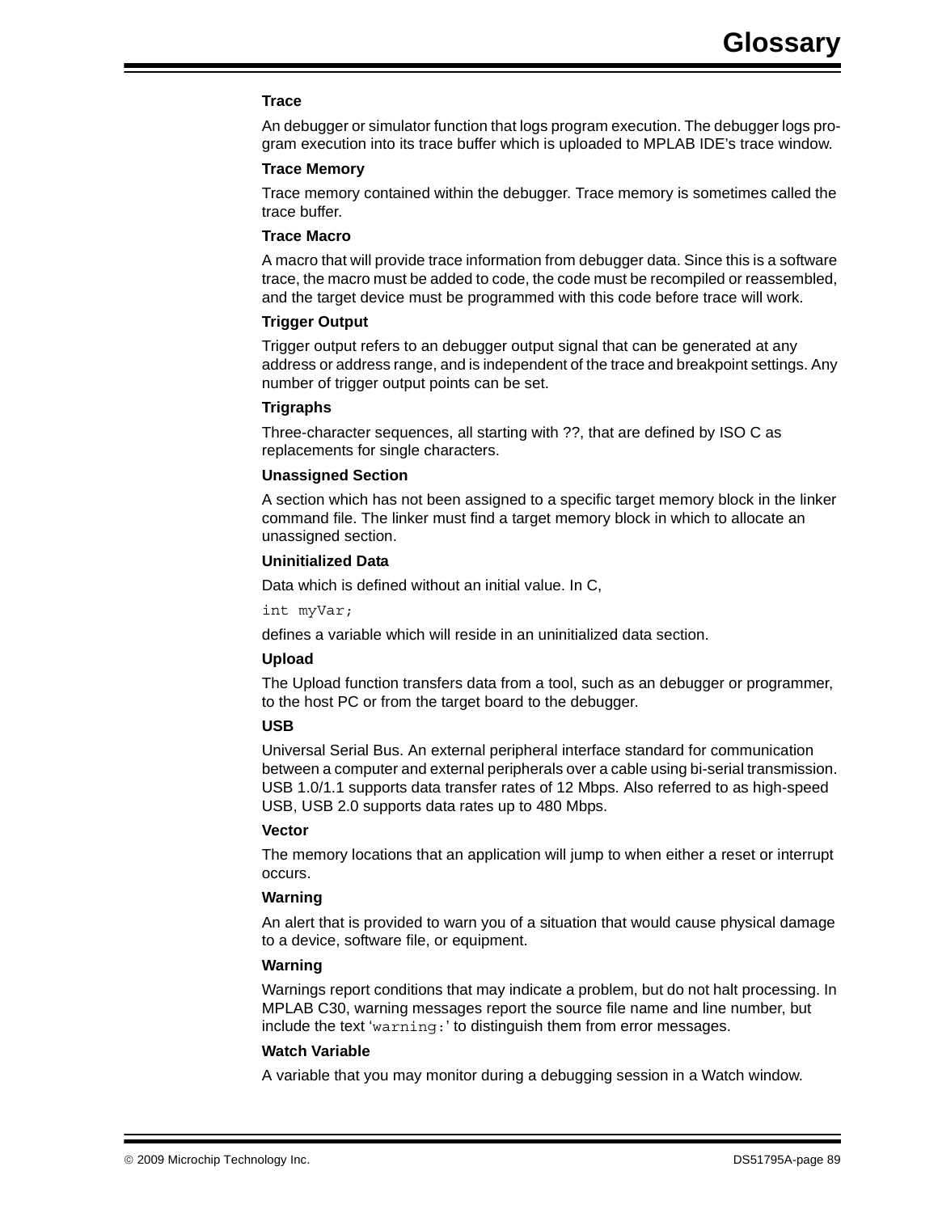**Trace**

An debugger or simulator function that logs program execution. The debugger logs program execution into its trace buffer which is uploaded to MPLAB IDE's trace window.

**Trace Memory**

Trace memory contained within the debugger. Trace memory is sometimes called the trace buffer.

**Trace Macro**

A macro that will provide trace information from debugger data. Since this is a software trace, the macro must be added to code, the code must be recompiled or reassembled, and the target device must be programmed with this code before trace will work.

**Trigger Output**

Trigger output refers to an debugger output signal that can be generated at any address or address range, and is independent of the trace and breakpoint settings. Any number of trigger output points can be set.

**Trigraphs**

Three-character sequences, all starting with ??, that are defined by ISO C as replacements for single characters.

**Unassigned Section**

A section which has not been assigned to a specific target memory block in the linker command file. The linker must find a target memory block in which to allocate an unassigned section.

**Uninitialized Data**

Data which is defined without an initial value. In C,

```
int myVar;
```

defines a variable which will reside in an uninitialized data section.

**Upload**

The Upload function transfers data from a tool, such as an debugger or programmer, to the host PC or from the target board to the debugger.

**USB**

Universal Serial Bus. An external peripheral interface standard for communication between a computer and external peripherals over a cable using bi-serial transmission. USB 1.0/1.1 supports data transfer rates of 12 Mbps. Also referred to as high-speed USB, USB 2.0 supports data rates up to 480 Mbps.

**Vector**

The memory locations that an application will jump to when either a reset or interrupt occurs.

**Warning**

An alert that is provided to warn you of a situation that would cause physical damage to a device, software file, or equipment.

**Warning**

Warnings report conditions that may indicate a problem, but do not halt processing. In MPLAB C30, warning messages report the source file name and line number, but include the text '`warning:`' to distinguish them from error messages.

**Watch Variable**

A variable that you may monitor during a debugging session in a Watch window.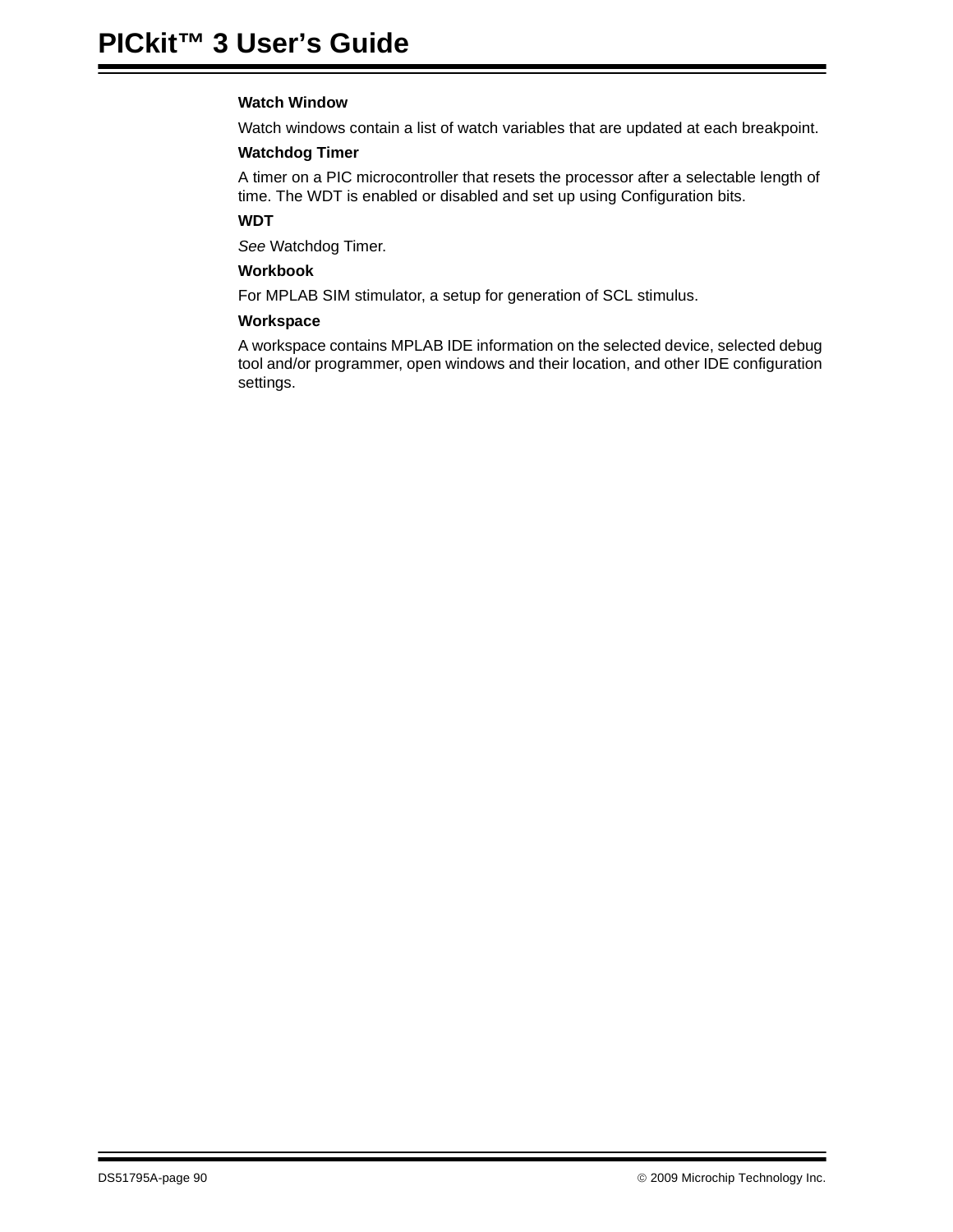**Watch Window**

Watch windows contain a list of watch variables that are updated at each breakpoint.

**Watchdog Timer**

A timer on a PIC microcontroller that resets the processor after a selectable length of time. The WDT is enabled or disabled and set up using Configuration bits.

**WDT**

*See* Watchdog Timer.

**Workbook**

For MPLAB SIM stimulator, a setup for generation of SCL stimulus.

**Workspace**

A workspace contains MPLAB IDE information on the selected device, selected debug tool and/or programmer, open windows and their location, and other IDE configuration settings.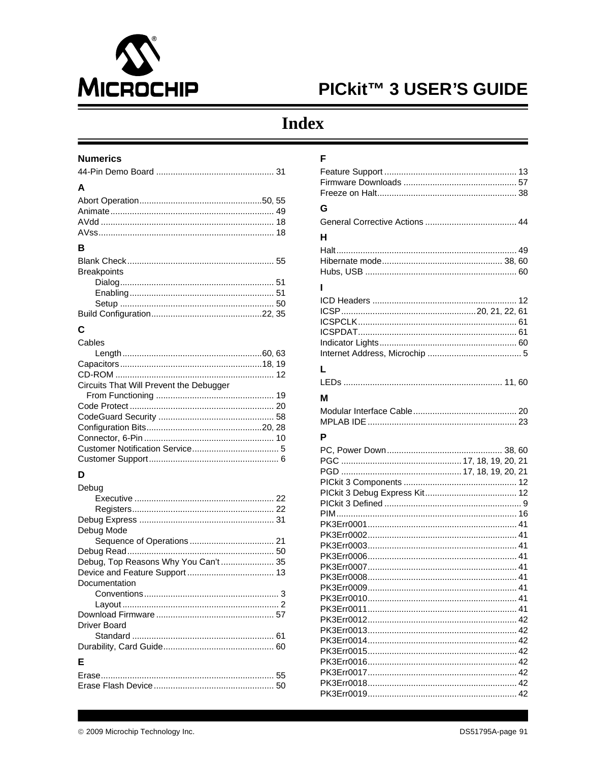# Index

## Numerics

44-Pin Demo Board ................................................ 31

## A

Abort Operation..................................................50, 55
Animate.................................................................. 49
AVdd ..................................................................... 18
AVss...................................................................... 18

## B

Blank Check........................................................... 55
Breakpoints
- Dialog............................................................... 51
- Enabling........................................................... 51
- Setup ............................................................... 50

Build Configuration.............................................22, 35

## C

Cables
- Length.........................................................60, 63

Capacitors..........................................................18, 19
CD-ROM ................................................................. 12
Circuits That Will Prevent the Debugger
  From Functioning ................................................ 19
Code Protect........................................................... 20
CodeGuard Security ............................................... 58
Configuration Bits...............................................20, 28
Connector, 6-Pin ..................................................... 10
Customer Notification Service................................... 5
Customer Support..................................................... 6

## D

Debug
- Executive ......................................................... 22
- Registers.......................................................... 22

Debug Express ....................................................... 31
Debug Mode
- Sequence of Operations .................................. 21

Debug Read............................................................ 50
Debug, Top Reasons Why You Can't ..................... 35
Device and Feature Support................................... 13
Documentation
- Conventions....................................................... 3
- Layout................................................................ 2

Download Firmware ................................................ 57
Driver Board
- Standard .......................................................... 61

Durability, Card Guide............................................. 60

## E

Erase...................................................................... 55
Erase Flash Device................................................. 50

## F

Feature Support ...................................................... 13
Firmware Downloads .............................................. 57
Freeze on Halt......................................................... 38

## G

General Corrective Actions ..................................... 44

## H

Halt.......................................................................... 49
Hibernate mode................................................. 38, 60
Hubs, USB .............................................................. 60

## I

ICD Headers ........................................................... 12
ICSP........................................................20, 21, 22, 61
ICSPCLK................................................................. 61
ICSPDAT................................................................. 61
Indicator Lights........................................................ 60
Internet Address, Microchip ...................................... 5

## L

LEDs ................................................................. 11, 60

## M

Modular Interface Cable.......................................... 20
MPLAB IDE ............................................................. 23

## P

PC, Power Down............................................... 38, 60
PGC ................................................ 17, 18, 19, 20, 21
PGD ................................................ 17, 18, 19, 20, 21
PICkit 3 Components .............................................. 12
PICkit 3 Debug Express Kit...................................... 12
PICkit 3 Defined ........................................................ 9
PIM.......................................................................... 16
PK3Err0001............................................................. 41
PK3Err0002............................................................. 41
PK3Err0003............................................................. 41
PK3Err0006............................................................. 41
PK3Err0007............................................................. 41
PK3Err0008............................................................. 41
PK3Err0009............................................................. 41
PK3Err0010............................................................. 41
PK3Err0011............................................................. 41
PK3Err0012............................................................. 42
PK3Err0013............................................................. 42
PK3Err0014............................................................. 42
PK3Err0015............................................................. 42
PK3Err0016............................................................. 42
PK3Err0017............................................................. 42
PK3Err0018............................................................. 42
PK3Err0019............................................................. 42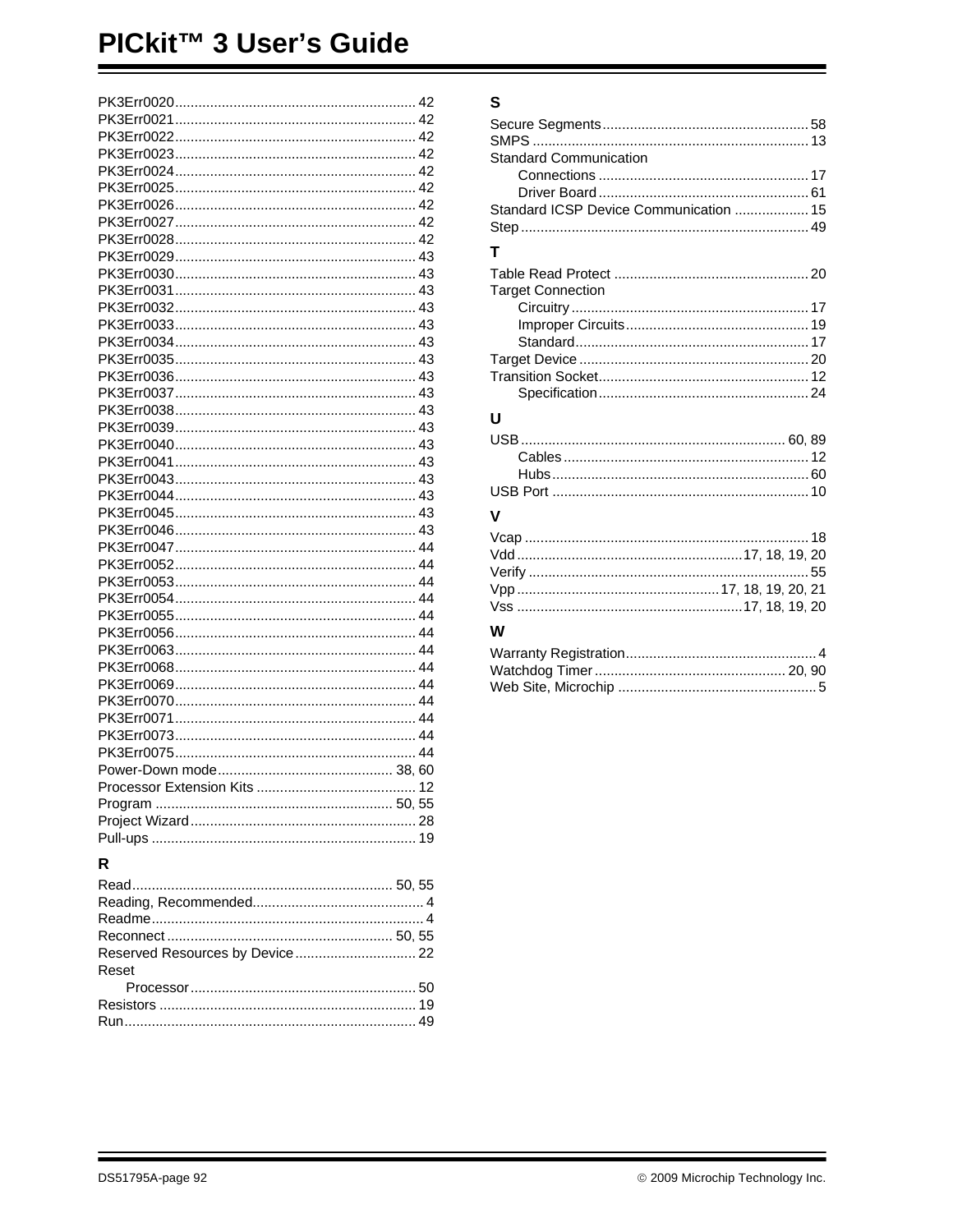PK3Err0020 .... 42
PK3Err0021 .... 42
PK3Err0022 .... 42
PK3Err0023 .... 42
PK3Err0024 .... 42
PK3Err0025 .... 42
PK3Err0026 .... 42
PK3Err0027 .... 42
PK3Err0028 .... 42
PK3Err0029 .... 43
PK3Err0030 .... 43
PK3Err0031 .... 43
PK3Err0032 .... 43
PK3Err0033 .... 43
PK3Err0034 .... 43
PK3Err0035 .... 43
PK3Err0036 .... 43
PK3Err0037 .... 43
PK3Err0038 .... 43
PK3Err0039 .... 43
PK3Err0040 .... 43
PK3Err0041 .... 43
PK3Err0043 .... 43
PK3Err0044 .... 43
PK3Err0045 .... 43
PK3Err0046 .... 43
PK3Err0047 .... 44
PK3Err0052 .... 44
PK3Err0053 .... 44
PK3Err0054 .... 44
PK3Err0055 .... 44
PK3Err0056 .... 44
PK3Err0063 .... 44
PK3Err0068 .... 44
PK3Err0069 .... 44
PK3Err0070 .... 44
PK3Err0071 .... 44
PK3Err0073 .... 44
PK3Err0075 .... 44
Power-Down mode .... 38, 60
Processor Extension Kits .... 12
Program .... 50, 55
Project Wizard .... 28
Pull-ups .... 19

## R

Read .... 50, 55
Reading, Recommended .... 4
Readme .... 4
Reconnect .... 50, 55
Reserved Resources by Device .... 22
Reset
- Processor .... 50

Resistors .... 19
Run .... 49

## S

Secure Segments .... 58
SMPS .... 13
Standard Communication
- Connections .... 17
- Driver Board .... 61

Standard ICSP Device Communication .... 15
Step .... 49

## T

Table Read Protect .... 20
Target Connection
- Circuitry .... 17
- Improper Circuits .... 19
- Standard .... 17

Target Device .... 20
Transition Socket .... 12
- Specification .... 24

## U

USB .... 60, 89
- Cables .... 12
- Hubs .... 60

USB Port .... 10

## V

Vcap .... 18
Vdd .... 17, 18, 19, 20
Verify .... 55
Vpp .... 17, 18, 19, 20, 21
Vss .... 17, 18, 19, 20

## W

Warranty Registration .... 4
Watchdog Timer .... 20, 90
Web Site, Microchip .... 5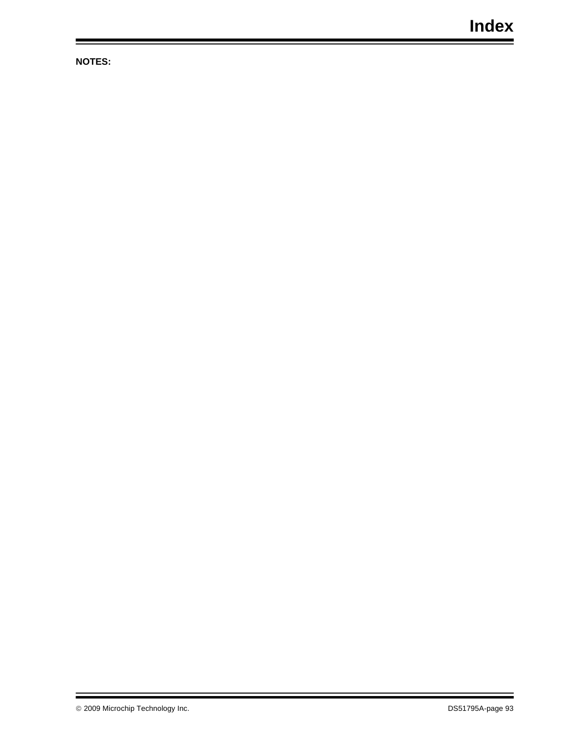**NOTES:**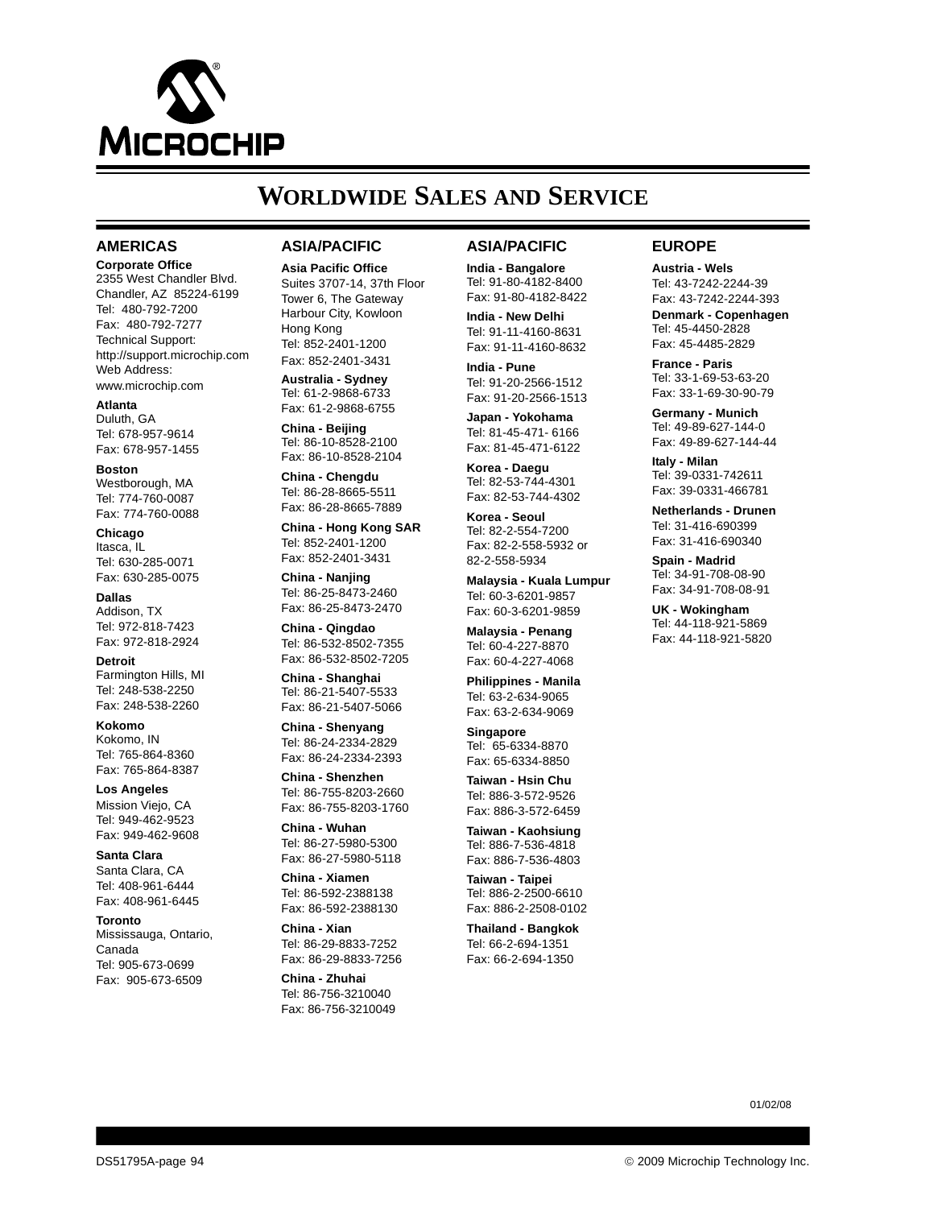MICROCHIP

# WORLDWIDE SALES AND SERVICE

## AMERICAS

**Corporate Office**
2355 West Chandler Blvd.
Chandler, AZ 85224-6199
Tel: 480-792-7200
Fax: 480-792-7277
Technical Support:
http://support.microchip.com
Web Address:
www.microchip.com

**Atlanta**
Duluth, GA
Tel: 678-957-9614
Fax: 678-957-1455

**Boston**
Westborough, MA
Tel: 774-760-0087
Fax: 774-760-0088

**Chicago**
Itasca, IL
Tel: 630-285-0071
Fax: 630-285-0075

**Dallas**
Addison, TX
Tel: 972-818-7423
Fax: 972-818-2924

**Detroit**
Farmington Hills, MI
Tel: 248-538-2250
Fax: 248-538-2260

**Kokomo**
Kokomo, IN
Tel: 765-864-8360
Fax: 765-864-8387

**Los Angeles**
Mission Viejo, CA
Tel: 949-462-9523
Fax: 949-462-9608

**Santa Clara**
Santa Clara, CA
Tel: 408-961-6444
Fax: 408-961-6445

**Toronto**
Mississauga, Ontario, Canada
Tel: 905-673-0699
Fax: 905-673-6509

## ASIA/PACIFIC

**Asia Pacific Office**
Suites 3707-14, 37th Floor
Tower 6, The Gateway
Harbour City, Kowloon
Hong Kong
Tel: 852-2401-1200
Fax: 852-2401-3431

**Australia - Sydney**
Tel: 61-2-9868-6733
Fax: 61-2-9868-6755

**China - Beijing**
Tel: 86-10-8528-2100
Fax: 86-10-8528-2104

**China - Chengdu**
Tel: 86-28-8665-5511
Fax: 86-28-8665-7889

**China - Hong Kong SAR**
Tel: 852-2401-1200
Fax: 852-2401-3431

**China - Nanjing**
Tel: 86-25-8473-2460
Fax: 86-25-8473-2470

**China - Qingdao**
Tel: 86-532-8502-7355
Fax: 86-532-8502-7205

**China - Shanghai**
Tel: 86-21-5407-5533
Fax: 86-21-5407-5066

**China - Shenyang**
Tel: 86-24-2334-2829
Fax: 86-24-2334-2393

**China - Shenzhen**
Tel: 86-755-8203-2660
Fax: 86-755-8203-1760

**China - Wuhan**
Tel: 86-27-5980-5300
Fax: 86-27-5980-5118

**China - Xiamen**
Tel: 86-592-2388138
Fax: 86-592-2388130

**China - Xian**
Tel: 86-29-8833-7252
Fax: 86-29-8833-7256

**China - Zhuhai**
Tel: 86-756-3210040
Fax: 86-756-3210049

## ASIA/PACIFIC

**India - Bangalore**
Tel: 91-80-4182-8400
Fax: 91-80-4182-8422

**India - New Delhi**
Tel: 91-11-4160-8631
Fax: 91-11-4160-8632

**India - Pune**
Tel: 91-20-2566-1512
Fax: 91-20-2566-1513

**Japan - Yokohama**
Tel: 81-45-471- 6166
Fax: 81-45-471-6122

**Korea - Daegu**
Tel: 82-53-744-4301
Fax: 82-53-744-4302

**Korea - Seoul**
Tel: 82-2-554-7200
Fax: 82-2-558-5932 or 82-2-558-5934

**Malaysia - Kuala Lumpur**
Tel: 60-3-6201-9857
Fax: 60-3-6201-9859

**Malaysia - Penang**
Tel: 60-4-227-8870
Fax: 60-4-227-4068

**Philippines - Manila**
Tel: 63-2-634-9065
Fax: 63-2-634-9069

**Singapore**
Tel: 65-6334-8870
Fax: 65-6334-8850

**Taiwan - Hsin Chu**
Tel: 886-3-572-9526
Fax: 886-3-572-6459

**Taiwan - Kaohsiung**
Tel: 886-7-536-4818
Fax: 886-7-536-4803

**Taiwan - Taipei**
Tel: 886-2-2500-6610
Fax: 886-2-2508-0102

**Thailand - Bangkok**
Tel: 66-2-694-1351
Fax: 66-2-694-1350

## EUROPE

**Austria - Wels**
Tel: 43-7242-2244-39
Fax: 43-7242-2244-393

**Denmark - Copenhagen**
Tel: 45-4450-2828
Fax: 45-4485-2829

**France - Paris**
Tel: 33-1-69-53-63-20
Fax: 33-1-69-30-90-79

**Germany - Munich**
Tel: 49-89-627-144-0
Fax: 49-89-627-144-44

**Italy - Milan**
Tel: 39-0331-742611
Fax: 39-0331-466781

**Netherlands - Drunen**
Tel: 31-416-690399
Fax: 31-416-690340

**Spain - Madrid**
Tel: 34-91-708-08-90
Fax: 34-91-708-08-91

**UK - Wokingham**
Tel: 44-118-921-5869
Fax: 44-118-921-5820

01/02/08